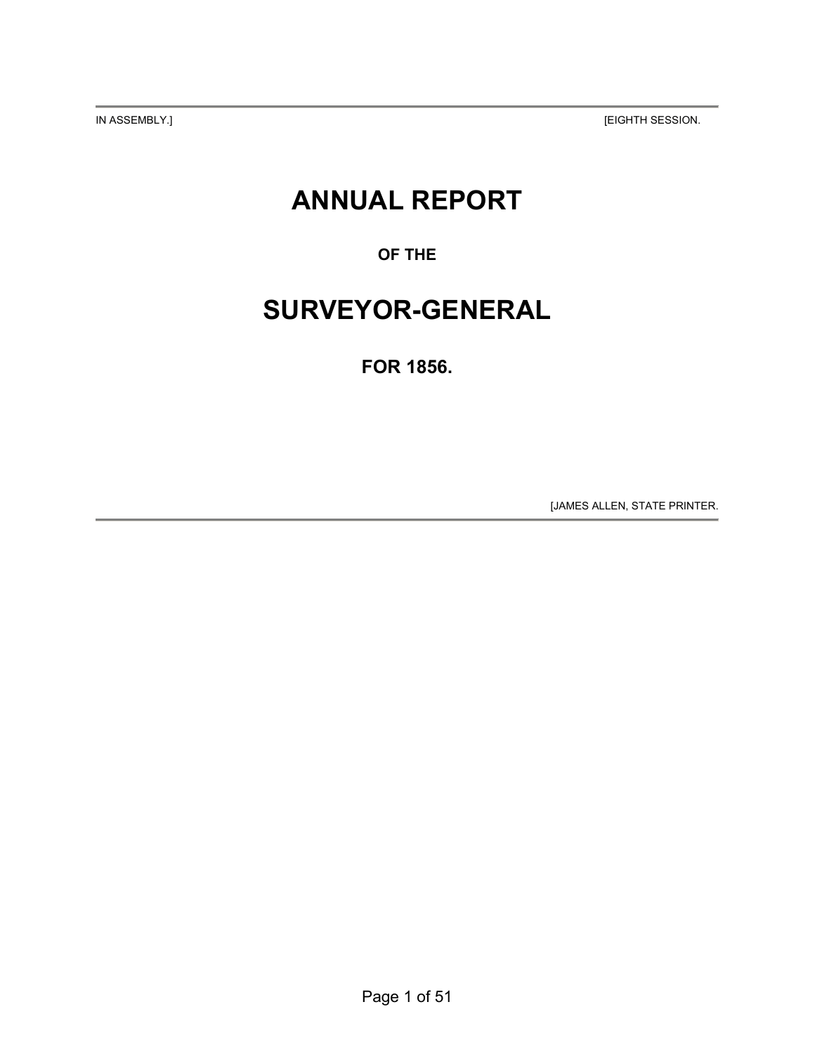IN ASSEMBLY.] [EIGHTH SESSION.

# ANNUAL REPORT

**OF THE**

# SURVEYOR-GENERAL

**FOR 1856.**

[JAMES ALLEN, STATE PRINTER.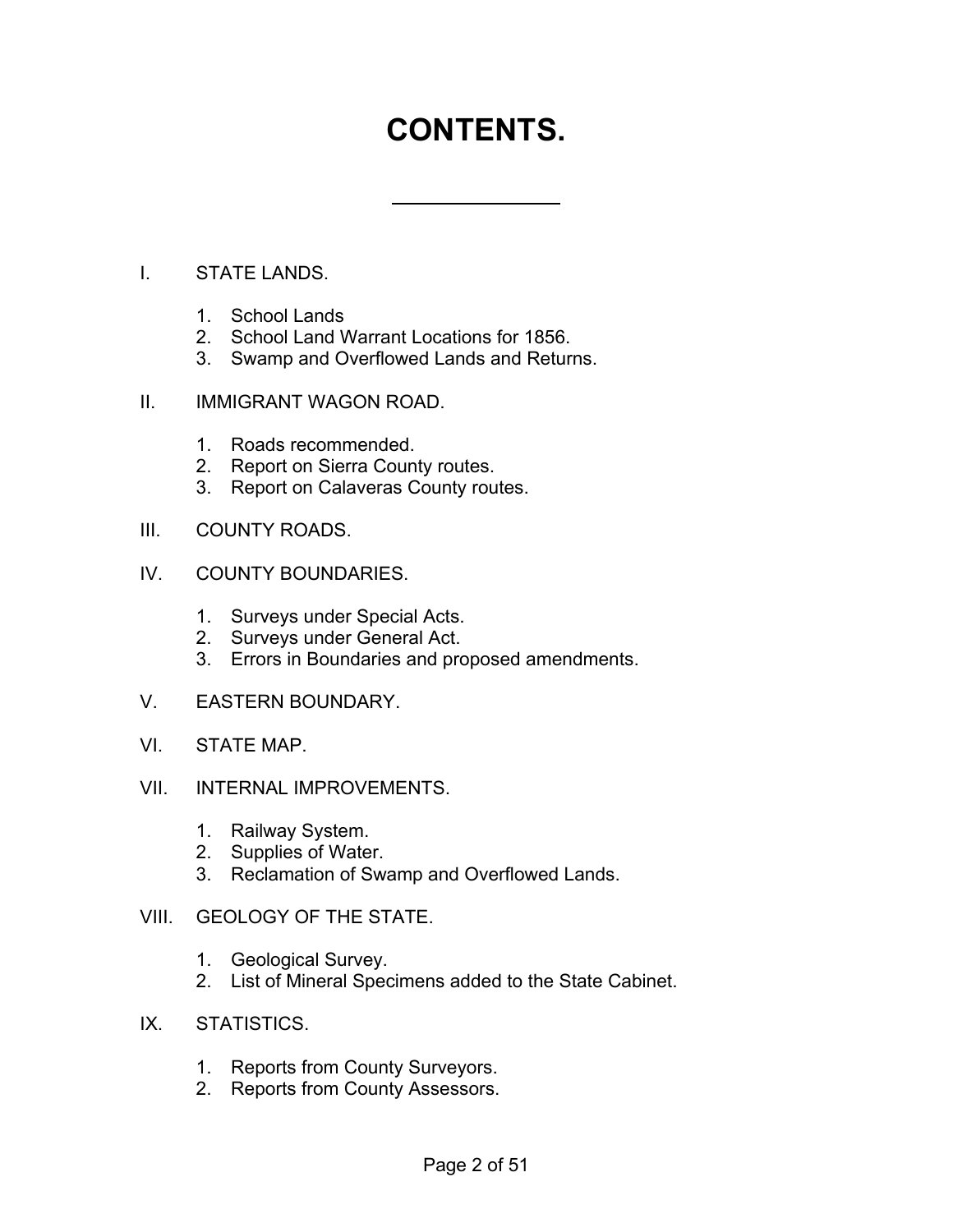# CONTENTS.

---

I. STATE LANDS.

1. School Lands
2. School Land Warrant Locations for 1856.
3. Swamp and Overflowed Lands and Returns.

II. IMMIGRANT WAGON ROAD.

1. Roads recommended.
2. Report on Sierra County routes.
3. Report on Calaveras County routes.

III. COUNTY ROADS.

IV. COUNTY BOUNDARIES.

1. Surveys under Special Acts.
2. Surveys under General Act.
3. Errors in Boundaries and proposed amendments.

V. EASTERN BOUNDARY.

VI. STATE MAP.

VII. INTERNAL IMPROVEMENTS.

1. Railway System.
2. Supplies of Water.
3. Reclamation of Swamp and Overflowed Lands.

VIII. GEOLOGY OF THE STATE.

1. Geological Survey.
2. List of Mineral Specimens added to the State Cabinet.

IX. STATISTICS.

1. Reports from County Surveyors.
2. Reports from County Assessors.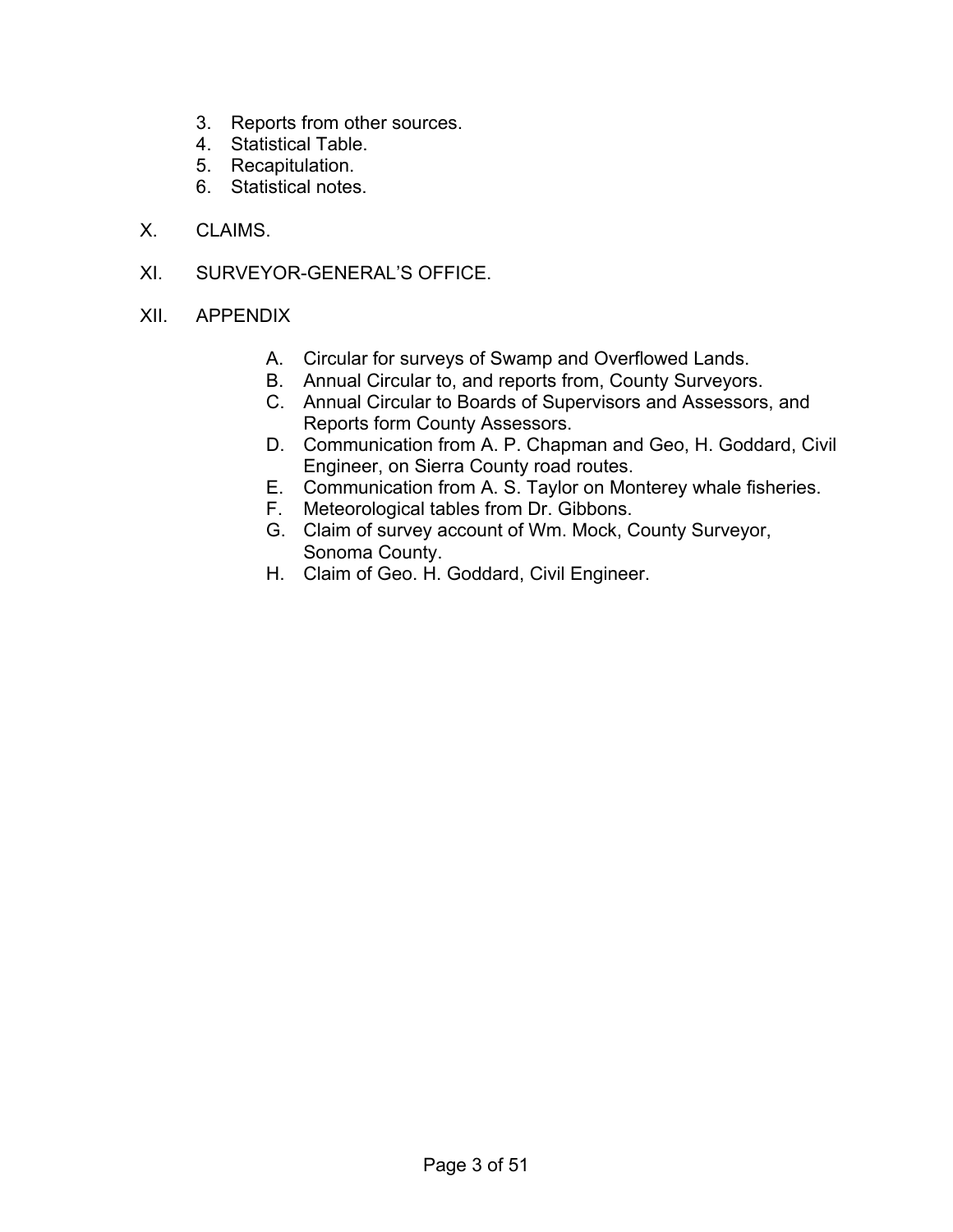3. Reports from other sources.
4. Statistical Table.
5. Recapitulation.
6. Statistical notes.

X. CLAIMS.

XI. SURVEYOR-GENERAL'S OFFICE.

XII. APPENDIX

A. Circular for surveys of Swamp and Overflowed Lands.
B. Annual Circular to, and reports from, County Surveyors.
C. Annual Circular to Boards of Supervisors and Assessors, and Reports form County Assessors.
D. Communication from A. P. Chapman and Geo, H. Goddard, Civil Engineer, on Sierra County road routes.
E. Communication from A. S. Taylor on Monterey whale fisheries.
F. Meteorological tables from Dr. Gibbons.
G. Claim of survey account of Wm. Mock, County Surveyor, Sonoma County.
H. Claim of Geo. H. Goddard, Civil Engineer.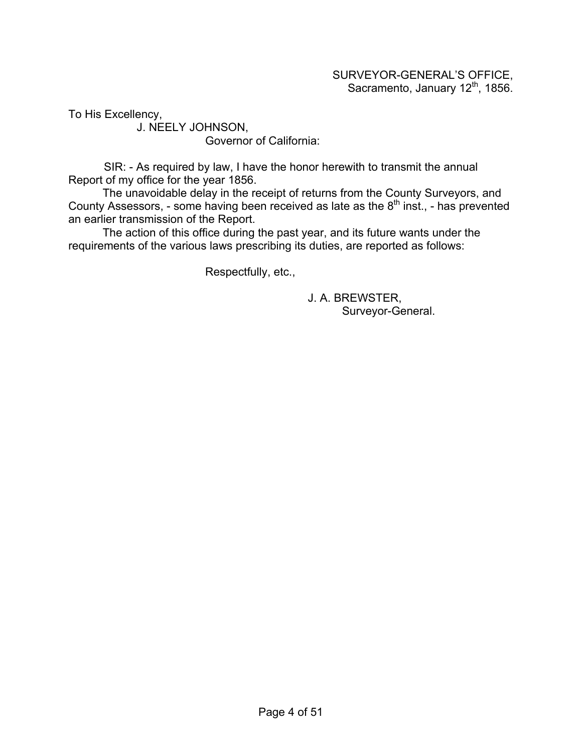SURVEYOR-GENERAL'S OFFICE,
Sacramento, January 12th, 1856.

To His Excellency,
J. NEELY JOHNSON,
Governor of California:

SIR: - As required by law, I have the honor herewith to transmit the annual Report of my office for the year 1856.

The unavoidable delay in the receipt of returns from the County Surveyors, and County Assessors, - some having been received as late as the 8th inst., - has prevented an earlier transmission of the Report.

The action of this office during the past year, and its future wants under the requirements of the various laws prescribing its duties, are reported as follows:

Respectfully, etc.,

J. A. BREWSTER,
Surveyor-General.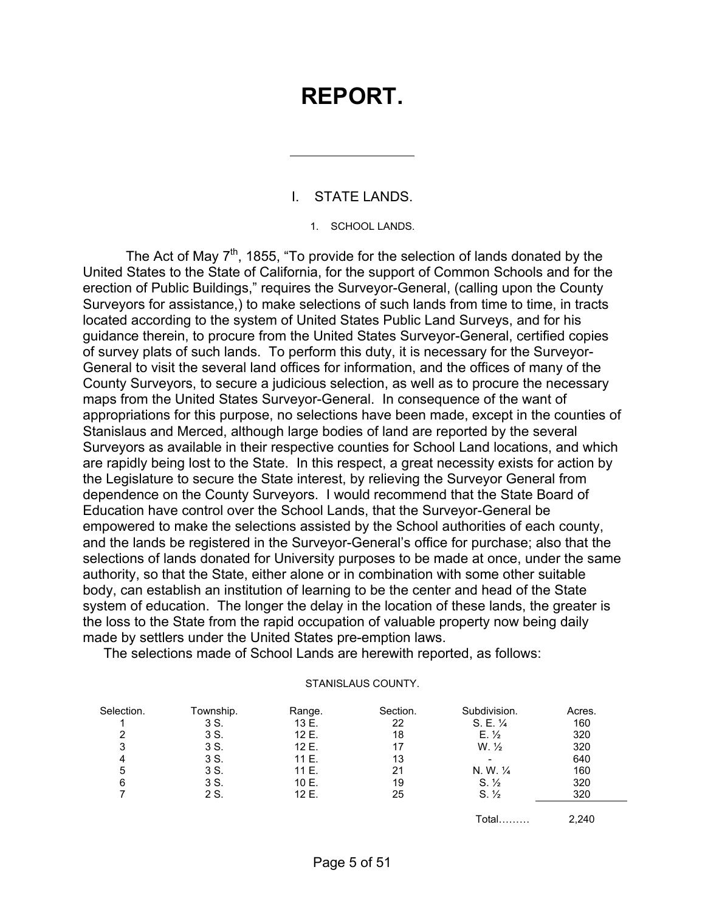# REPORT.

---

## I. STATE LANDS.

### 1. SCHOOL LANDS.

The Act of May 7th, 1855, "To provide for the selection of lands donated by the United States to the State of California, for the support of Common Schools and for the erection of Public Buildings," requires the Surveyor-General, (calling upon the County Surveyors for assistance,) to make selections of such lands from time to time, in tracts located according to the system of United States Public Land Surveys, and for his guidance therein, to procure from the United States Surveyor-General, certified copies of survey plats of such lands. To perform this duty, it is necessary for the Surveyor-General to visit the several land offices for information, and the offices of many of the County Surveyors, to secure a judicious selection, as well as to procure the necessary maps from the United States Surveyor-General. In consequence of the want of appropriations for this purpose, no selections have been made, except in the counties of Stanislaus and Merced, although large bodies of land are reported by the several Surveyors as available in their respective counties for School Land locations, and which are rapidly being lost to the State. In this respect, a great necessity exists for action by the Legislature to secure the State interest, by relieving the Surveyor General from dependence on the County Surveyors. I would recommend that the State Board of Education have control over the School Lands, that the Surveyor-General be empowered to make the selections assisted by the School authorities of each county, and the lands be registered in the Surveyor-General's office for purchase; also that the selections of lands donated for University purposes to be made at once, under the same authority, so that the State, either alone or in combination with some other suitable body, can establish an institution of learning to be the center and head of the State system of education. The longer the delay in the location of these lands, the greater is the loss to the State from the rapid occupation of valuable property now being daily made by settlers under the United States pre-emption laws.

The selections made of School Lands are herewith reported, as follows:

STANISLAUS COUNTY.

| Selection. | Township. | Range. | Section. | Subdivision. | Acres. |
|---|---|---|---|---|---|
| 1 | 3 S. | 13 E. | 22 | S. E. ¼ | 160 |
| 2 | 3 S. | 12 E. | 18 | E. ½ | 320 |
| 3 | 3 S. | 12 E. | 17 | W. ½ | 320 |
| 4 | 3 S. | 11 E. | 13 | - | 640 |
| 5 | 3 S. | 11 E. | 21 | N. W. ¼ | 160 |
| 6 | 3 S. | 10 E. | 19 | S. ½ | 320 |
| 7 | 2 S. | 12 E. | 25 | S. ½ | 320 |
| | | | | Total……… | 2,240 |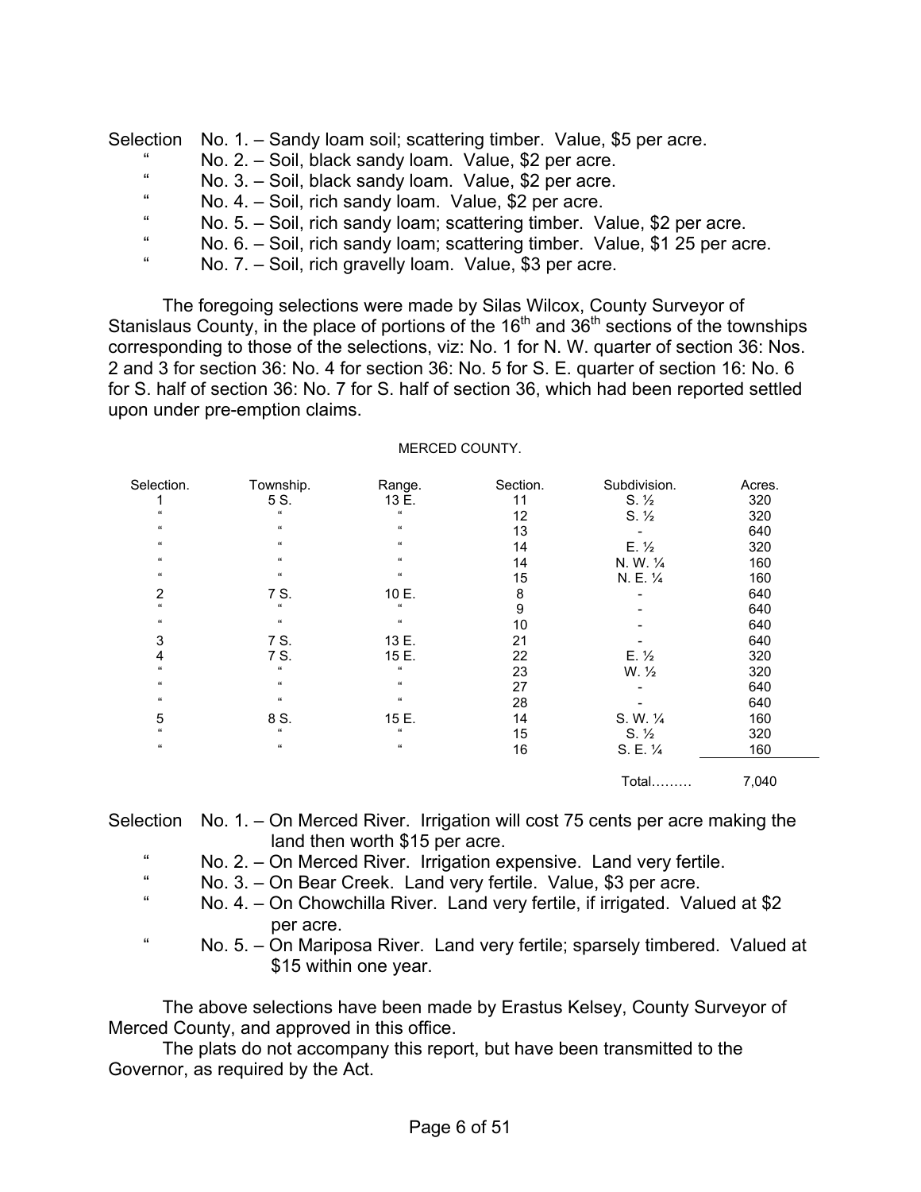Selection No. 1. – Sandy loam soil; scattering timber. Value, $5 per acre.
" No. 2. – Soil, black sandy loam. Value, $2 per acre.
" No. 3. – Soil, black sandy loam. Value, $2 per acre.
" No. 4. – Soil, rich sandy loam. Value, $2 per acre.
" No. 5. – Soil, rich sandy loam; scattering timber. Value, $2 per acre.
" No. 6. – Soil, rich sandy loam; scattering timber. Value, $1 25 per acre.
" No. 7. – Soil, rich gravelly loam. Value, $3 per acre.

The foregoing selections were made by Silas Wilcox, County Surveyor of Stanislaus County, in the place of portions of the 16th and 36th sections of the townships corresponding to those of the selections, viz: No. 1 for N. W. quarter of section 36: Nos. 2 and 3 for section 36: No. 4 for section 36: No. 5 for S. E. quarter of section 16: No. 6 for S. half of section 36: No. 7 for S. half of section 36, which had been reported settled upon under pre-emption claims.

MERCED COUNTY.

| Selection. | Township. | Range. | Section. | Subdivision. | Acres. |
|---|---|---|---|---|---|
| 1 | 5 S. | 13 E. | 11 | S. ½ | 320 |
| " | " | " | 12 | S. ½ | 320 |
| " | " | " | 13 | - | 640 |
| " | " | " | 14 | E. ½ | 320 |
| " | " | " | 14 | N. W. ¼ | 160 |
| " | " | " | 15 | N. E. ¼ | 160 |
| 2 | 7 S. | 10 E. | 8 | - | 640 |
| " | " | " | 9 | - | 640 |
| " | " | " | 10 | - | 640 |
| 3 | 7 S. | 13 E. | 21 | - | 640 |
| 4 | 7 S. | 15 E. | 22 | E. ½ | 320 |
| " | " | " | 23 | W. ½ | 320 |
| " | " | " | 27 | - | 640 |
| " | " | " | 28 | - | 640 |
| 5 | 8 S. | 15 E. | 14 | S. W. ¼ | 160 |
| " | " | " | 15 | S. ½ | 320 |
| " | " | " | 16 | S. E. ¼ | 160 |
| | | | | Total……… | 7,040 |

Selection No. 1. – On Merced River. Irrigation will cost 75 cents per acre making the land then worth $15 per acre.
" No. 2. – On Merced River. Irrigation expensive. Land very fertile.
" No. 3. – On Bear Creek. Land very fertile. Value, $3 per acre.
" No. 4. – On Chowchilla River. Land very fertile, if irrigated. Valued at $2 per acre.
" No. 5. – On Mariposa River. Land very fertile; sparsely timbered. Valued at $15 within one year.

The above selections have been made by Erastus Kelsey, County Surveyor of Merced County, and approved in this office.

The plats do not accompany this report, but have been transmitted to the Governor, as required by the Act.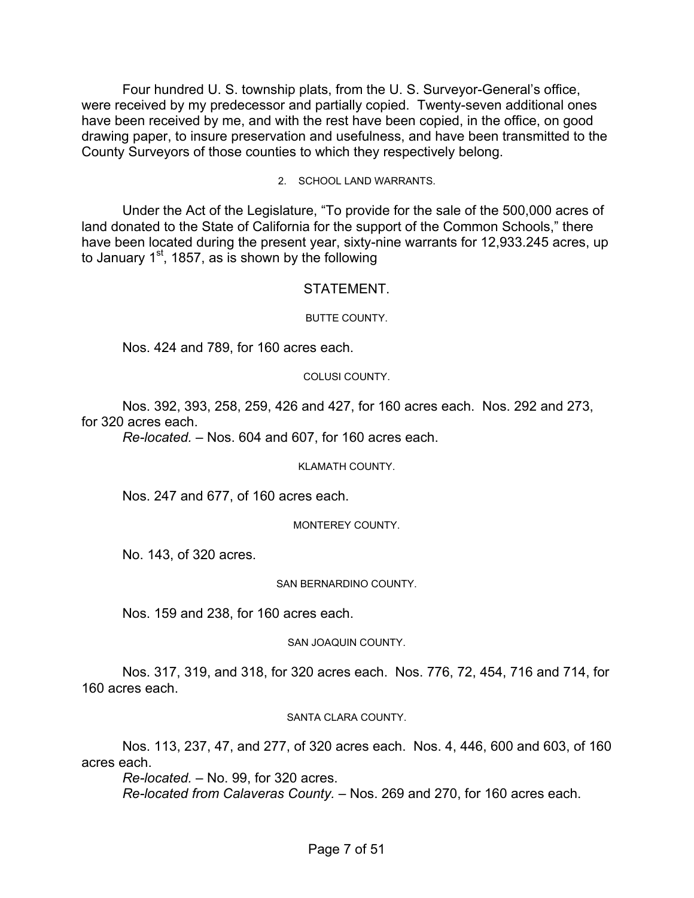Four hundred U. S. township plats, from the U. S. Surveyor-General's office, were received by my predecessor and partially copied. Twenty-seven additional ones have been received by me, and with the rest have been copied, in the office, on good drawing paper, to insure preservation and usefulness, and have been transmitted to the County Surveyors of those counties to which they respectively belong.

### 2. SCHOOL LAND WARRANTS.

Under the Act of the Legislature, "To provide for the sale of the 500,000 acres of land donated to the State of California for the support of the Common Schools," there have been located during the present year, sixty-nine warrants for 12,933.245 acres, up to January 1st, 1857, as is shown by the following

## STATEMENT.

#### BUTTE COUNTY.

Nos. 424 and 789, for 160 acres each.

#### COLUSI COUNTY.

Nos. 392, 393, 258, 259, 426 and 427, for 160 acres each. Nos. 292 and 273, for 320 acres each.

*Re-located.* – Nos. 604 and 607, for 160 acres each.

#### KLAMATH COUNTY.

Nos. 247 and 677, of 160 acres each.

#### MONTEREY COUNTY.

No. 143, of 320 acres.

#### SAN BERNARDINO COUNTY.

Nos. 159 and 238, for 160 acres each.

#### SAN JOAQUIN COUNTY.

Nos. 317, 319, and 318, for 320 acres each. Nos. 776, 72, 454, 716 and 714, for 160 acres each.

#### SANTA CLARA COUNTY.

Nos. 113, 237, 47, and 277, of 320 acres each. Nos. 4, 446, 600 and 603, of 160 acres each.

*Re-located.* – No. 99, for 320 acres.

*Re-located from Calaveras County.* – Nos. 269 and 270, for 160 acres each.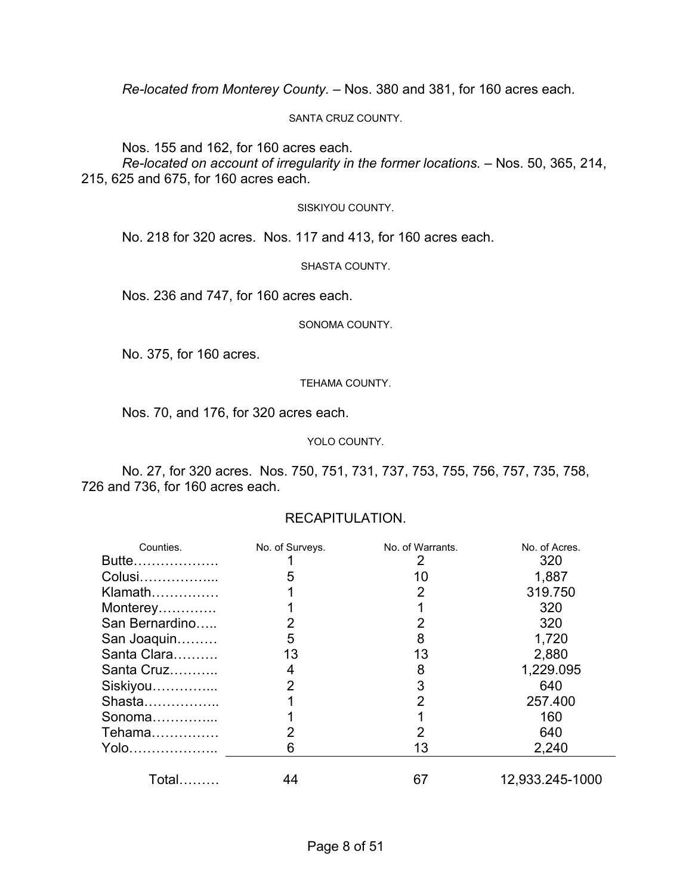*Re-located from Monterey County.* – Nos. 380 and 381, for 160 acres each.

SANTA CRUZ COUNTY.

Nos. 155 and 162, for 160 acres each.

*Re-located on account of irregularity in the former locations.* – Nos. 50, 365, 214, 215, 625 and 675, for 160 acres each.

SISKIYOU COUNTY.

No. 218 for 320 acres. Nos. 117 and 413, for 160 acres each.

SHASTA COUNTY.

Nos. 236 and 747, for 160 acres each.

SONOMA COUNTY.

No. 375, for 160 acres.

TEHAMA COUNTY.

Nos. 70, and 176, for 320 acres each.

YOLO COUNTY.

No. 27, for 320 acres. Nos. 750, 751, 731, 737, 753, 755, 756, 757, 735, 758, 726 and 736, for 160 acres each.

RECAPITULATION.

| Counties. | No. of Surveys. | No. of Warrants. | No. of Acres. |
|---|---|---|---|
| Butte………………. | 1 | 2 | 320 |
| Colusi……………... | 5 | 10 | 1,887 |
| Klamath…………… | 1 | 2 | 319.750 |
| Monterey…………. | 1 | 1 | 320 |
| San Bernardino….. | 2 | 2 | 320 |
| San Joaquin……… | 5 | 8 | 1,720 |
| Santa Clara………. | 13 | 13 | 2,880 |
| Santa Cruz……….. | 4 | 8 | 1,229.095 |
| Siskiyou…………... | 2 | 3 | 640 |
| Shasta…………….. | 1 | 2 | 257.400 |
| Sonoma…………... | 1 | 1 | 160 |
| Tehama…………… | 2 | 2 | 640 |
| Yolo……………….. | 6 | 13 | 2,240 |
| Total……… | 44 | 67 | 12,933.245-1000 |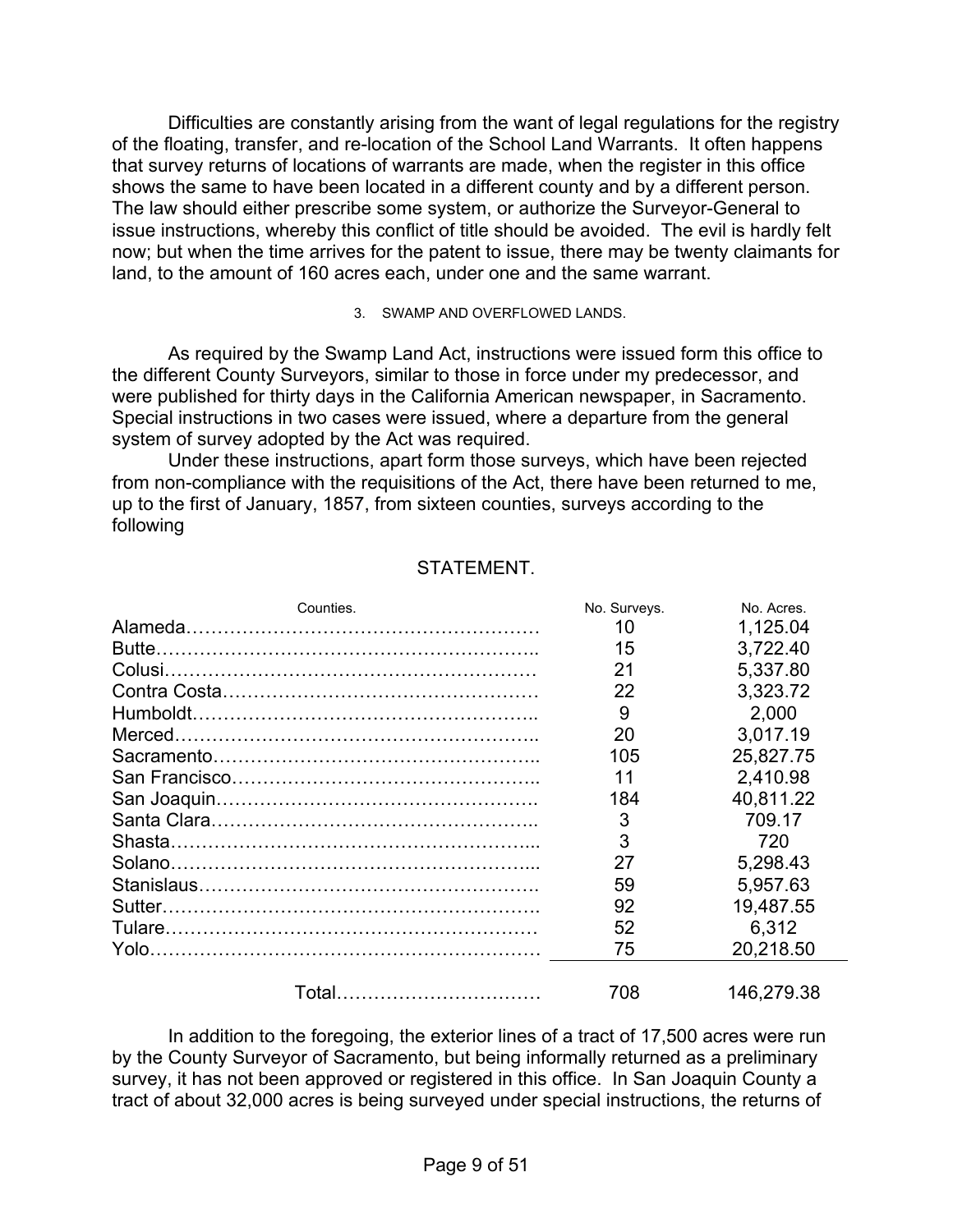Difficulties are constantly arising from the want of legal regulations for the registry of the floating, transfer, and re-location of the School Land Warrants. It often happens that survey returns of locations of warrants are made, when the register in this office shows the same to have been located in a different county and by a different person. The law should either prescribe some system, or authorize the Surveyor-General to issue instructions, whereby this conflict of title should be avoided. The evil is hardly felt now; but when the time arrives for the patent to issue, there may be twenty claimants for land, to the amount of 160 acres each, under one and the same warrant.

### 3. SWAMP AND OVERFLOWED LANDS.

As required by the Swamp Land Act, instructions were issued form this office to the different County Surveyors, similar to those in force under my predecessor, and were published for thirty days in the California American newspaper, in Sacramento. Special instructions in two cases were issued, where a departure from the general system of survey adopted by the Act was required.

Under these instructions, apart form those surveys, which have been rejected from non-compliance with the requisitions of the Act, there have been returned to me, up to the first of January, 1857, from sixteen counties, surveys according to the following

STATEMENT.

| Counties. | No. Surveys. | No. Acres. |
|---|---|---|
| Alameda | 10 | 1,125.04 |
| Butte | 15 | 3,722.40 |
| Colusi | 21 | 5,337.80 |
| Contra Costa | 22 | 3,323.72 |
| Humboldt | 9 | 2,000 |
| Merced | 20 | 3,017.19 |
| Sacramento | 105 | 25,827.75 |
| San Francisco | 11 | 2,410.98 |
| San Joaquin | 184 | 40,811.22 |
| Santa Clara | 3 | 709.17 |
| Shasta | 3 | 720 |
| Solano | 27 | 5,298.43 |
| Stanislaus | 59 | 5,957.63 |
| Sutter | 92 | 19,487.55 |
| Tulare | 52 | 6,312 |
| Yolo | 75 | 20,218.50 |
| Total | 708 | 146,279.38 |

In addition to the foregoing, the exterior lines of a tract of 17,500 acres were run by the County Surveyor of Sacramento, but being informally returned as a preliminary survey, it has not been approved or registered in this office. In San Joaquin County a tract of about 32,000 acres is being surveyed under special instructions, the returns of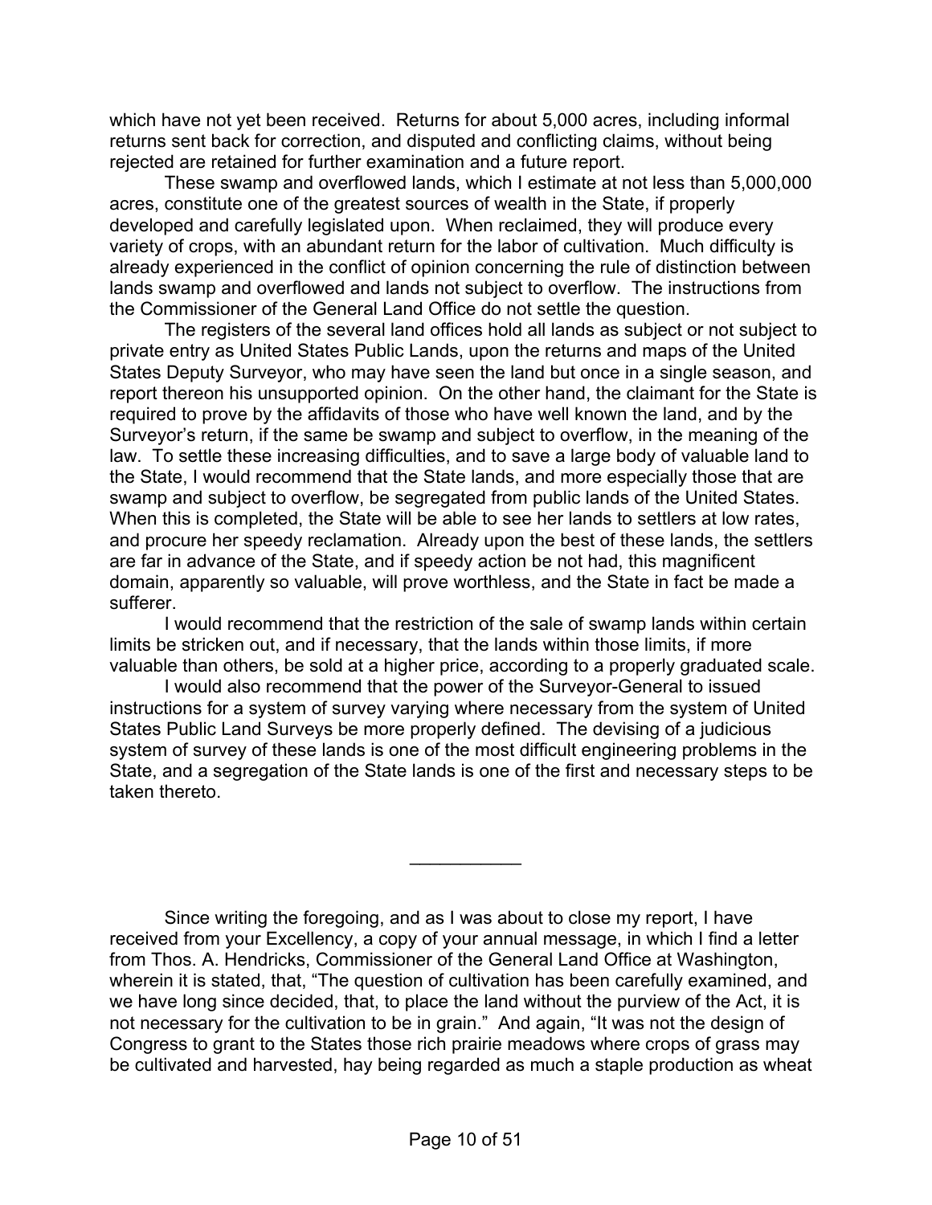which have not yet been received. Returns for about 5,000 acres, including informal returns sent back for correction, and disputed and conflicting claims, without being rejected are retained for further examination and a future report.

These swamp and overflowed lands, which I estimate at not less than 5,000,000 acres, constitute one of the greatest sources of wealth in the State, if properly developed and carefully legislated upon. When reclaimed, they will produce every variety of crops, with an abundant return for the labor of cultivation. Much difficulty is already experienced in the conflict of opinion concerning the rule of distinction between lands swamp and overflowed and lands not subject to overflow. The instructions from the Commissioner of the General Land Office do not settle the question.

The registers of the several land offices hold all lands as subject or not subject to private entry as United States Public Lands, upon the returns and maps of the United States Deputy Surveyor, who may have seen the land but once in a single season, and report thereon his unsupported opinion. On the other hand, the claimant for the State is required to prove by the affidavits of those who have well known the land, and by the Surveyor's return, if the same be swamp and subject to overflow, in the meaning of the law. To settle these increasing difficulties, and to save a large body of valuable land to the State, I would recommend that the State lands, and more especially those that are swamp and subject to overflow, be segregated from public lands of the United States. When this is completed, the State will be able to see her lands to settlers at low rates, and procure her speedy reclamation. Already upon the best of these lands, the settlers are far in advance of the State, and if speedy action be not had, this magnificent domain, apparently so valuable, will prove worthless, and the State in fact be made a sufferer.

I would recommend that the restriction of the sale of swamp lands within certain limits be stricken out, and if necessary, that the lands within those limits, if more valuable than others, be sold at a higher price, according to a properly graduated scale.

I would also recommend that the power of the Surveyor-General to issued instructions for a system of survey varying where necessary from the system of United States Public Land Surveys be more properly defined. The devising of a judicious system of survey of these lands is one of the most difficult engineering problems in the State, and a segregation of the State lands is one of the first and necessary steps to be taken thereto.

---

Since writing the foregoing, and as I was about to close my report, I have received from your Excellency, a copy of your annual message, in which I find a letter from Thos. A. Hendricks, Commissioner of the General Land Office at Washington, wherein it is stated, that, "The question of cultivation has been carefully examined, and we have long since decided, that, to place the land without the purview of the Act, it is not necessary for the cultivation to be in grain." And again, "It was not the design of Congress to grant to the States those rich prairie meadows where crops of grass may be cultivated and harvested, hay being regarded as much a staple production as wheat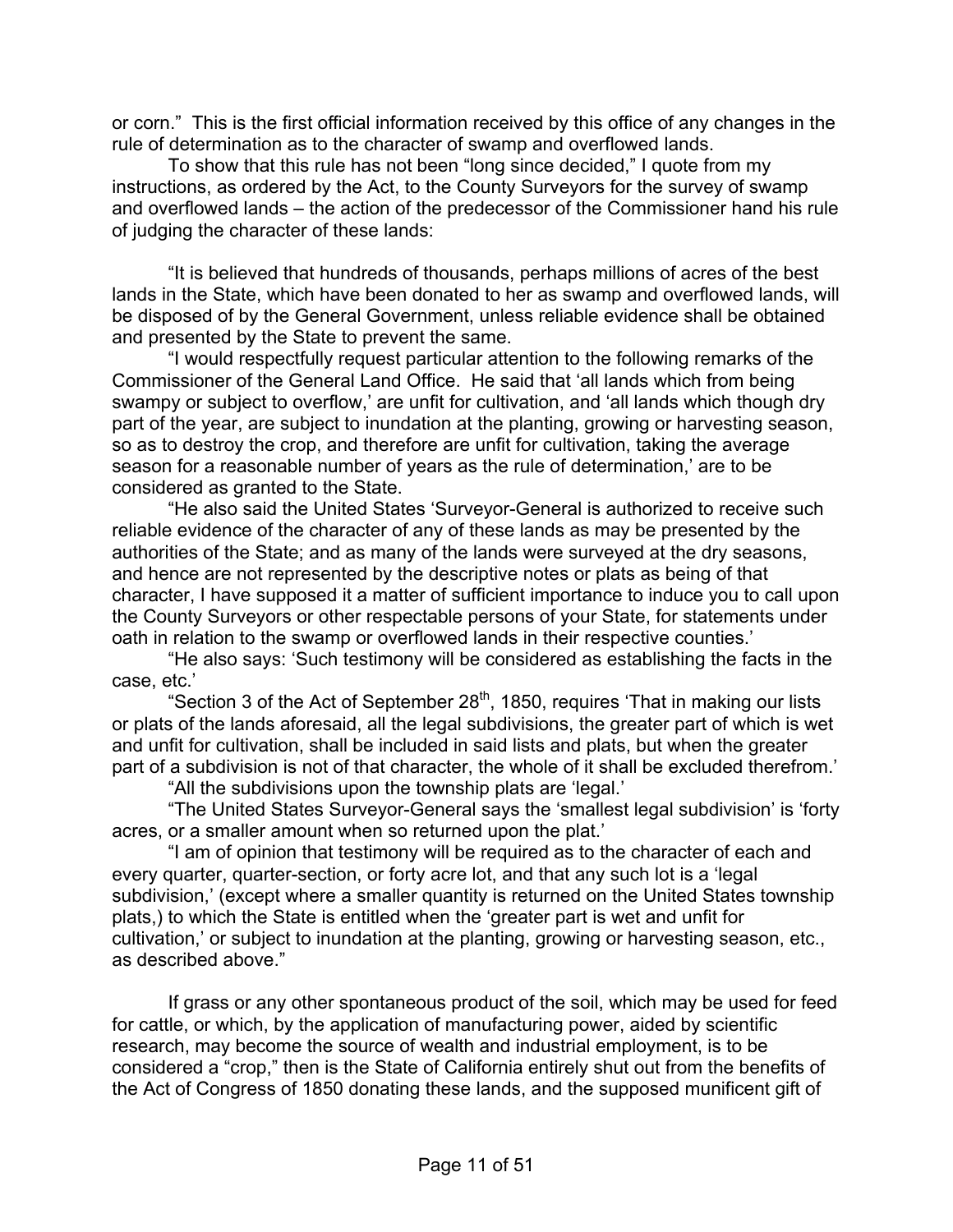or corn." This is the first official information received by this office of any changes in the rule of determination as to the character of swamp and overflowed lands.

To show that this rule has not been "long since decided," I quote from my instructions, as ordered by the Act, to the County Surveyors for the survey of swamp and overflowed lands – the action of the predecessor of the Commissioner hand his rule of judging the character of these lands:

"It is believed that hundreds of thousands, perhaps millions of acres of the best lands in the State, which have been donated to her as swamp and overflowed lands, will be disposed of by the General Government, unless reliable evidence shall be obtained and presented by the State to prevent the same.

"I would respectfully request particular attention to the following remarks of the Commissioner of the General Land Office. He said that 'all lands which from being swampy or subject to overflow,' are unfit for cultivation, and 'all lands which though dry part of the year, are subject to inundation at the planting, growing or harvesting season, so as to destroy the crop, and therefore are unfit for cultivation, taking the average season for a reasonable number of years as the rule of determination,' are to be considered as granted to the State.

"He also said the United States 'Surveyor-General is authorized to receive such reliable evidence of the character of any of these lands as may be presented by the authorities of the State; and as many of the lands were surveyed at the dry seasons, and hence are not represented by the descriptive notes or plats as being of that character, I have supposed it a matter of sufficient importance to induce you to call upon the County Surveyors or other respectable persons of your State, for statements under oath in relation to the swamp or overflowed lands in their respective counties.'

"He also says: 'Such testimony will be considered as establishing the facts in the case, etc.'

"Section 3 of the Act of September 28th, 1850, requires 'That in making our lists or plats of the lands aforesaid, all the legal subdivisions, the greater part of which is wet and unfit for cultivation, shall be included in said lists and plats, but when the greater part of a subdivision is not of that character, the whole of it shall be excluded therefrom.'

"All the subdivisions upon the township plats are 'legal.'

"The United States Surveyor-General says the 'smallest legal subdivision' is 'forty acres, or a smaller amount when so returned upon the plat.'

"I am of opinion that testimony will be required as to the character of each and every quarter, quarter-section, or forty acre lot, and that any such lot is a 'legal subdivision,' (except where a smaller quantity is returned on the United States township plats,) to which the State is entitled when the 'greater part is wet and unfit for cultivation,' or subject to inundation at the planting, growing or harvesting season, etc., as described above."

If grass or any other spontaneous product of the soil, which may be used for feed for cattle, or which, by the application of manufacturing power, aided by scientific research, may become the source of wealth and industrial employment, is to be considered a "crop," then is the State of California entirely shut out from the benefits of the Act of Congress of 1850 donating these lands, and the supposed munificent gift of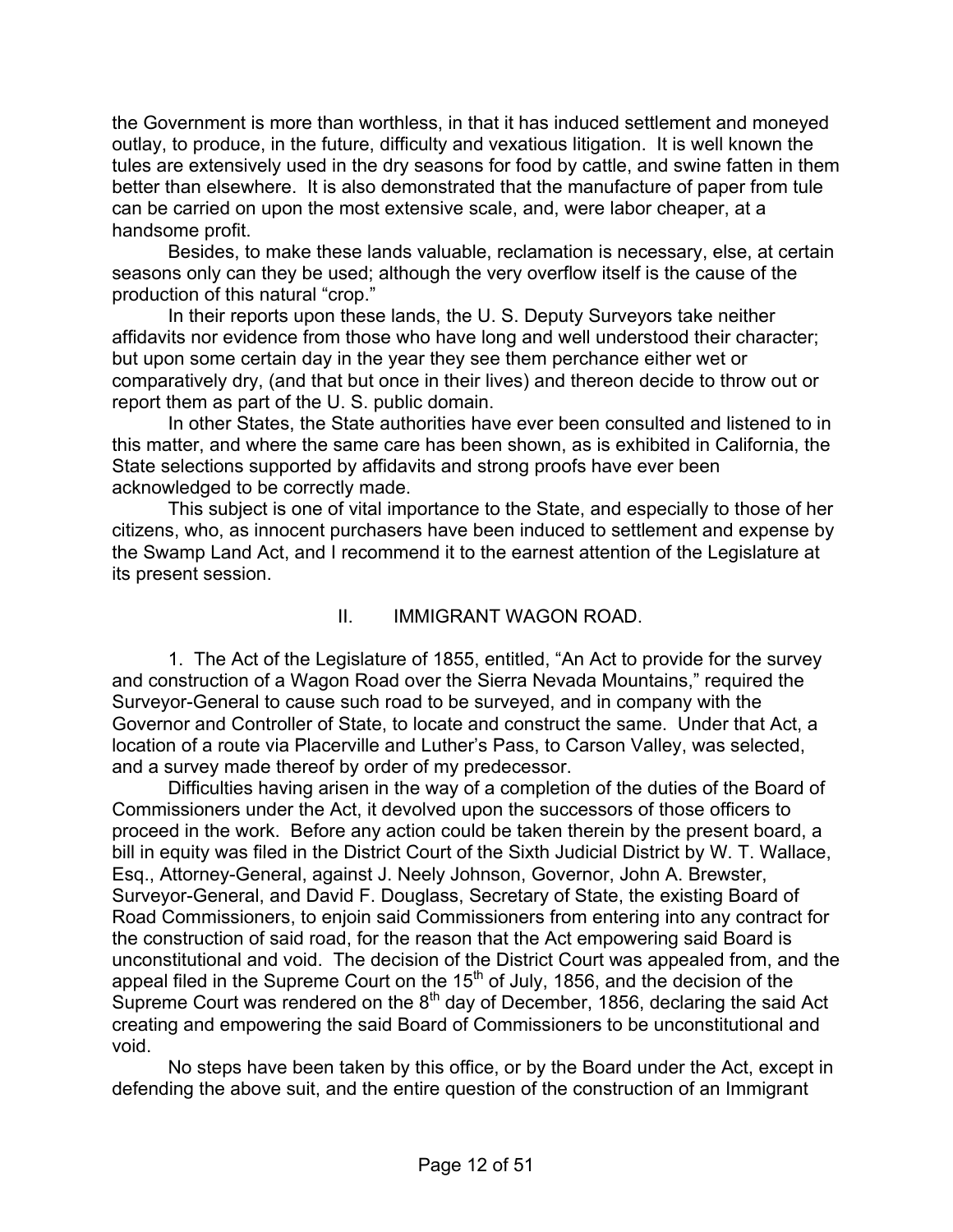the Government is more than worthless, in that it has induced settlement and moneyed outlay, to produce, in the future, difficulty and vexatious litigation. It is well known the tules are extensively used in the dry seasons for food by cattle, and swine fatten in them better than elsewhere. It is also demonstrated that the manufacture of paper from tule can be carried on upon the most extensive scale, and, were labor cheaper, at a handsome profit.

Besides, to make these lands valuable, reclamation is necessary, else, at certain seasons only can they be used; although the very overflow itself is the cause of the production of this natural "crop."

In their reports upon these lands, the U. S. Deputy Surveyors take neither affidavits nor evidence from those who have long and well understood their character; but upon some certain day in the year they see them perchance either wet or comparatively dry, (and that but once in their lives) and thereon decide to throw out or report them as part of the U. S. public domain.

In other States, the State authorities have ever been consulted and listened to in this matter, and where the same care has been shown, as is exhibited in California, the State selections supported by affidavits and strong proofs have ever been acknowledged to be correctly made.

This subject is one of vital importance to the State, and especially to those of her citizens, who, as innocent purchasers have been induced to settlement and expense by the Swamp Land Act, and I recommend it to the earnest attention of the Legislature at its present session.

## II. IMMIGRANT WAGON ROAD.

1. The Act of the Legislature of 1855, entitled, "An Act to provide for the survey and construction of a Wagon Road over the Sierra Nevada Mountains," required the Surveyor-General to cause such road to be surveyed, and in company with the Governor and Controller of State, to locate and construct the same. Under that Act, a location of a route via Placerville and Luther's Pass, to Carson Valley, was selected, and a survey made thereof by order of my predecessor.

Difficulties having arisen in the way of a completion of the duties of the Board of Commissioners under the Act, it devolved upon the successors of those officers to proceed in the work. Before any action could be taken therein by the present board, a bill in equity was filed in the District Court of the Sixth Judicial District by W. T. Wallace, Esq., Attorney-General, against J. Neely Johnson, Governor, John A. Brewster, Surveyor-General, and David F. Douglass, Secretary of State, the existing Board of Road Commissioners, to enjoin said Commissioners from entering into any contract for the construction of said road, for the reason that the Act empowering said Board is unconstitutional and void. The decision of the District Court was appealed from, and the appeal filed in the Supreme Court on the 15th of July, 1856, and the decision of the Supreme Court was rendered on the 8th day of December, 1856, declaring the said Act creating and empowering the said Board of Commissioners to be unconstitutional and void.

No steps have been taken by this office, or by the Board under the Act, except in defending the above suit, and the entire question of the construction of an Immigrant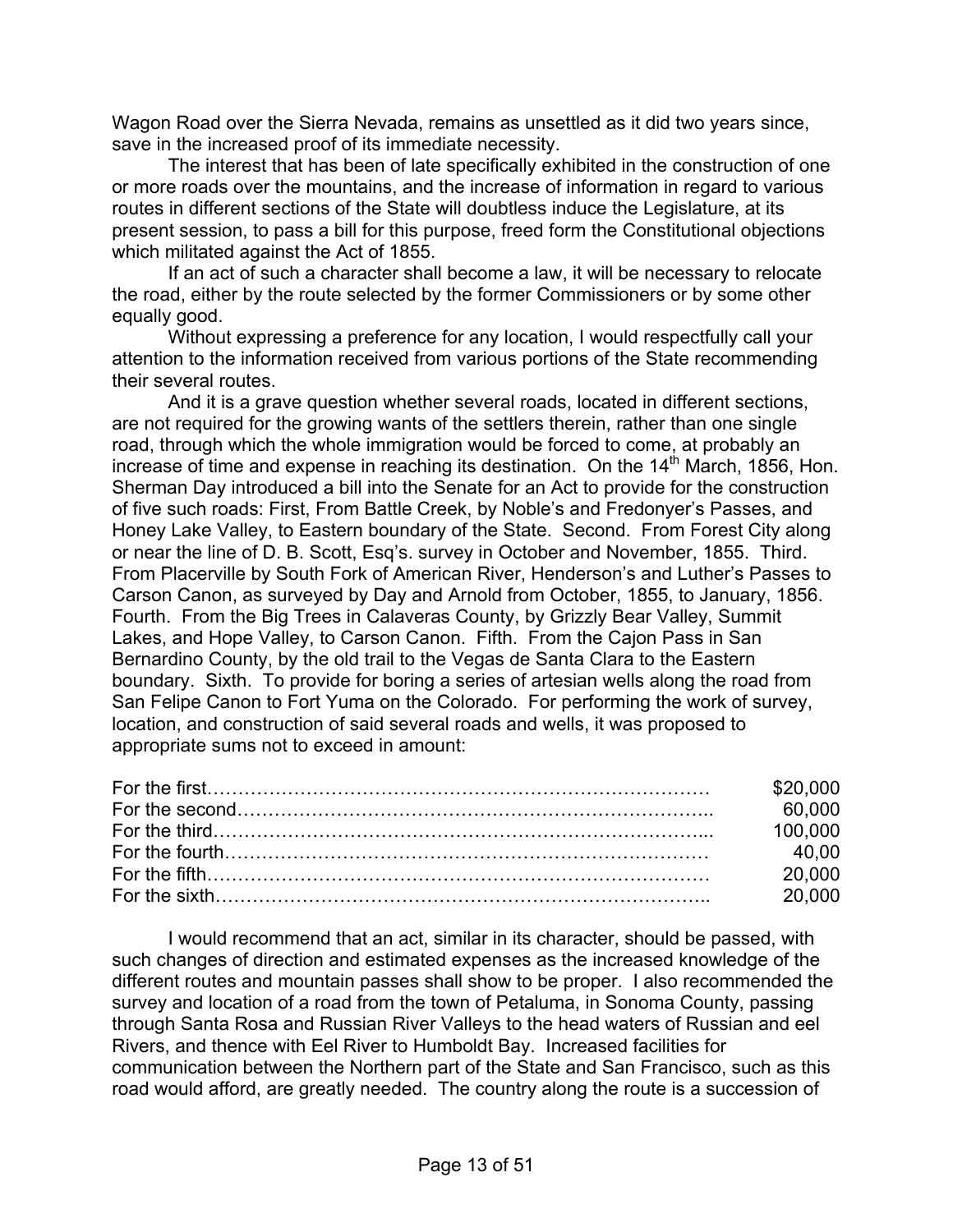Wagon Road over the Sierra Nevada, remains as unsettled as it did two years since, save in the increased proof of its immediate necessity.

The interest that has been of late specifically exhibited in the construction of one or more roads over the mountains, and the increase of information in regard to various routes in different sections of the State will doubtless induce the Legislature, at its present session, to pass a bill for this purpose, freed form the Constitutional objections which militated against the Act of 1855.

If an act of such a character shall become a law, it will be necessary to relocate the road, either by the route selected by the former Commissioners or by some other equally good.

Without expressing a preference for any location, I would respectfully call your attention to the information received from various portions of the State recommending their several routes.

And it is a grave question whether several roads, located in different sections, are not required for the growing wants of the settlers therein, rather than one single road, through which the whole immigration would be forced to come, at probably an increase of time and expense in reaching its destination. On the 14th March, 1856, Hon. Sherman Day introduced a bill into the Senate for an Act to provide for the construction of five such roads: First, From Battle Creek, by Noble's and Fredonyer's Passes, and Honey Lake Valley, to Eastern boundary of the State. Second. From Forest City along or near the line of D. B. Scott, Esq's. survey in October and November, 1855. Third. From Placerville by South Fork of American River, Henderson's and Luther's Passes to Carson Canon, as surveyed by Day and Arnold from October, 1855, to January, 1856. Fourth. From the Big Trees in Calaveras County, by Grizzly Bear Valley, Summit Lakes, and Hope Valley, to Carson Canon. Fifth. From the Cajon Pass in San Bernardino County, by the old trail to the Vegas de Santa Clara to the Eastern boundary. Sixth. To provide for boring a series of artesian wells along the road from San Felipe Canon to Fort Yuma on the Colorado. For performing the work of survey, location, and construction of said several roads and wells, it was proposed to appropriate sums not to exceed in amount:

| | |
|---|---|
| For the first……………………………………………………………… | $20,000 |
| For the second………………………………………………………….. | 60,000 |
| For the third…………………………………………………………….... | 100,000 |
| For the fourth…………………………………………………………… | 40,00 |
| For the fifth……………………………………………………………… | 20,000 |
| For the sixth…………………………………………………………….. | 20,000 |

I would recommend that an act, similar in its character, should be passed, with such changes of direction and estimated expenses as the increased knowledge of the different routes and mountain passes shall show to be proper. I also recommended the survey and location of a road from the town of Petaluma, in Sonoma County, passing through Santa Rosa and Russian River Valleys to the head waters of Russian and eel Rivers, and thence with Eel River to Humboldt Bay. Increased facilities for communication between the Northern part of the State and San Francisco, such as this road would afford, are greatly needed. The country along the route is a succession of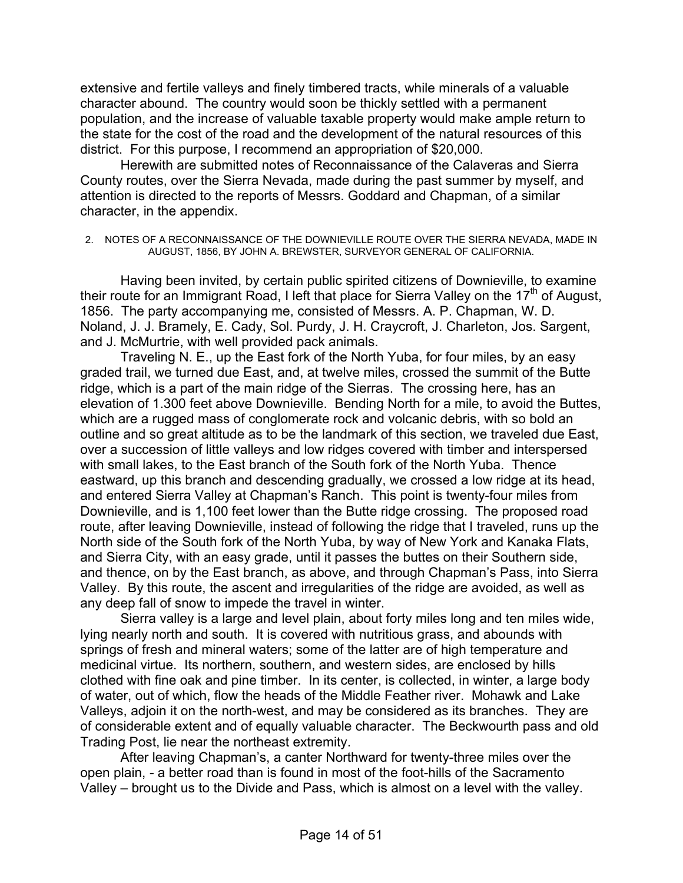extensive and fertile valleys and finely timbered tracts, while minerals of a valuable character abound. The country would soon be thickly settled with a permanent population, and the increase of valuable taxable property would make ample return to the state for the cost of the road and the development of the natural resources of this district. For this purpose, I recommend an appropriation of $20,000.

Herewith are submitted notes of Reconnaissance of the Calaveras and Sierra County routes, over the Sierra Nevada, made during the past summer by myself, and attention is directed to the reports of Messrs. Goddard and Chapman, of a similar character, in the appendix.

2. NOTES OF A RECONNAISSANCE OF THE DOWNIEVILLE ROUTE OVER THE SIERRA NEVADA, MADE IN AUGUST, 1856, BY JOHN A. BREWSTER, SURVEYOR GENERAL OF CALIFORNIA.

Having been invited, by certain public spirited citizens of Downieville, to examine their route for an Immigrant Road, I left that place for Sierra Valley on the 17th of August, 1856. The party accompanying me, consisted of Messrs. A. P. Chapman, W. D. Noland, J. J. Bramely, E. Cady, Sol. Purdy, J. H. Craycroft, J. Charleton, Jos. Sargent, and J. McMurtrie, with well provided pack animals.

Traveling N. E., up the East fork of the North Yuba, for four miles, by an easy graded trail, we turned due East, and, at twelve miles, crossed the summit of the Butte ridge, which is a part of the main ridge of the Sierras. The crossing here, has an elevation of 1.300 feet above Downieville. Bending North for a mile, to avoid the Buttes, which are a rugged mass of conglomerate rock and volcanic debris, with so bold an outline and so great altitude as to be the landmark of this section, we traveled due East, over a succession of little valleys and low ridges covered with timber and interspersed with small lakes, to the East branch of the South fork of the North Yuba. Thence eastward, up this branch and descending gradually, we crossed a low ridge at its head, and entered Sierra Valley at Chapman's Ranch. This point is twenty-four miles from Downieville, and is 1,100 feet lower than the Butte ridge crossing. The proposed road route, after leaving Downieville, instead of following the ridge that I traveled, runs up the North side of the South fork of the North Yuba, by way of New York and Kanaka Flats, and Sierra City, with an easy grade, until it passes the buttes on their Southern side, and thence, on by the East branch, as above, and through Chapman's Pass, into Sierra Valley. By this route, the ascent and irregularities of the ridge are avoided, as well as any deep fall of snow to impede the travel in winter.

Sierra valley is a large and level plain, about forty miles long and ten miles wide, lying nearly north and south. It is covered with nutritious grass, and abounds with springs of fresh and mineral waters; some of the latter are of high temperature and medicinal virtue. Its northern, southern, and western sides, are enclosed by hills clothed with fine oak and pine timber. In its center, is collected, in winter, a large body of water, out of which, flow the heads of the Middle Feather river. Mohawk and Lake Valleys, adjoin it on the north-west, and may be considered as its branches. They are of considerable extent and of equally valuable character. The Beckwourth pass and old Trading Post, lie near the northeast extremity.

After leaving Chapman's, a canter Northward for twenty-three miles over the open plain, - a better road than is found in most of the foot-hills of the Sacramento Valley – brought us to the Divide and Pass, which is almost on a level with the valley.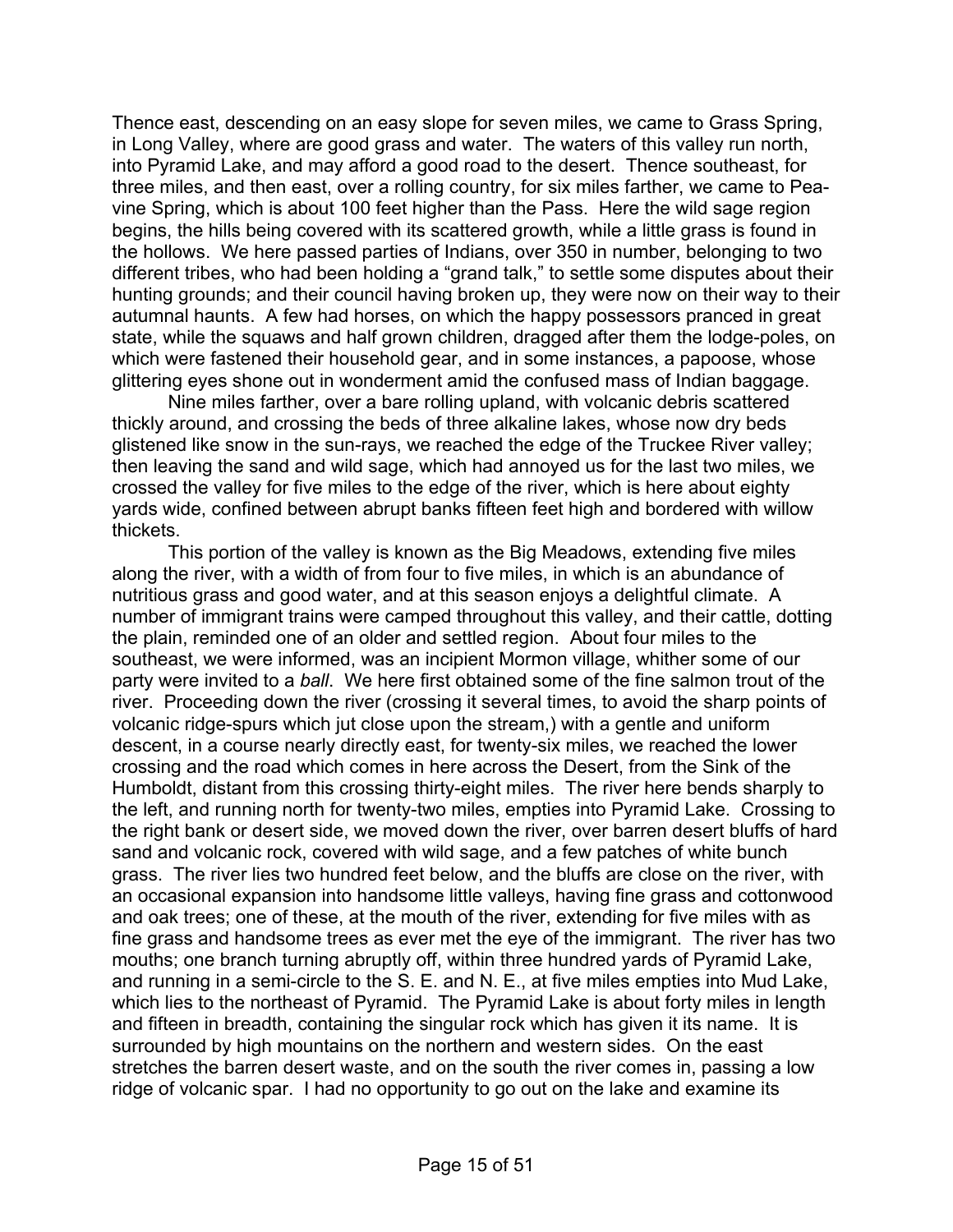Thence east, descending on an easy slope for seven miles, we came to Grass Spring, in Long Valley, where are good grass and water. The waters of this valley run north, into Pyramid Lake, and may afford a good road to the desert. Thence southeast, for three miles, and then east, over a rolling country, for six miles farther, we came to Pea-vine Spring, which is about 100 feet higher than the Pass. Here the wild sage region begins, the hills being covered with its scattered growth, while a little grass is found in the hollows. We here passed parties of Indians, over 350 in number, belonging to two different tribes, who had been holding a "grand talk," to settle some disputes about their hunting grounds; and their council having broken up, they were now on their way to their autumnal haunts. A few had horses, on which the happy possessors pranced in great state, while the squaws and half grown children, dragged after them the lodge-poles, on which were fastened their household gear, and in some instances, a papoose, whose glittering eyes shone out in wonderment amid the confused mass of Indian baggage.

Nine miles farther, over a bare rolling upland, with volcanic debris scattered thickly around, and crossing the beds of three alkaline lakes, whose now dry beds glistened like snow in the sun-rays, we reached the edge of the Truckee River valley; then leaving the sand and wild sage, which had annoyed us for the last two miles, we crossed the valley for five miles to the edge of the river, which is here about eighty yards wide, confined between abrupt banks fifteen feet high and bordered with willow thickets.

This portion of the valley is known as the Big Meadows, extending five miles along the river, with a width of from four to five miles, in which is an abundance of nutritious grass and good water, and at this season enjoys a delightful climate. A number of immigrant trains were camped throughout this valley, and their cattle, dotting the plain, reminded one of an older and settled region. About four miles to the southeast, we were informed, was an incipient Mormon village, whither some of our party were invited to a *ball*. We here first obtained some of the fine salmon trout of the river. Proceeding down the river (crossing it several times, to avoid the sharp points of volcanic ridge-spurs which jut close upon the stream,) with a gentle and uniform descent, in a course nearly directly east, for twenty-six miles, we reached the lower crossing and the road which comes in here across the Desert, from the Sink of the Humboldt, distant from this crossing thirty-eight miles. The river here bends sharply to the left, and running north for twenty-two miles, empties into Pyramid Lake. Crossing to the right bank or desert side, we moved down the river, over barren desert bluffs of hard sand and volcanic rock, covered with wild sage, and a few patches of white bunch grass. The river lies two hundred feet below, and the bluffs are close on the river, with an occasional expansion into handsome little valleys, having fine grass and cottonwood and oak trees; one of these, at the mouth of the river, extending for five miles with as fine grass and handsome trees as ever met the eye of the immigrant. The river has two mouths; one branch turning abruptly off, within three hundred yards of Pyramid Lake, and running in a semi-circle to the S. E. and N. E., at five miles empties into Mud Lake, which lies to the northeast of Pyramid. The Pyramid Lake is about forty miles in length and fifteen in breadth, containing the singular rock which has given it its name. It is surrounded by high mountains on the northern and western sides. On the east stretches the barren desert waste, and on the south the river comes in, passing a low ridge of volcanic spar. I had no opportunity to go out on the lake and examine its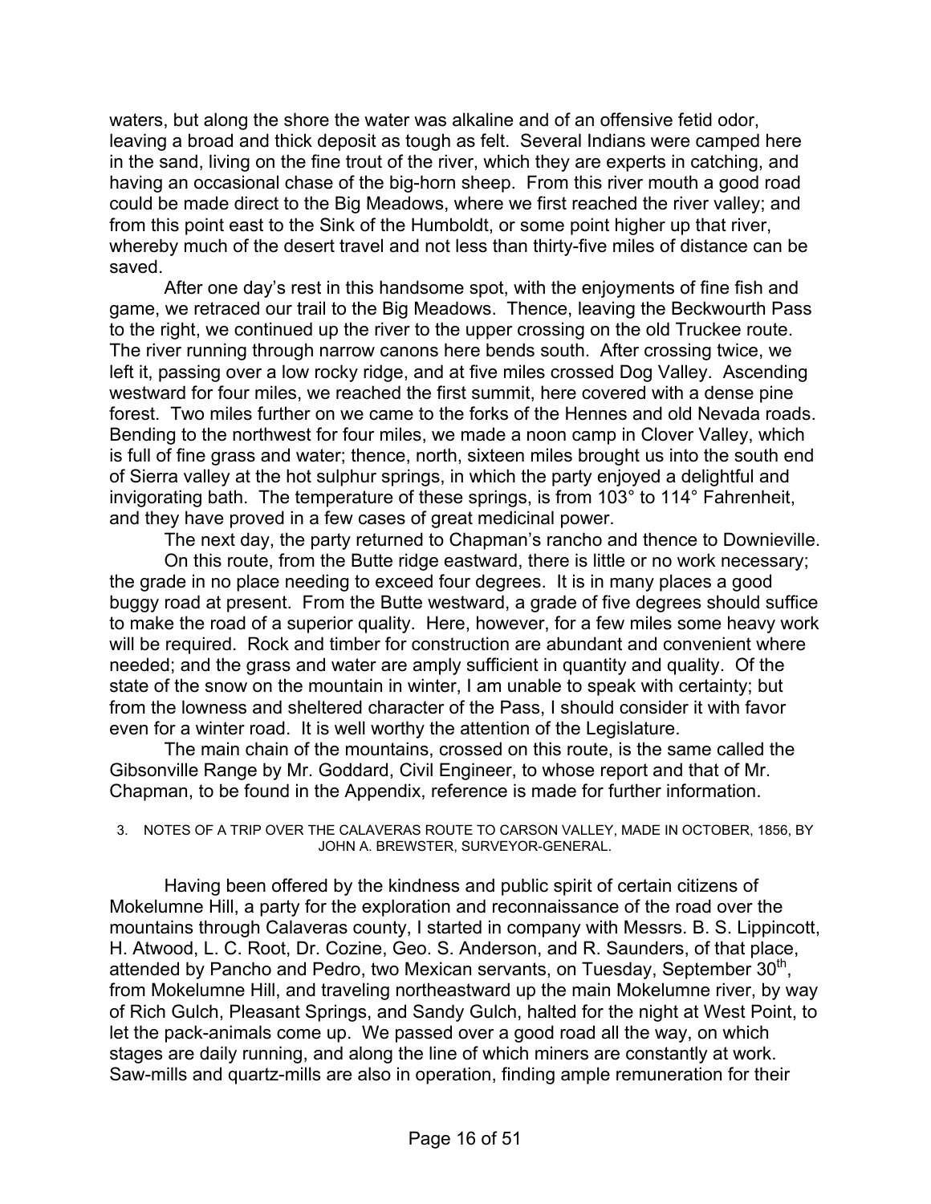waters, but along the shore the water was alkaline and of an offensive fetid odor, leaving a broad and thick deposit as tough as felt. Several Indians were camped here in the sand, living on the fine trout of the river, which they are experts in catching, and having an occasional chase of the big-horn sheep. From this river mouth a good road could be made direct to the Big Meadows, where we first reached the river valley; and from this point east to the Sink of the Humboldt, or some point higher up that river, whereby much of the desert travel and not less than thirty-five miles of distance can be saved.

After one day's rest in this handsome spot, with the enjoyments of fine fish and game, we retraced our trail to the Big Meadows. Thence, leaving the Beckwourth Pass to the right, we continued up the river to the upper crossing on the old Truckee route. The river running through narrow canons here bends south. After crossing twice, we left it, passing over a low rocky ridge, and at five miles crossed Dog Valley. Ascending westward for four miles, we reached the first summit, here covered with a dense pine forest. Two miles further on we came to the forks of the Hennes and old Nevada roads. Bending to the northwest for four miles, we made a noon camp in Clover Valley, which is full of fine grass and water; thence, north, sixteen miles brought us into the south end of Sierra valley at the hot sulphur springs, in which the party enjoyed a delightful and invigorating bath. The temperature of these springs, is from 103° to 114° Fahrenheit, and they have proved in a few cases of great medicinal power.

The next day, the party returned to Chapman's rancho and thence to Downieville.

On this route, from the Butte ridge eastward, there is little or no work necessary; the grade in no place needing to exceed four degrees. It is in many places a good buggy road at present. From the Butte westward, a grade of five degrees should suffice to make the road of a superior quality. Here, however, for a few miles some heavy work will be required. Rock and timber for construction are abundant and convenient where needed; and the grass and water are amply sufficient in quantity and quality. Of the state of the snow on the mountain in winter, I am unable to speak with certainty; but from the lowness and sheltered character of the Pass, I should consider it with favor even for a winter road. It is well worthy the attention of the Legislature.

The main chain of the mountains, crossed on this route, is the same called the Gibsonville Range by Mr. Goddard, Civil Engineer, to whose report and that of Mr. Chapman, to be found in the Appendix, reference is made for further information.

### 3. NOTES OF A TRIP OVER THE CALAVERAS ROUTE TO CARSON VALLEY, MADE IN OCTOBER, 1856, BY JOHN A. BREWSTER, SURVEYOR-GENERAL.

Having been offered by the kindness and public spirit of certain citizens of Mokelumne Hill, a party for the exploration and reconnaissance of the road over the mountains through Calaveras county, I started in company with Messrs. B. S. Lippincott, H. Atwood, L. C. Root, Dr. Cozine, Geo. S. Anderson, and R. Saunders, of that place, attended by Pancho and Pedro, two Mexican servants, on Tuesday, September 30th, from Mokelumne Hill, and traveling northeastward up the main Mokelumne river, by way of Rich Gulch, Pleasant Springs, and Sandy Gulch, halted for the night at West Point, to let the pack-animals come up. We passed over a good road all the way, on which stages are daily running, and along the line of which miners are constantly at work. Saw-mills and quartz-mills are also in operation, finding ample remuneration for their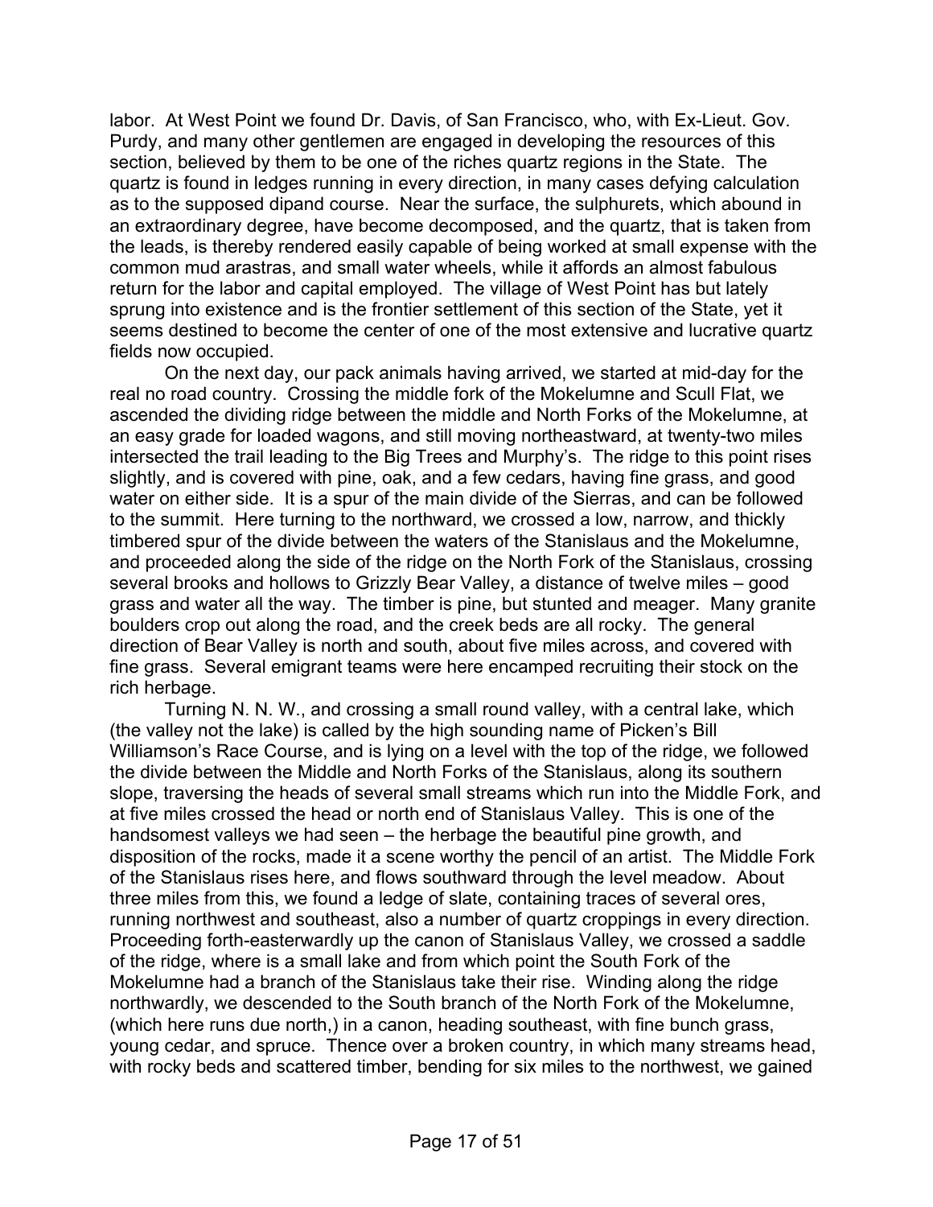labor. At West Point we found Dr. Davis, of San Francisco, who, with Ex-Lieut. Gov. Purdy, and many other gentlemen are engaged in developing the resources of this section, believed by them to be one of the riches quartz regions in the State. The quartz is found in ledges running in every direction, in many cases defying calculation as to the supposed dipand course. Near the surface, the sulphurets, which abound in an extraordinary degree, have become decomposed, and the quartz, that is taken from the leads, is thereby rendered easily capable of being worked at small expense with the common mud arastras, and small water wheels, while it affords an almost fabulous return for the labor and capital employed. The village of West Point has but lately sprung into existence and is the frontier settlement of this section of the State, yet it seems destined to become the center of one of the most extensive and lucrative quartz fields now occupied.

On the next day, our pack animals having arrived, we started at mid-day for the real no road country. Crossing the middle fork of the Mokelumne and Scull Flat, we ascended the dividing ridge between the middle and North Forks of the Mokelumne, at an easy grade for loaded wagons, and still moving northeastward, at twenty-two miles intersected the trail leading to the Big Trees and Murphy's. The ridge to this point rises slightly, and is covered with pine, oak, and a few cedars, having fine grass, and good water on either side. It is a spur of the main divide of the Sierras, and can be followed to the summit. Here turning to the northward, we crossed a low, narrow, and thickly timbered spur of the divide between the waters of the Stanislaus and the Mokelumne, and proceeded along the side of the ridge on the North Fork of the Stanislaus, crossing several brooks and hollows to Grizzly Bear Valley, a distance of twelve miles – good grass and water all the way. The timber is pine, but stunted and meager. Many granite boulders crop out along the road, and the creek beds are all rocky. The general direction of Bear Valley is north and south, about five miles across, and covered with fine grass. Several emigrant teams were here encamped recruiting their stock on the rich herbage.

Turning N. N. W., and crossing a small round valley, with a central lake, which (the valley not the lake) is called by the high sounding name of Picken's Bill Williamson's Race Course, and is lying on a level with the top of the ridge, we followed the divide between the Middle and North Forks of the Stanislaus, along its southern slope, traversing the heads of several small streams which run into the Middle Fork, and at five miles crossed the head or north end of Stanislaus Valley. This is one of the handsomest valleys we had seen – the herbage the beautiful pine growth, and disposition of the rocks, made it a scene worthy the pencil of an artist. The Middle Fork of the Stanislaus rises here, and flows southward through the level meadow. About three miles from this, we found a ledge of slate, containing traces of several ores, running northwest and southeast, also a number of quartz croppings in every direction. Proceeding forth-easterwardly up the canon of Stanislaus Valley, we crossed a saddle of the ridge, where is a small lake and from which point the South Fork of the Mokelumne had a branch of the Stanislaus take their rise. Winding along the ridge northwardly, we descended to the South branch of the North Fork of the Mokelumne, (which here runs due north,) in a canon, heading southeast, with fine bunch grass, young cedar, and spruce. Thence over a broken country, in which many streams head, with rocky beds and scattered timber, bending for six miles to the northwest, we gained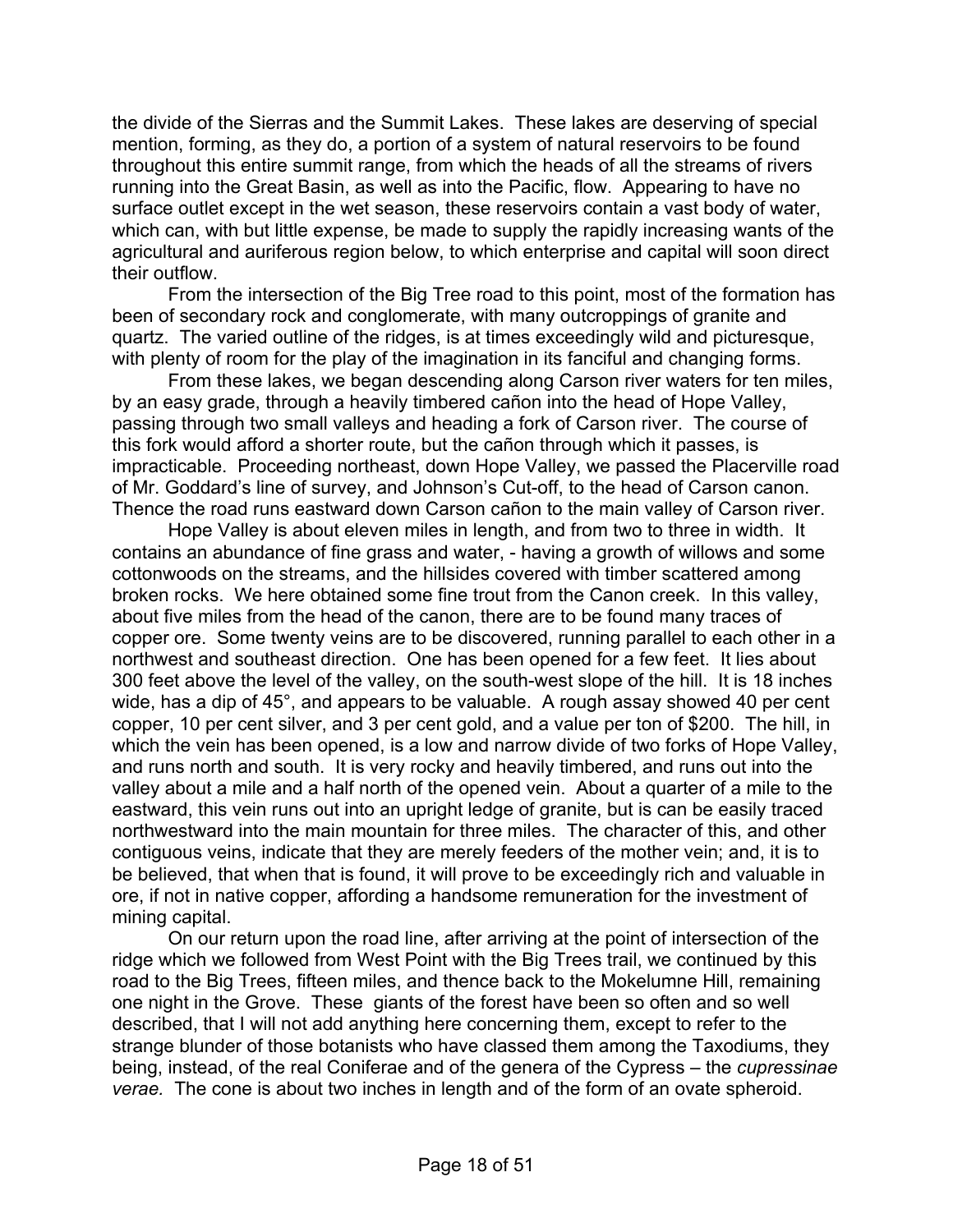the divide of the Sierras and the Summit Lakes. These lakes are deserving of special mention, forming, as they do, a portion of a system of natural reservoirs to be found throughout this entire summit range, from which the heads of all the streams of rivers running into the Great Basin, as well as into the Pacific, flow. Appearing to have no surface outlet except in the wet season, these reservoirs contain a vast body of water, which can, with but little expense, be made to supply the rapidly increasing wants of the agricultural and auriferous region below, to which enterprise and capital will soon direct their outflow.

From the intersection of the Big Tree road to this point, most of the formation has been of secondary rock and conglomerate, with many outcroppings of granite and quartz. The varied outline of the ridges, is at times exceedingly wild and picturesque, with plenty of room for the play of the imagination in its fanciful and changing forms.

From these lakes, we began descending along Carson river waters for ten miles, by an easy grade, through a heavily timbered cañon into the head of Hope Valley, passing through two small valleys and heading a fork of Carson river. The course of this fork would afford a shorter route, but the cañon through which it passes, is impracticable. Proceeding northeast, down Hope Valley, we passed the Placerville road of Mr. Goddard's line of survey, and Johnson's Cut-off, to the head of Carson canon. Thence the road runs eastward down Carson cañon to the main valley of Carson river.

Hope Valley is about eleven miles in length, and from two to three in width. It contains an abundance of fine grass and water, - having a growth of willows and some cottonwoods on the streams, and the hillsides covered with timber scattered among broken rocks. We here obtained some fine trout from the Canon creek. In this valley, about five miles from the head of the canon, there are to be found many traces of copper ore. Some twenty veins are to be discovered, running parallel to each other in a northwest and southeast direction. One has been opened for a few feet. It lies about 300 feet above the level of the valley, on the south-west slope of the hill. It is 18 inches wide, has a dip of 45°, and appears to be valuable. A rough assay showed 40 per cent copper, 10 per cent silver, and 3 per cent gold, and a value per ton of $200. The hill, in which the vein has been opened, is a low and narrow divide of two forks of Hope Valley, and runs north and south. It is very rocky and heavily timbered, and runs out into the valley about a mile and a half north of the opened vein. About a quarter of a mile to the eastward, this vein runs out into an upright ledge of granite, but is can be easily traced northwestward into the main mountain for three miles. The character of this, and other contiguous veins, indicate that they are merely feeders of the mother vein; and, it is to be believed, that when that is found, it will prove to be exceedingly rich and valuable in ore, if not in native copper, affording a handsome remuneration for the investment of mining capital.

On our return upon the road line, after arriving at the point of intersection of the ridge which we followed from West Point with the Big Trees trail, we continued by this road to the Big Trees, fifteen miles, and thence back to the Mokelumne Hill, remaining one night in the Grove. These giants of the forest have been so often and so well described, that I will not add anything here concerning them, except to refer to the strange blunder of those botanists who have classed them among the Taxodiums, they being, instead, of the real Coniferae and of the genera of the Cypress – the *cupressinae verae.* The cone is about two inches in length and of the form of an ovate spheroid.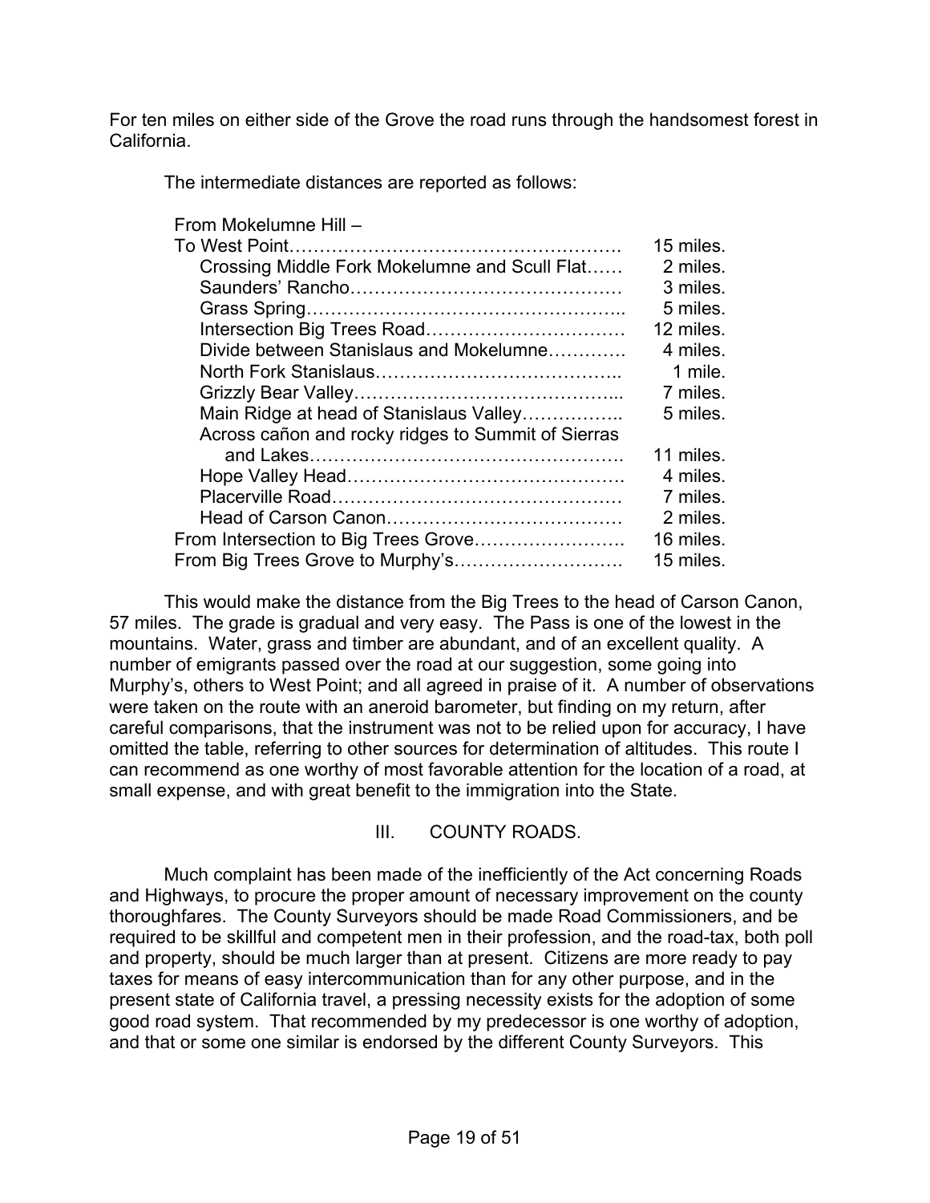For ten miles on either side of the Grove the road runs through the handsomest forest in California.

The intermediate distances are reported as follows:

| | |
|---|---|
| From Mokelumne Hill – | |
| To West Point | 15 miles. |
| Crossing Middle Fork Mokelumne and Scull Flat | 2 miles. |
| Saunders' Rancho | 3 miles. |
| Grass Spring | 5 miles. |
| Intersection Big Trees Road | 12 miles. |
| Divide between Stanislaus and Mokelumne | 4 miles. |
| North Fork Stanislaus | 1 mile. |
| Grizzly Bear Valley | 7 miles. |
| Main Ridge at head of Stanislaus Valley | 5 miles. |
| Across cañon and rocky ridges to Summit of Sierras and Lakes | 11 miles. |
| Hope Valley Head | 4 miles. |
| Placerville Road | 7 miles. |
| Head of Carson Canon | 2 miles. |
| From Intersection to Big Trees Grove | 16 miles. |
| From Big Trees Grove to Murphy's | 15 miles. |

This would make the distance from the Big Trees to the head of Carson Canon, 57 miles. The grade is gradual and very easy. The Pass is one of the lowest in the mountains. Water, grass and timber are abundant, and of an excellent quality. A number of emigrants passed over the road at our suggestion, some going into Murphy's, others to West Point; and all agreed in praise of it. A number of observations were taken on the route with an aneroid barometer, but finding on my return, after careful comparisons, that the instrument was not to be relied upon for accuracy, I have omitted the table, referring to other sources for determination of altitudes. This route I can recommend as one worthy of most favorable attention for the location of a road, at small expense, and with great benefit to the immigration into the State.

## III. COUNTY ROADS.

Much complaint has been made of the inefficiently of the Act concerning Roads and Highways, to procure the proper amount of necessary improvement on the county thoroughfares. The County Surveyors should be made Road Commissioners, and be required to be skillful and competent men in their profession, and the road-tax, both poll and property, should be much larger than at present. Citizens are more ready to pay taxes for means of easy intercommunication than for any other purpose, and in the present state of California travel, a pressing necessity exists for the adoption of some good road system. That recommended by my predecessor is one worthy of adoption, and that or some one similar is endorsed by the different County Surveyors. This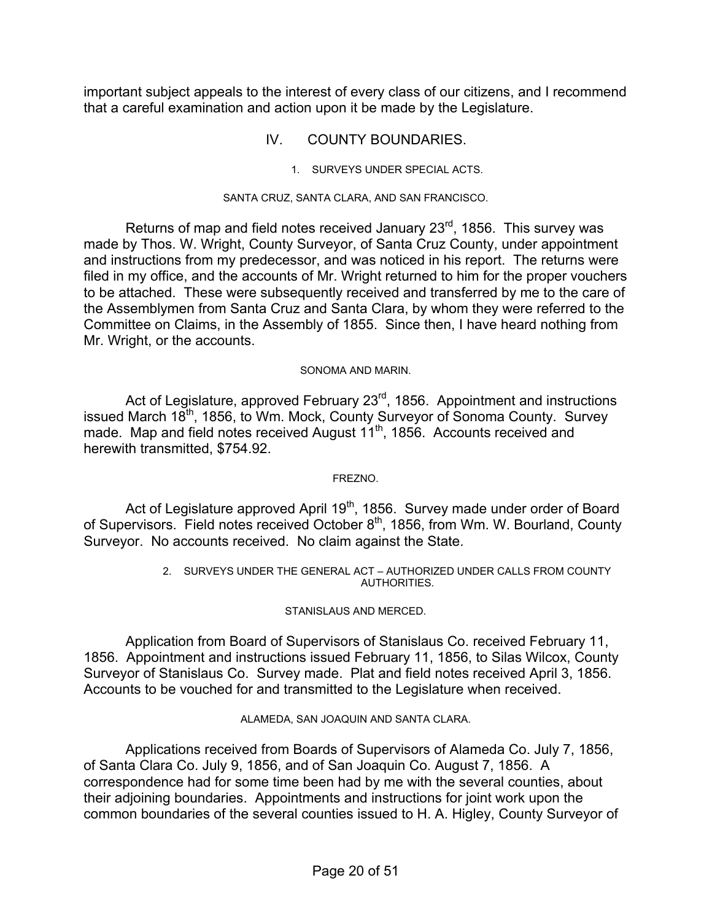important subject appeals to the interest of every class of our citizens, and I recommend that a careful examination and action upon it be made by the Legislature.

## IV. COUNTY BOUNDARIES.

### 1. SURVEYS UNDER SPECIAL ACTS.

#### SANTA CRUZ, SANTA CLARA, AND SAN FRANCISCO.

Returns of map and field notes received January 23rd, 1856. This survey was made by Thos. W. Wright, County Surveyor, of Santa Cruz County, under appointment and instructions from my predecessor, and was noticed in his report. The returns were filed in my office, and the accounts of Mr. Wright returned to him for the proper vouchers to be attached. These were subsequently received and transferred by me to the care of the Assemblymen from Santa Cruz and Santa Clara, by whom they were referred to the Committee on Claims, in the Assembly of 1855. Since then, I have heard nothing from Mr. Wright, or the accounts.

#### SONOMA AND MARIN.

Act of Legislature, approved February 23rd, 1856. Appointment and instructions issued March 18th, 1856, to Wm. Mock, County Surveyor of Sonoma County. Survey made. Map and field notes received August 11th, 1856. Accounts received and herewith transmitted, $754.92.

#### FREZNO.

Act of Legislature approved April 19th, 1856. Survey made under order of Board of Supervisors. Field notes received October 8th, 1856, from Wm. W. Bourland, County Surveyor. No accounts received. No claim against the State.

### 2. SURVEYS UNDER THE GENERAL ACT – AUTHORIZED UNDER CALLS FROM COUNTY AUTHORITIES.

#### STANISLAUS AND MERCED.

Application from Board of Supervisors of Stanislaus Co. received February 11, 1856. Appointment and instructions issued February 11, 1856, to Silas Wilcox, County Surveyor of Stanislaus Co. Survey made. Plat and field notes received April 3, 1856. Accounts to be vouched for and transmitted to the Legislature when received.

#### ALAMEDA, SAN JOAQUIN AND SANTA CLARA.

Applications received from Boards of Supervisors of Alameda Co. July 7, 1856, of Santa Clara Co. July 9, 1856, and of San Joaquin Co. August 7, 1856. A correspondence had for some time been had by me with the several counties, about their adjoining boundaries. Appointments and instructions for joint work upon the common boundaries of the several counties issued to H. A. Higley, County Surveyor of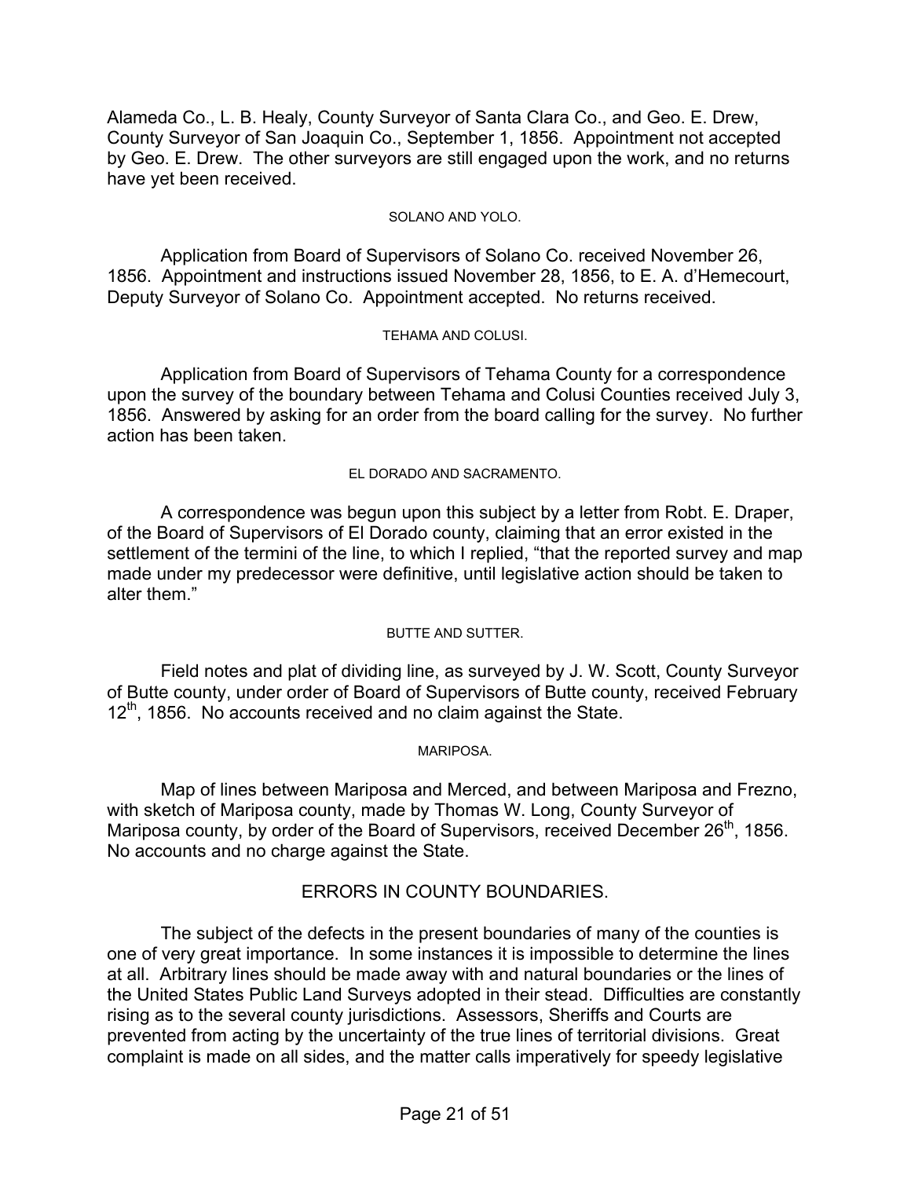Alameda Co., L. B. Healy, County Surveyor of Santa Clara Co., and Geo. E. Drew, County Surveyor of San Joaquin Co., September 1, 1856. Appointment not accepted by Geo. E. Drew. The other surveyors are still engaged upon the work, and no returns have yet been received.

#### SOLANO AND YOLO.

Application from Board of Supervisors of Solano Co. received November 26, 1856. Appointment and instructions issued November 28, 1856, to E. A. d'Hemecourt, Deputy Surveyor of Solano Co. Appointment accepted. No returns received.

#### TEHAMA AND COLUSI.

Application from Board of Supervisors of Tehama County for a correspondence upon the survey of the boundary between Tehama and Colusi Counties received July 3, 1856. Answered by asking for an order from the board calling for the survey. No further action has been taken.

#### EL DORADO AND SACRAMENTO.

A correspondence was begun upon this subject by a letter from Robt. E. Draper, of the Board of Supervisors of El Dorado county, claiming that an error existed in the settlement of the termini of the line, to which I replied, "that the reported survey and map made under my predecessor were definitive, until legislative action should be taken to alter them."

#### BUTTE AND SUTTER.

Field notes and plat of dividing line, as surveyed by J. W. Scott, County Surveyor of Butte county, under order of Board of Supervisors of Butte county, received February 12th, 1856. No accounts received and no claim against the State.

#### MARIPOSA.

Map of lines between Mariposa and Merced, and between Mariposa and Frezno, with sketch of Mariposa county, made by Thomas W. Long, County Surveyor of Mariposa county, by order of the Board of Supervisors, received December 26th, 1856. No accounts and no charge against the State.

## ERRORS IN COUNTY BOUNDARIES.

The subject of the defects in the present boundaries of many of the counties is one of very great importance. In some instances it is impossible to determine the lines at all. Arbitrary lines should be made away with and natural boundaries or the lines of the United States Public Land Surveys adopted in their stead. Difficulties are constantly rising as to the several county jurisdictions. Assessors, Sheriffs and Courts are prevented from acting by the uncertainty of the true lines of territorial divisions. Great complaint is made on all sides, and the matter calls imperatively for speedy legislative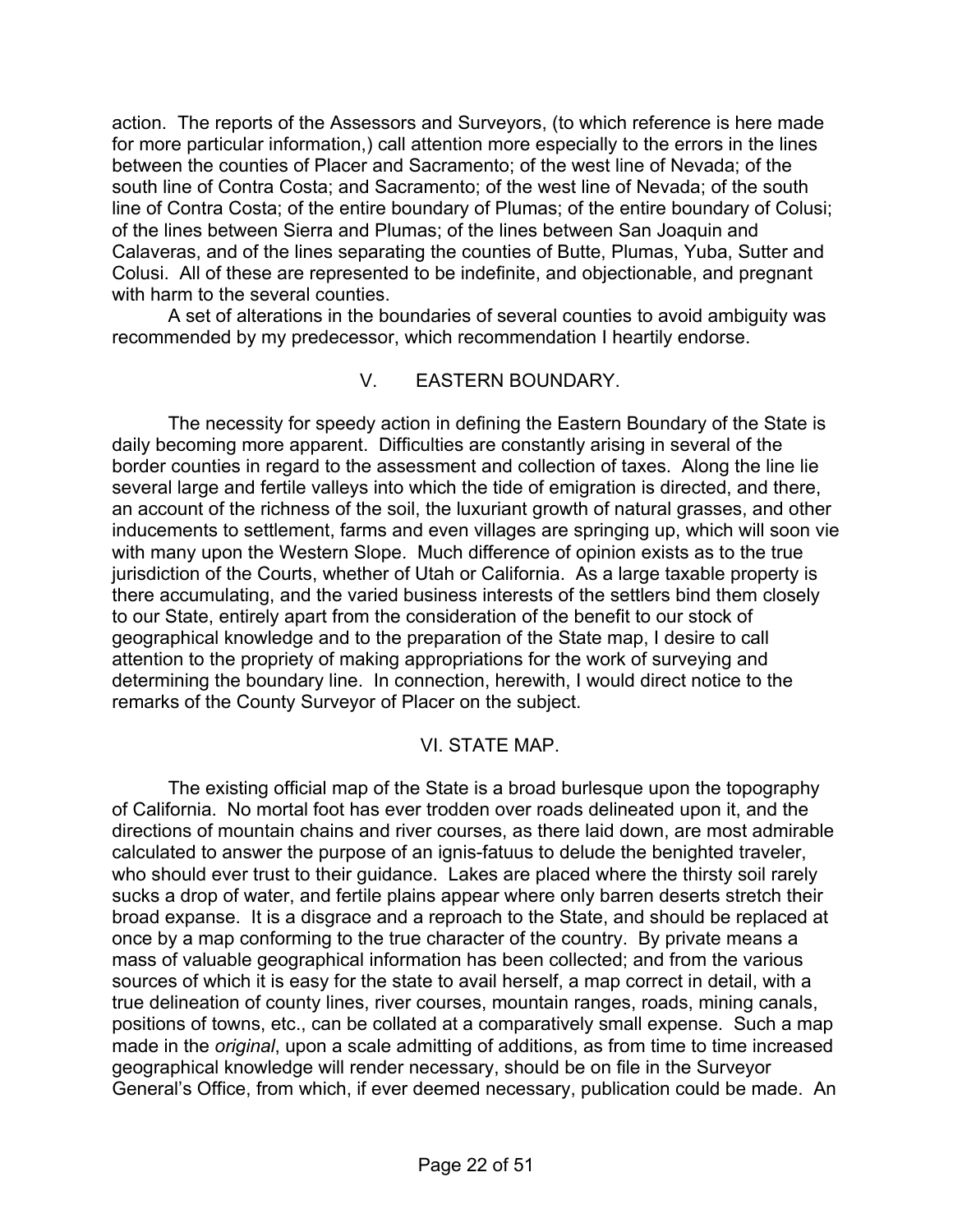action. The reports of the Assessors and Surveyors, (to which reference is here made for more particular information,) call attention more especially to the errors in the lines between the counties of Placer and Sacramento; of the west line of Nevada; of the south line of Contra Costa; and Sacramento; of the west line of Nevada; of the south line of Contra Costa; of the entire boundary of Plumas; of the entire boundary of Colusi; of the lines between Sierra and Plumas; of the lines between San Joaquin and Calaveras, and of the lines separating the counties of Butte, Plumas, Yuba, Sutter and Colusi. All of these are represented to be indefinite, and objectionable, and pregnant with harm to the several counties.

A set of alterations in the boundaries of several counties to avoid ambiguity was recommended by my predecessor, which recommendation I heartily endorse.

## V. EASTERN BOUNDARY.

The necessity for speedy action in defining the Eastern Boundary of the State is daily becoming more apparent. Difficulties are constantly arising in several of the border counties in regard to the assessment and collection of taxes. Along the line lie several large and fertile valleys into which the tide of emigration is directed, and there, an account of the richness of the soil, the luxuriant growth of natural grasses, and other inducements to settlement, farms and even villages are springing up, which will soon vie with many upon the Western Slope. Much difference of opinion exists as to the true jurisdiction of the Courts, whether of Utah or California. As a large taxable property is there accumulating, and the varied business interests of the settlers bind them closely to our State, entirely apart from the consideration of the benefit to our stock of geographical knowledge and to the preparation of the State map, I desire to call attention to the propriety of making appropriations for the work of surveying and determining the boundary line. In connection, herewith, I would direct notice to the remarks of the County Surveyor of Placer on the subject.

## VI. STATE MAP.

The existing official map of the State is a broad burlesque upon the topography of California. No mortal foot has ever trodden over roads delineated upon it, and the directions of mountain chains and river courses, as there laid down, are most admirable calculated to answer the purpose of an ignis-fatuus to delude the benighted traveler, who should ever trust to their guidance. Lakes are placed where the thirsty soil rarely sucks a drop of water, and fertile plains appear where only barren deserts stretch their broad expanse. It is a disgrace and a reproach to the State, and should be replaced at once by a map conforming to the true character of the country. By private means a mass of valuable geographical information has been collected; and from the various sources of which it is easy for the state to avail herself, a map correct in detail, with a true delineation of county lines, river courses, mountain ranges, roads, mining canals, positions of towns, etc., can be collated at a comparatively small expense. Such a map made in the *original*, upon a scale admitting of additions, as from time to time increased geographical knowledge will render necessary, should be on file in the Surveyor General's Office, from which, if ever deemed necessary, publication could be made. An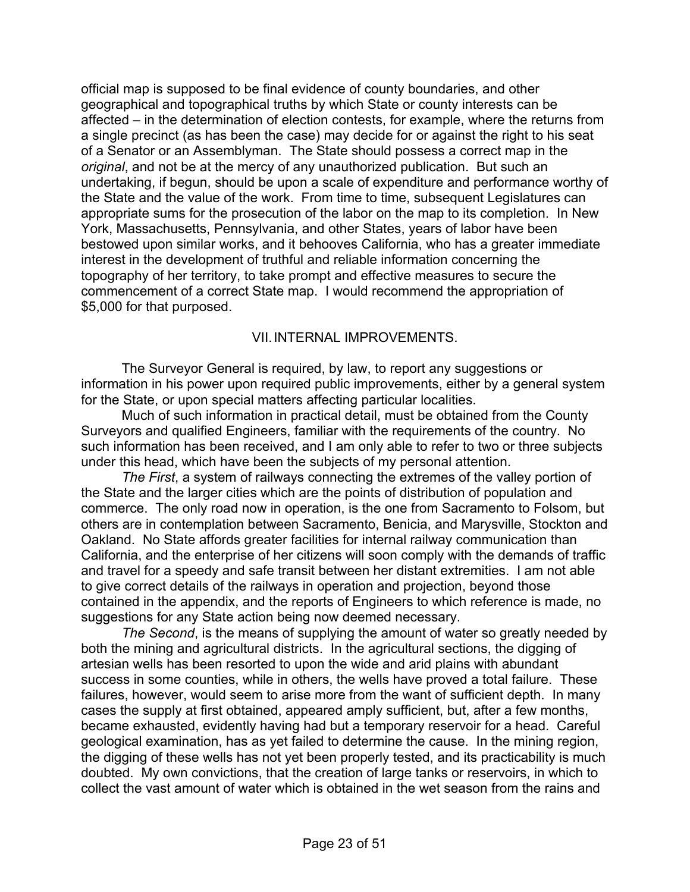official map is supposed to be final evidence of county boundaries, and other geographical and topographical truths by which State or county interests can be affected – in the determination of election contests, for example, where the returns from a single precinct (as has been the case) may decide for or against the right to his seat of a Senator or an Assemblyman. The State should possess a correct map in the *original*, and not be at the mercy of any unauthorized publication. But such an undertaking, if begun, should be upon a scale of expenditure and performance worthy of the State and the value of the work. From time to time, subsequent Legislatures can appropriate sums for the prosecution of the labor on the map to its completion. In New York, Massachusetts, Pennsylvania, and other States, years of labor have been bestowed upon similar works, and it behooves California, who has a greater immediate interest in the development of truthful and reliable information concerning the topography of her territory, to take prompt and effective measures to secure the commencement of a correct State map. I would recommend the appropriation of $5,000 for that purposed.

## VII. INTERNAL IMPROVEMENTS.

The Surveyor General is required, by law, to report any suggestions or information in his power upon required public improvements, either by a general system for the State, or upon special matters affecting particular localities.

Much of such information in practical detail, must be obtained from the County Surveyors and qualified Engineers, familiar with the requirements of the country. No such information has been received, and I am only able to refer to two or three subjects under this head, which have been the subjects of my personal attention.

*The First*, a system of railways connecting the extremes of the valley portion of the State and the larger cities which are the points of distribution of population and commerce. The only road now in operation, is the one from Sacramento to Folsom, but others are in contemplation between Sacramento, Benicia, and Marysville, Stockton and Oakland. No State affords greater facilities for internal railway communication than California, and the enterprise of her citizens will soon comply with the demands of traffic and travel for a speedy and safe transit between her distant extremities. I am not able to give correct details of the railways in operation and projection, beyond those contained in the appendix, and the reports of Engineers to which reference is made, no suggestions for any State action being now deemed necessary.

*The Second*, is the means of supplying the amount of water so greatly needed by both the mining and agricultural districts. In the agricultural sections, the digging of artesian wells has been resorted to upon the wide and arid plains with abundant success in some counties, while in others, the wells have proved a total failure. These failures, however, would seem to arise more from the want of sufficient depth. In many cases the supply at first obtained, appeared amply sufficient, but, after a few months, became exhausted, evidently having had but a temporary reservoir for a head. Careful geological examination, has as yet failed to determine the cause. In the mining region, the digging of these wells has not yet been properly tested, and its practicability is much doubted. My own convictions, that the creation of large tanks or reservoirs, in which to collect the vast amount of water which is obtained in the wet season from the rains and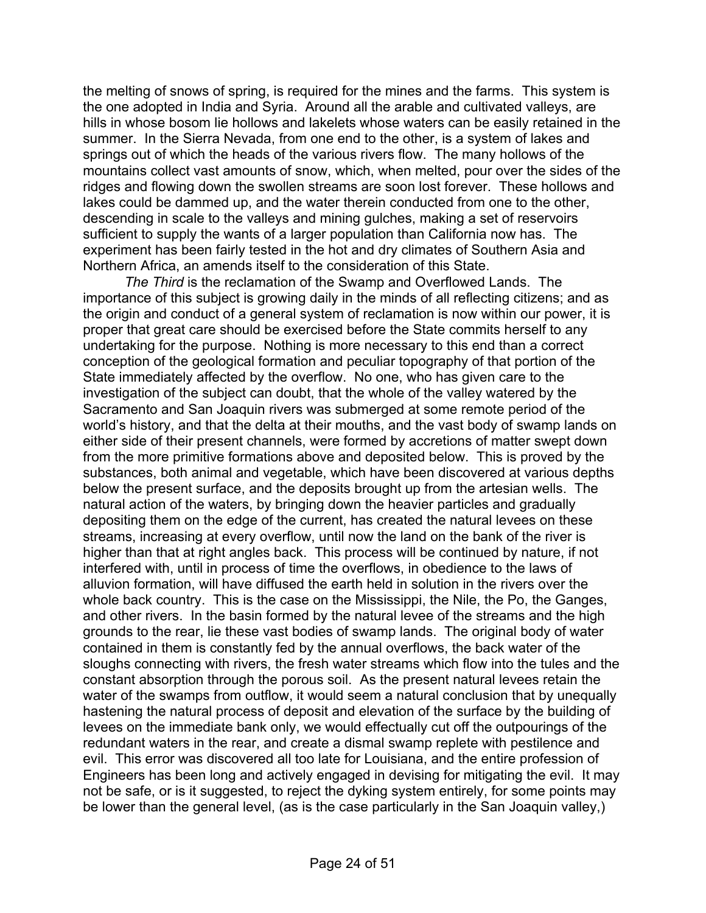the melting of snows of spring, is required for the mines and the farms. This system is the one adopted in India and Syria. Around all the arable and cultivated valleys, are hills in whose bosom lie hollows and lakelets whose waters can be easily retained in the summer. In the Sierra Nevada, from one end to the other, is a system of lakes and springs out of which the heads of the various rivers flow. The many hollows of the mountains collect vast amounts of snow, which, when melted, pour over the sides of the ridges and flowing down the swollen streams are soon lost forever. These hollows and lakes could be dammed up, and the water therein conducted from one to the other, descending in scale to the valleys and mining gulches, making a set of reservoirs sufficient to supply the wants of a larger population than California now has. The experiment has been fairly tested in the hot and dry climates of Southern Asia and Northern Africa, an amends itself to the consideration of this State.

*The Third* is the reclamation of the Swamp and Overflowed Lands. The importance of this subject is growing daily in the minds of all reflecting citizens; and as the origin and conduct of a general system of reclamation is now within our power, it is proper that great care should be exercised before the State commits herself to any undertaking for the purpose. Nothing is more necessary to this end than a correct conception of the geological formation and peculiar topography of that portion of the State immediately affected by the overflow. No one, who has given care to the investigation of the subject can doubt, that the whole of the valley watered by the Sacramento and San Joaquin rivers was submerged at some remote period of the world's history, and that the delta at their mouths, and the vast body of swamp lands on either side of their present channels, were formed by accretions of matter swept down from the more primitive formations above and deposited below. This is proved by the substances, both animal and vegetable, which have been discovered at various depths below the present surface, and the deposits brought up from the artesian wells. The natural action of the waters, by bringing down the heavier particles and gradually depositing them on the edge of the current, has created the natural levees on these streams, increasing at every overflow, until now the land on the bank of the river is higher than that at right angles back. This process will be continued by nature, if not interfered with, until in process of time the overflows, in obedience to the laws of alluvion formation, will have diffused the earth held in solution in the rivers over the whole back country. This is the case on the Mississippi, the Nile, the Po, the Ganges, and other rivers. In the basin formed by the natural levee of the streams and the high grounds to the rear, lie these vast bodies of swamp lands. The original body of water contained in them is constantly fed by the annual overflows, the back water of the sloughs connecting with rivers, the fresh water streams which flow into the tules and the constant absorption through the porous soil. As the present natural levees retain the water of the swamps from outflow, it would seem a natural conclusion that by unequally hastening the natural process of deposit and elevation of the surface by the building of levees on the immediate bank only, we would effectually cut off the outpourings of the redundant waters in the rear, and create a dismal swamp replete with pestilence and evil. This error was discovered all too late for Louisiana, and the entire profession of Engineers has been long and actively engaged in devising for mitigating the evil. It may not be safe, or is it suggested, to reject the dyking system entirely, for some points may be lower than the general level, (as is the case particularly in the San Joaquin valley,)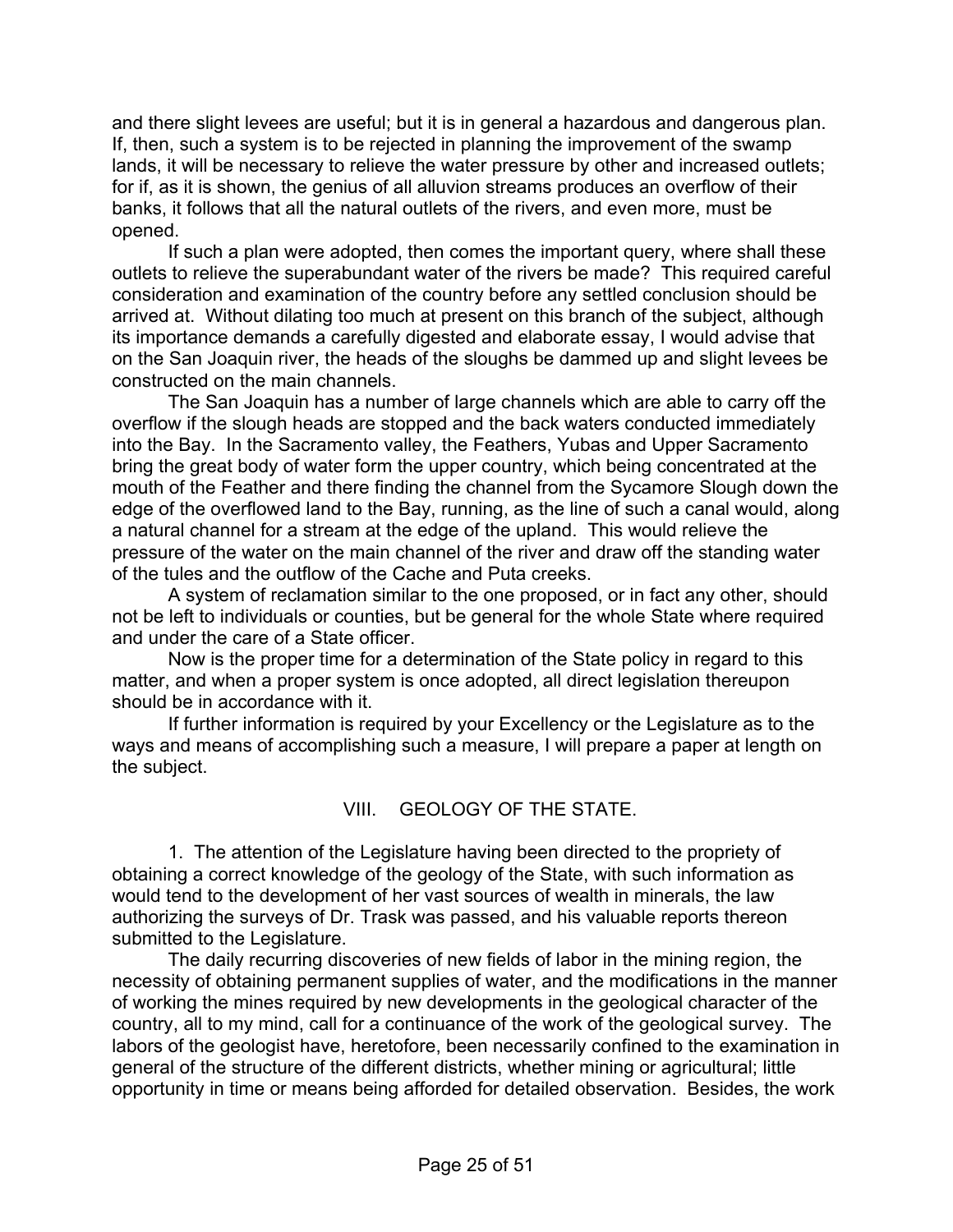and there slight levees are useful; but it is in general a hazardous and dangerous plan. If, then, such a system is to be rejected in planning the improvement of the swamp lands, it will be necessary to relieve the water pressure by other and increased outlets; for if, as it is shown, the genius of all alluvion streams produces an overflow of their banks, it follows that all the natural outlets of the rivers, and even more, must be opened.

If such a plan were adopted, then comes the important query, where shall these outlets to relieve the superabundant water of the rivers be made? This required careful consideration and examination of the country before any settled conclusion should be arrived at. Without dilating too much at present on this branch of the subject, although its importance demands a carefully digested and elaborate essay, I would advise that on the San Joaquin river, the heads of the sloughs be dammed up and slight levees be constructed on the main channels.

The San Joaquin has a number of large channels which are able to carry off the overflow if the slough heads are stopped and the back waters conducted immediately into the Bay. In the Sacramento valley, the Feathers, Yubas and Upper Sacramento bring the great body of water form the upper country, which being concentrated at the mouth of the Feather and there finding the channel from the Sycamore Slough down the edge of the overflowed land to the Bay, running, as the line of such a canal would, along a natural channel for a stream at the edge of the upland. This would relieve the pressure of the water on the main channel of the river and draw off the standing water of the tules and the outflow of the Cache and Puta creeks.

A system of reclamation similar to the one proposed, or in fact any other, should not be left to individuals or counties, but be general for the whole State where required and under the care of a State officer.

Now is the proper time for a determination of the State policy in regard to this matter, and when a proper system is once adopted, all direct legislation thereupon should be in accordance with it.

If further information is required by your Excellency or the Legislature as to the ways and means of accomplishing such a measure, I will prepare a paper at length on the subject.

## VIII. GEOLOGY OF THE STATE.

1. The attention of the Legislature having been directed to the propriety of obtaining a correct knowledge of the geology of the State, with such information as would tend to the development of her vast sources of wealth in minerals, the law authorizing the surveys of Dr. Trask was passed, and his valuable reports thereon submitted to the Legislature.

The daily recurring discoveries of new fields of labor in the mining region, the necessity of obtaining permanent supplies of water, and the modifications in the manner of working the mines required by new developments in the geological character of the country, all to my mind, call for a continuance of the work of the geological survey. The labors of the geologist have, heretofore, been necessarily confined to the examination in general of the structure of the different districts, whether mining or agricultural; little opportunity in time or means being afforded for detailed observation. Besides, the work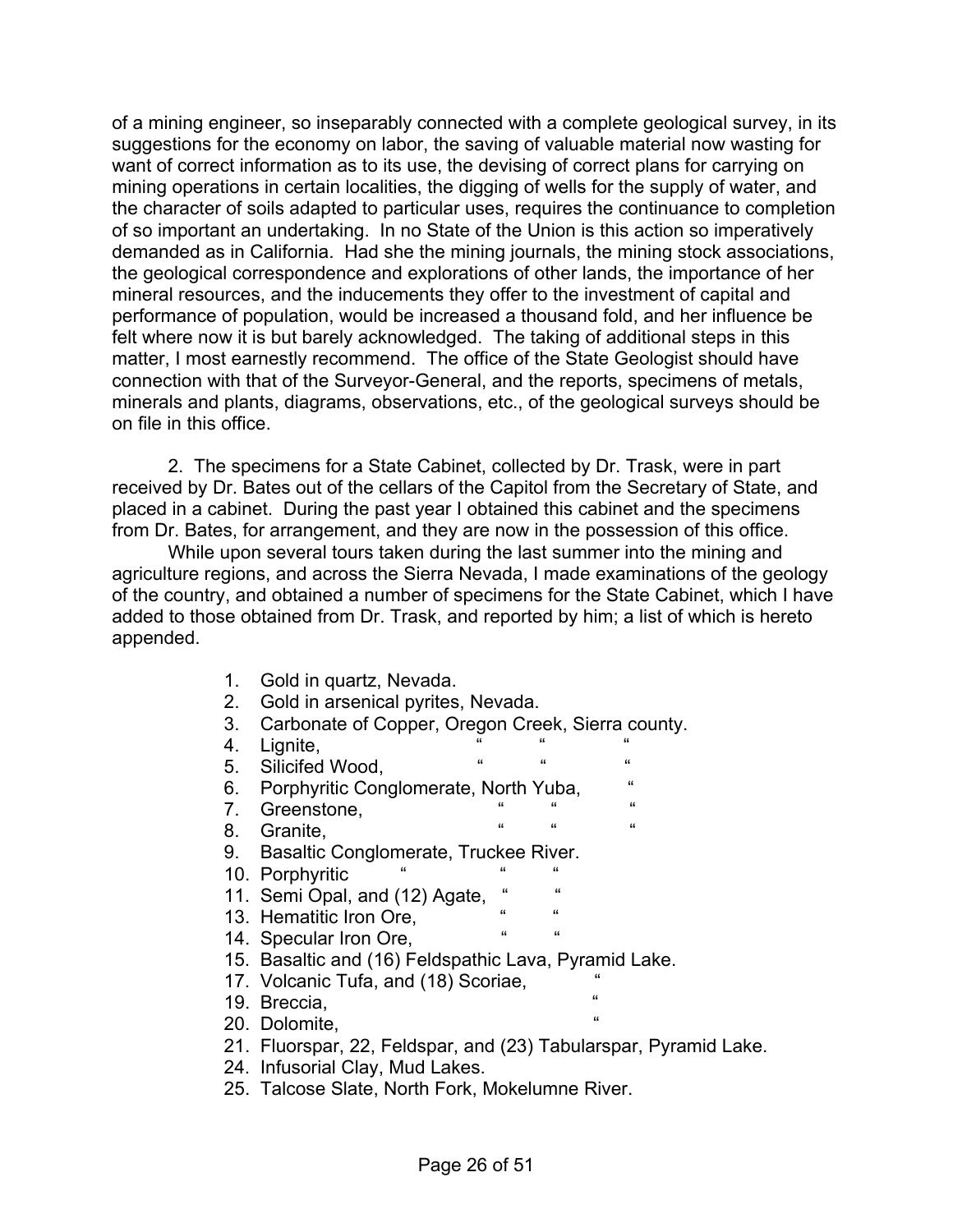of a mining engineer, so inseparably connected with a complete geological survey, in its suggestions for the economy on labor, the saving of valuable material now wasting for want of correct information as to its use, the devising of correct plans for carrying on mining operations in certain localities, the digging of wells for the supply of water, and the character of soils adapted to particular uses, requires the continuance to completion of so important an undertaking. In no State of the Union is this action so imperatively demanded as in California. Had she the mining journals, the mining stock associations, the geological correspondence and explorations of other lands, the importance of her mineral resources, and the inducements they offer to the investment of capital and performance of population, would be increased a thousand fold, and her influence be felt where now it is but barely acknowledged. The taking of additional steps in this matter, I most earnestly recommend. The office of the State Geologist should have connection with that of the Surveyor-General, and the reports, specimens of metals, minerals and plants, diagrams, observations, etc., of the geological surveys should be on file in this office.

2. The specimens for a State Cabinet, collected by Dr. Trask, were in part received by Dr. Bates out of the cellars of the Capitol from the Secretary of State, and placed in a cabinet. During the past year I obtained this cabinet and the specimens from Dr. Bates, for arrangement, and they are now in the possession of this office.

While upon several tours taken during the last summer into the mining and agriculture regions, and across the Sierra Nevada, I made examinations of the geology of the country, and obtained a number of specimens for the State Cabinet, which I have added to those obtained from Dr. Trask, and reported by him; a list of which is hereto appended.

1. Gold in quartz, Nevada.
2. Gold in arsenical pyrites, Nevada.
3. Carbonate of Copper, Oregon Creek, Sierra county.
4. Lignite, " " "
5. Silicifed Wood, " " "
6. Porphyritic Conglomerate, North Yuba, "
7. Greenstone, " " "
8. Granite, " " "
9. Basaltic Conglomerate, Truckee River.
10. Porphyritic " " "
11. Semi Opal, and (12) Agate, " "
13. Hematitic Iron Ore, " "
14. Specular Iron Ore, " "
15. Basaltic and (16) Feldspathic Lava, Pyramid Lake.
17. Volcanic Tufa, and (18) Scoriae, "
19. Breccia, "
20. Dolomite, "
21. Fluorspar, 22, Feldspar, and (23) Tabularspar, Pyramid Lake.
24. Infusorial Clay, Mud Lakes.
25. Talcose Slate, North Fork, Mokelumne River.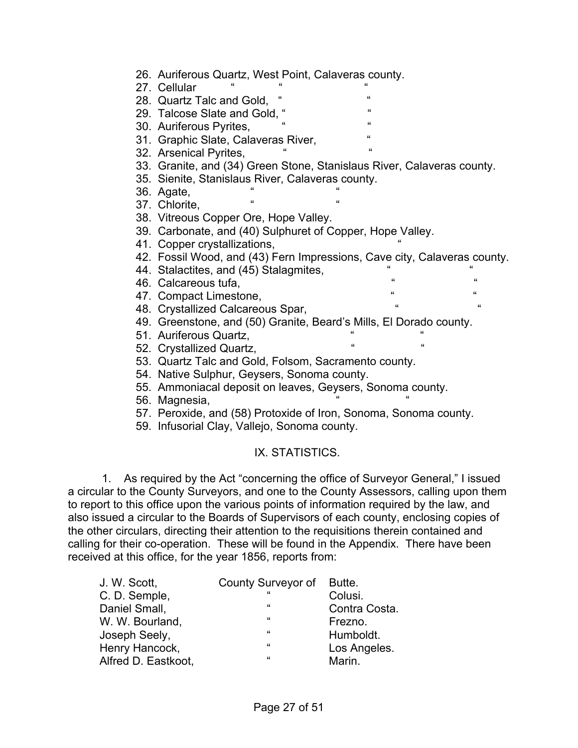26. Auriferous Quartz, West Point, Calaveras county.
27. Cellular " " "
28. Quartz Talc and Gold, " "
29. Talcose Slate and Gold, " "
30. Auriferous Pyrites, " "
31. Graphic Slate, Calaveras River, "
32. Arsenical Pyrites, " "
33. Granite, and (34) Green Stone, Stanislaus River, Calaveras county.
35. Sienite, Stanislaus River, Calaveras county.
36. Agate, " "
37. Chlorite, " "
38. Vitreous Copper Ore, Hope Valley.
39. Carbonate, and (40) Sulphuret of Copper, Hope Valley.
41. Copper crystallizations, "
42. Fossil Wood, and (43) Fern Impressions, Cave city, Calaveras county.
44. Stalactites, and (45) Stalagmites, " "
46. Calcareous tufa, " "
47. Compact Limestone, " "
48. Crystallized Calcareous Spar, " "
49. Greenstone, and (50) Granite, Beard's Mills, El Dorado county.
51. Auriferous Quartz, " "
52. Crystallized Quartz, " "
53. Quartz Talc and Gold, Folsom, Sacramento county.
54. Native Sulphur, Geysers, Sonoma county.
55. Ammoniacal deposit on leaves, Geysers, Sonoma county.
56. Magnesia, " "
57. Peroxide, and (58) Protoxide of Iron, Sonoma, Sonoma county.
59. Infusorial Clay, Vallejo, Sonoma county.

## IX. STATISTICS.

1. As required by the Act "concerning the office of Surveyor General," I issued a circular to the County Surveyors, and one to the County Assessors, calling upon them to report to this office upon the various points of information required by the law, and also issued a circular to the Boards of Supervisors of each county, enclosing copies of the other circulars, directing their attention to the requisitions therein contained and calling for their co-operation. These will be found in the Appendix. There have been received at this office, for the year 1856, reports from:

| | | |
|---|---|---|
| J. W. Scott, | County Surveyor of | Butte. |
| C. D. Semple, | " | Colusi. |
| Daniel Small, | " | Contra Costa. |
| W. W. Bourland, | " | Frezno. |
| Joseph Seely, | " | Humboldt. |
| Henry Hancock, | " | Los Angeles. |
| Alfred D. Eastkoot, | " | Marin. |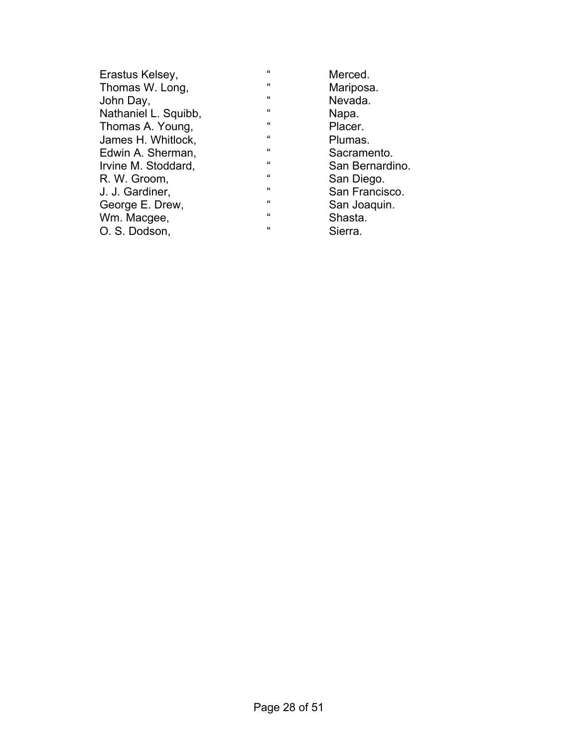| | | |
|---|---|---|
| Erastus Kelsey, | " | Merced. |
| Thomas W. Long, | " | Mariposa. |
| John Day, | " | Nevada. |
| Nathaniel L. Squibb, | " | Napa. |
| Thomas A. Young, | " | Placer. |
| James H. Whitlock, | " | Plumas. |
| Edwin A. Sherman, | " | Sacramento. |
| Irvine M. Stoddard, | " | San Bernardino. |
| R. W. Groom, | " | San Diego. |
| J. J. Gardiner, | " | San Francisco. |
| George E. Drew, | " | San Joaquin. |
| Wm. Macgee, | " | Shasta. |
| O. S. Dodson, | " | Sierra. |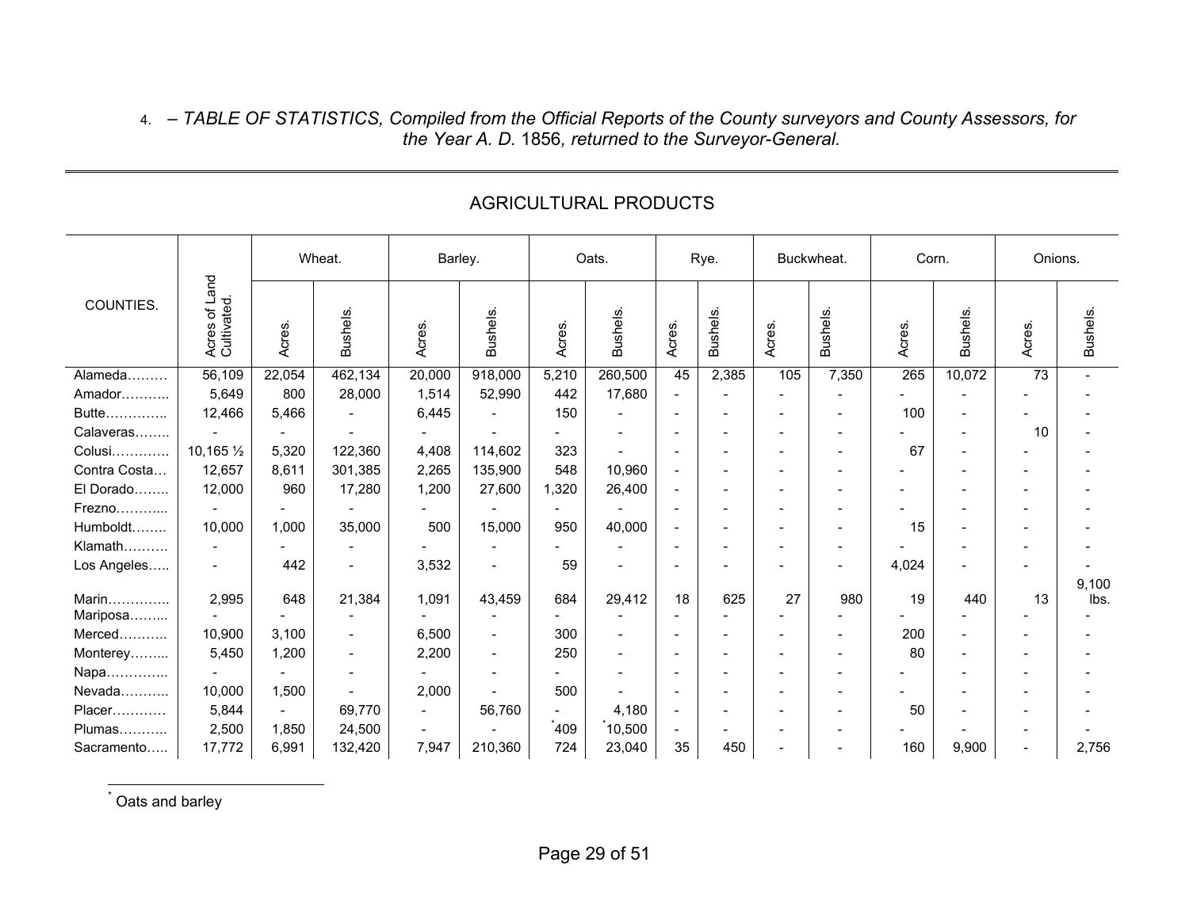4. – *TABLE OF STATISTICS, Compiled from the Official Reports of the County surveyors and County Assessors, for the Year A. D.* 1856, *returned to the Surveyor-General.*

## AGRICULTURAL PRODUCTS

| COUNTIES. | Acres of Land Cultivated. | Wheat. | | Barley. | | Oats. | | Rye. | | Buckwheat. | | Corn. | | Onions. | |
|---|---|---|---|---|---|---|---|---|---|---|---|---|---|---|---|
| | | Acres. | Bushels. | Acres. | Bushels. | Acres. | Bushels. | Acres. | Bushels. | Acres. | Bushels. | Acres. | Bushels. | Acres. | Bushels. |
| Alameda……… | 56,109 | 22,054 | 462,134 | 20,000 | 918,000 | 5,210 | 260,500 | 45 | 2,385 | 105 | 7,350 | 265 | 10,072 | 73 | - |
| Amador……….. | 5,649 | 800 | 28,000 | 1,514 | 52,990 | 442 | 17,680 | - | - | - | - | - | - | - | - |
| Butte………….. | 12,466 | 5,466 | - | 6,445 | - | 150 | - | - | - | - | - | 100 | - | - | - |
| Calaveras…….. | - | - | - | - | - | - | - | - | - | - | - | - | - | 10 | - |
| Colusi………… | 10,165 ½ | 5,320 | 122,360 | 4,408 | 114,602 | 323 | - | - | - | - | - | 67 | - | - | - |
| Contra Costa… | 12,657 | 8,611 | 301,385 | 2,265 | 135,900 | 548 | 10,960 | - | - | - | - | - | - | - | - |
| El Dorado…….. | 12,000 | 960 | 17,280 | 1,200 | 27,600 | 1,320 | 26,400 | - | - | - | - | - | - | - | - |
| Frezno………... | - | - | - | - | - | - | - | - | - | - | - | - | - | - | - |
| Humboldt…….. | 10,000 | 1,000 | 35,000 | 500 | 15,000 | 950 | 40,000 | - | - | - | - | 15 | - | - | - |
| Klamath………. | - | - | - | - | - | - | - | - | - | - | - | - | - | - | - |
| Los Angeles….. | - | 442 | - | 3,532 | - | 59 | - | - | - | - | - | 4,024 | - | - | - |
| Marin…………. | 2,995 | 648 | 21,384 | 1,091 | 43,459 | 684 | 29,412 | 18 | 625 | 27 | 980 | 19 | 440 | 13 | 9,100 lbs. |
| Mariposa……... | - | - | - | - | - | - | - | - | - | - | - | - | - | - | - |
| Merced……….. | 10,900 | 3,100 | - | 6,500 | - | 300 | - | - | - | - | - | 200 | - | - | - |
| Monterey……... | 5,450 | 1,200 | - | 2,200 | - | 250 | - | - | - | - | - | 80 | - | - | - |
| Napa………….. | - | - | - | - | - | - | - | - | - | - | - | - | - | - | - |
| Nevada……….. | 10,000 | 1,500 | - | 2,000 | - | 500 | - | - | - | - | - | - | - | - | - |
| Placer………… | 5,844 | - | 69,770 | - | 56,760 | - | 4,180 | - | - | - | - | 50 | - | - | - |
| Plumas……….. | 2,500 | 1,850 | 24,500 | - | - | *409 | *10,500 | - | - | - | - | - | - | - | - |
| Sacramento….. | 17,772 | 6,991 | 132,420 | 7,947 | 210,360 | 724 | 23,040 | 35 | 450 | - | - | 160 | 9,900 | - | 2,756 |

* Oats and barley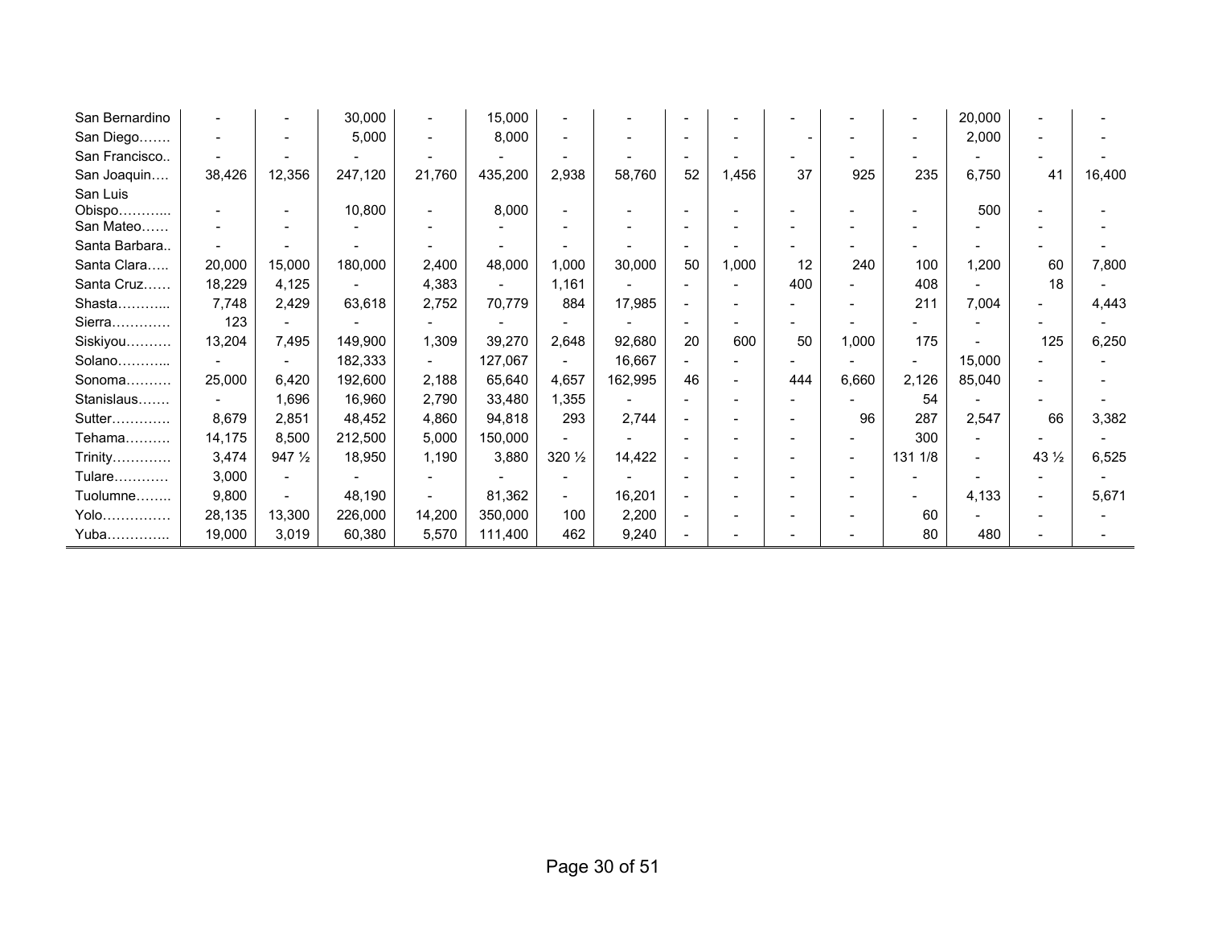| | | | | | | | | | | | | | | | |
|---|---|---|---|---|---|---|---|---|---|---|---|---|---|---|---|
| San Bernardino | - | - | 30,000 | - | 15,000 | - | - | - | - | - | - | - | 20,000 | - | - |
| San Diego……. | - | - | 5,000 | - | 8,000 | - | - | - | - | - | - | - | 2,000 | - | - |
| San Francisco.. | - | - | - | - | - | - | - | - | - | - | - | - | - | - | - |
| San Joaquin…. | 38,426 | 12,356 | 247,120 | 21,760 | 435,200 | 2,938 | 58,760 | 52 | 1,456 | 37 | 925 | 235 | 6,750 | 41 | 16,400 |
| San Luis Obispo……….. | - | - | 10,800 | - | 8,000 | - | - | - | - | - | - | - | 500 | - | - |
| San Mateo…… | - | - | - | - | - | - | - | - | - | - | - | - | - | - | - |
| Santa Barbara.. | - | - | - | - | - | - | - | - | - | - | - | - | - | - | - |
| Santa Clara….. | 20,000 | 15,000 | 180,000 | 2,400 | 48,000 | 1,000 | 30,000 | 50 | 1,000 | 12 | 240 | 100 | 1,200 | 60 | 7,800 |
| Santa Cruz…… | 18,229 | 4,125 | - | 4,383 | - | 1,161 | - | - | - | 400 | - | 408 | - | 18 | - |
| Shasta……….. | 7,748 | 2,429 | 63,618 | 2,752 | 70,779 | 884 | 17,985 | - | - | - | - | 211 | 7,004 | - | 4,443 |
| Sierra………… | 123 | - | - | - | - | - | - | - | - | - | - | - | - | - | - |
| Siskiyou………. | 13,204 | 7,495 | 149,900 | 1,309 | 39,270 | 2,648 | 92,680 | 20 | 600 | 50 | 1,000 | 175 | - | 125 | 6,250 |
| Solano……….. | - | - | 182,333 | - | 127,067 | - | 16,667 | - | - | - | - | - | 15,000 | - | - |
| Sonoma………. | 25,000 | 6,420 | 192,600 | 2,188 | 65,640 | 4,657 | 162,995 | 46 | - | 444 | 6,660 | 2,126 | 85,040 | - | - |
| Stanislaus……. | - | 1,696 | 16,960 | 2,790 | 33,480 | 1,355 | - | - | - | - | - | 54 | - | - | - |
| Sutter…………. | 8,679 | 2,851 | 48,452 | 4,860 | 94,818 | 293 | 2,744 | - | - | - | 96 | 287 | 2,547 | 66 | 3,382 |
| Tehama………. | 14,175 | 8,500 | 212,500 | 5,000 | 150,000 | - | - | - | - | - | - | 300 | - | - | - |
| Trinity…………. | 3,474 | 947 ½ | 18,950 | 1,190 | 3,880 | 320 ½ | 14,422 | - | - | - | - | 131 1/8 | - | 43 ½ | 6,525 |
| Tulare………… | 3,000 | - | - | - | - | - | - | - | - | - | - | - | - | - | - |
| Tuolumne…….. | 9,800 | - | 48,190 | - | 81,362 | - | 16,201 | - | - | - | - | - | 4,133 | - | 5,671 |
| Yolo…………… | 28,135 | 13,300 | 226,000 | 14,200 | 350,000 | 100 | 2,200 | - | - | - | - | 60 | - | - | - |
| Yuba………….. | 19,000 | 3,019 | 60,380 | 5,570 | 111,400 | 462 | 9,240 | - | - | - | - | 80 | 480 | - | - |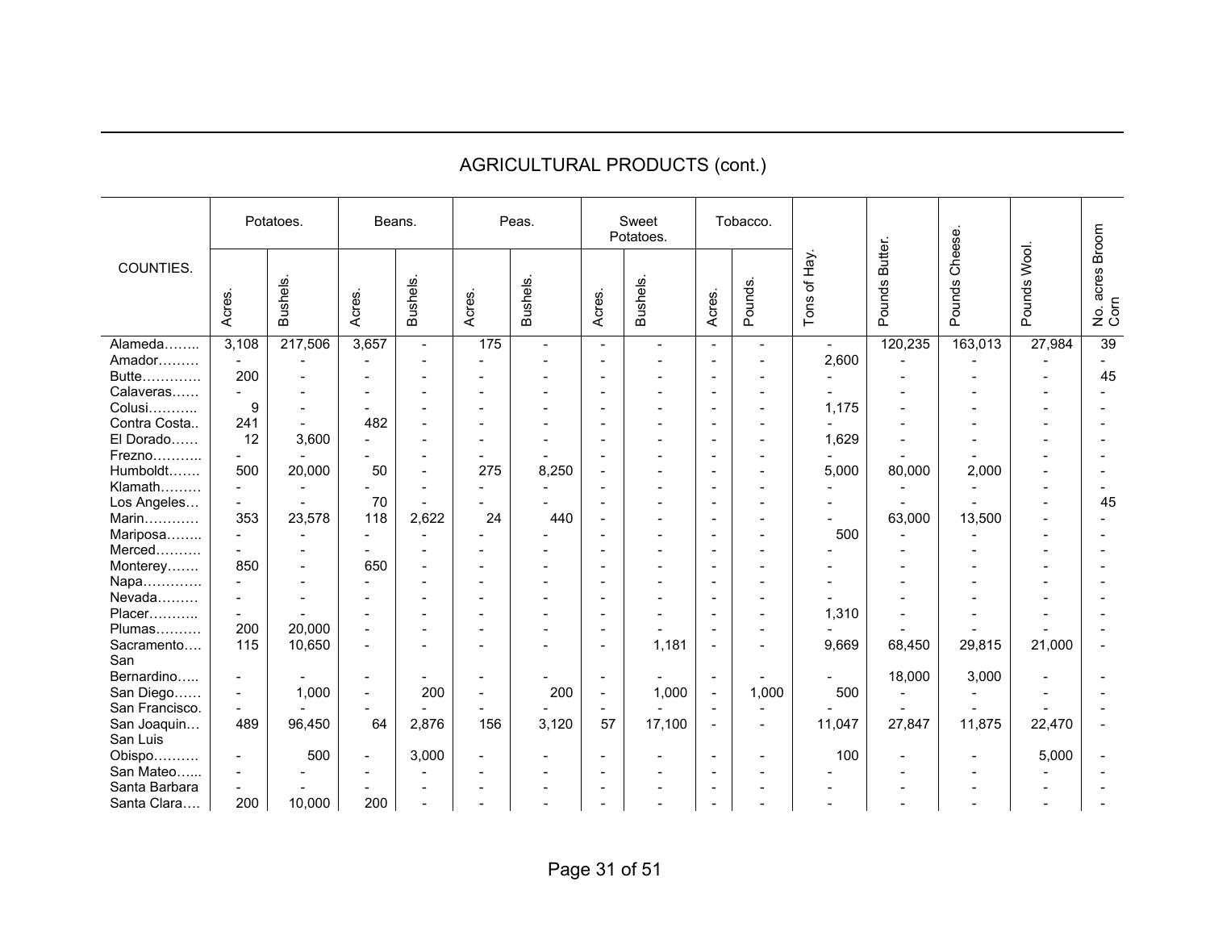## AGRICULTURAL PRODUCTS (cont.)

| COUNTIES. | Potatoes. | | Beans. | | Peas. | | Sweet Potatoes. | | Tobacco. | | Tons of Hay. | Pounds Butter. | Pounds Cheese. | Pounds Wool. | No. acres Broom Corn |
|---|---|---|---|---|---|---|---|---|---|---|---|---|---|---|---|
| | Acres. | Bushels. | Acres. | Bushels. | Acres. | Bushels. | Acres. | Bushels. | Acres. | Pounds. | | | | | |
| Alameda…….. | 3,108 | 217,506 | 3,657 | - | 175 | - | - | - | - | - | - | 120,235 | 163,013 | 27,984 | 39 |
| Amador……… | - | - | - | - | - | - | - | - | - | - | 2,600 | - | - | - | - |
| Butte…………. | 200 | - | - | - | - | - | - | - | - | - | - | - | - | - | 45 |
| Calaveras…… | - | - | - | - | - | - | - | - | - | - | - | - | - | - | - |
| Colusi……….. | 9 | - | - | - | - | - | - | - | - | - | 1,175 | - | - | - | - |
| Contra Costa.. | 241 | - | 482 | - | - | - | - | - | - | - | - | - | - | - | - |
| El Dorado…… | 12 | 3,600 | - | - | - | - | - | - | - | - | 1,629 | - | - | - | - |
| Frezno……….. | - | - | - | - | - | - | - | - | - | - | - | - | - | - | - |
| Humboldt……. | 500 | 20,000 | 50 | - | 275 | 8,250 | - | - | - | - | 5,000 | 80,000 | 2,000 | - | - |
| Klamath……… | - | - | - | - | - | - | - | - | - | - | - | - | - | - | - |
| Los Angeles… | - | - | 70 | - | - | - | - | - | - | - | - | - | - | - | 45 |
| Marin………… | 353 | 23,578 | 118 | 2,622 | 24 | 440 | - | - | - | - | - | 63,000 | 13,500 | - | - |
| Mariposa…….. | - | - | - | - | - | - | - | - | - | - | 500 | - | - | - | - |
| Merced………. | - | - | - | - | - | - | - | - | - | - | - | - | - | - | - |
| Monterey……. | 850 | - | 650 | - | - | - | - | - | - | - | - | - | - | - | - |
| Napa………… | - | - | - | - | - | - | - | - | - | - | - | - | - | - | - |
| Nevada……… | - | - | - | - | - | - | - | - | - | - | - | - | - | - | - |
| Placer……….. | - | - | - | - | - | - | - | - | - | - | 1,310 | - | - | - | - |
| Plumas………. | 200 | 20,000 | - | - | - | - | - | - | - | - | - | - | - | - | - |
| Sacramento…. | 115 | 10,650 | - | - | - | - | - | 1,181 | - | - | 9,669 | 68,450 | 29,815 | 21,000 | - |
| San Bernardino….. | - | - | - | - | - | - | - | - | - | - | - | 18,000 | 3,000 | - | - |
| San Diego…… | - | 1,000 | - | 200 | - | 200 | - | 1,000 | - | 1,000 | 500 | - | - | - | - |
| San Francisco. | - | - | - | - | - | - | - | - | - | - | - | - | - | - | - |
| San Joaquin… | 489 | 96,450 | 64 | 2,876 | 156 | 3,120 | 57 | 17,100 | - | - | 11,047 | 27,847 | 11,875 | 22,470 | - |
| San Luis Obispo………. | - | 500 | - | 3,000 | - | - | - | - | - | - | 100 | - | - | 5,000 | - |
| San Mateo…... | - | - | - | - | - | - | - | - | - | - | - | - | - | - | - |
| Santa Barbara | - | - | - | - | - | - | - | - | - | - | - | - | - | - | - |
| Santa Clara…. | 200 | 10,000 | 200 | - | - | - | - | - | - | - | - | - | - | - | - |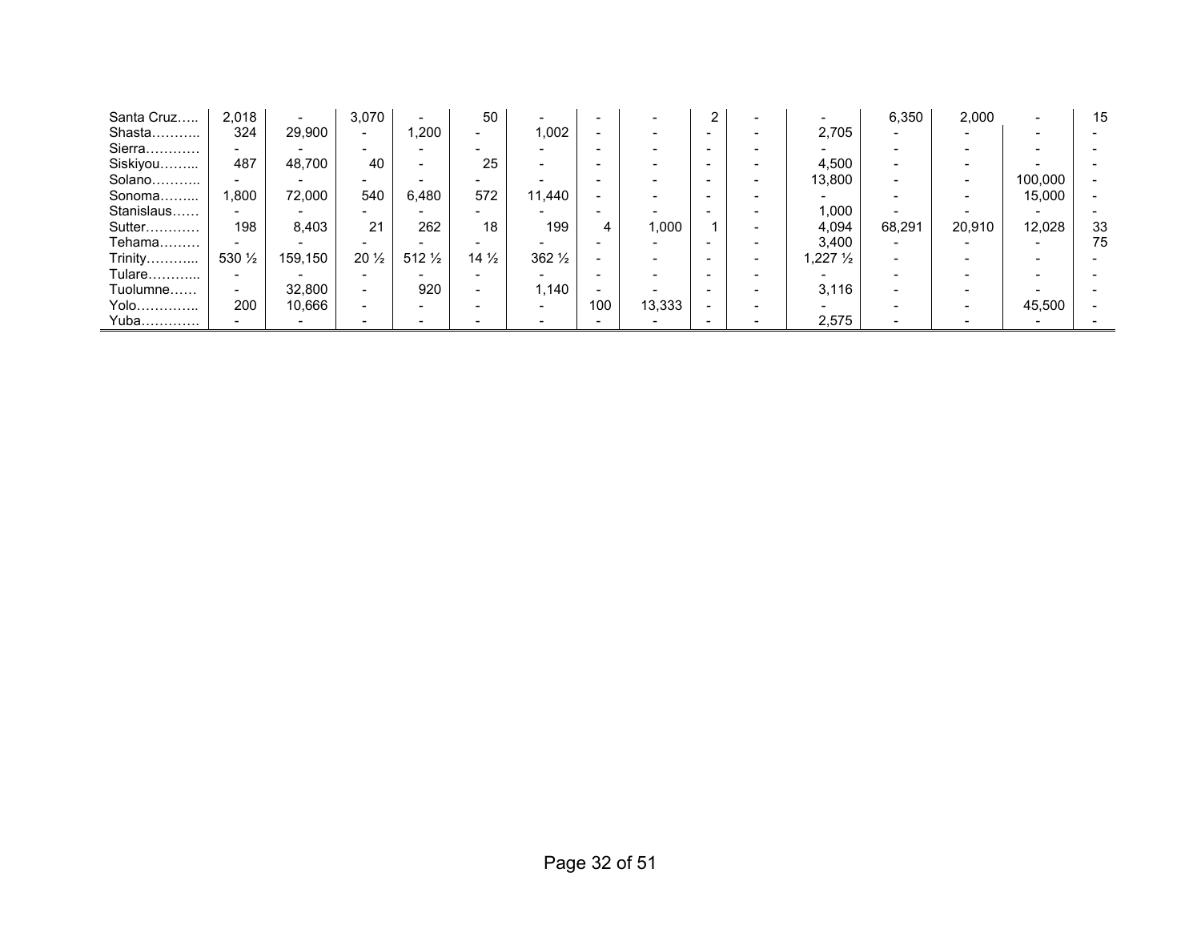| | | | | | | | | | | | | | | | |
|---|---|---|---|---|---|---|---|---|---|---|---|---|---|---|---|
| Santa Cruz….. | 2,018 | - | 3,070 | - | 50 | - | - | - | 2 | - | - | 6,350 | 2,000 | - | 15 |
| Shasta……….. | 324 | 29,900 | - | 1,200 | - | 1,002 | - | - | - | - | 2,705 | - | - | - | - |
| Sierra………… | - | - | - | - | - | - | - | - | - | - | - | - | - | - | - |
| Siskiyou……... | 487 | 48,700 | 40 | - | 25 | - | - | - | - | - | 4,500 | - | - | - | - |
| Solano……….. | - | - | - | - | - | - | - | - | - | - | 13,800 | - | - | 100,000 | - |
| Sonoma……... | 1,800 | 72,000 | 540 | 6,480 | 572 | 11,440 | - | - | - | - | - | - | - | 15,000 | - |
| Stanislaus…… | - | - | - | - | - | - | - | - | - | - | 1,000 | - | - | - | - |
| Sutter………… | 198 | 8,403 | 21 | 262 | 18 | 199 | 4 | 1,000 | 1 | - | 4,094 | 68,291 | 20,910 | 12,028 | 33 |
| Tehama……… | - | - | - | - | - | - | - | - | - | - | 3,400 | - | - | - | 75 |
| Trinity………... | 530 ½ | 159,150 | 20 ½ | 512 ½ | 14 ½ | 362 ½ | - | - | - | - | 1,227 ½ | - | - | - | - |
| Tulare………... | - | - | - | - | - | - | - | - | - | - | - | - | - | - | - |
| Tuolumne…… | - | 32,800 | - | 920 | - | 1,140 | - | - | - | - | 3,116 | - | - | - | - |
| Yolo………….. | 200 | 10,666 | - | - | - | - | 100 | 13,333 | - | - | - | - | - | 45,500 | - |
| Yuba…………. | - | - | - | - | - | - | - | - | - | - | 2,575 | - | - | - | - |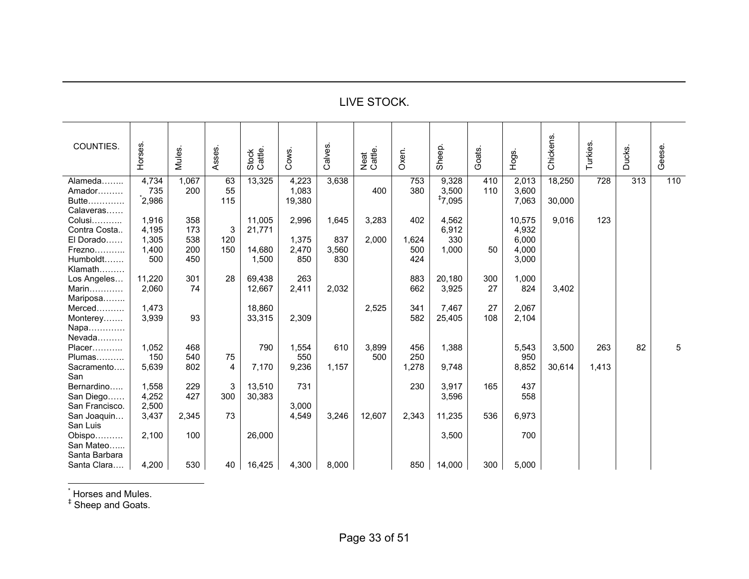## LIVE STOCK.

| COUNTIES. | Horses. | Mules. | Asses. | Stock Cattle. | Cows. | Calves. | Neat Cattle. | Oxen. | Sheep. | Goats. | Hogs. | Chickens. | Turkies. | Ducks. | Geese. |
|---|---|---|---|---|---|---|---|---|---|---|---|---|---|---|---|
| Alameda…….. | 4,734 | 1,067 | 63 | 13,325 | 4,223 | 3,638 | | 753 | 9,328 | 410 | 2,013 | 18,250 | 728 | 313 | 110 |
| Amador……… | 735 | 200 | 55 | | 1,083 | | 400 | 380 | 3,500 | 110 | 3,600 | | | | |
| Butte…………. | *2,986 | | 115 | | 19,380 | | | | ‡7,095 | | 7,063 | 30,000 | | | |
| Calaveras…… | | | | | | | | | | | | | | | |
| Colusi……….. | 1,916 | 358 | | 11,005 | 2,996 | 1,645 | 3,283 | 402 | 4,562 | | 10,575 | 9,016 | 123 | | |
| Contra Costa.. | 4,195 | 173 | 3 | 21,771 | | | | | 6,912 | | 4,932 | | | | |
| El Dorado…… | 1,305 | 538 | 120 | | 1,375 | 837 | 2,000 | 1,624 | 330 | | 6,000 | | | | |
| Frezno……….. | 1,400 | 200 | 150 | 14,680 | 2,470 | 3,560 | | 500 | 1,000 | 50 | 4,000 | | | | |
| Humboldt……. | 500 | 450 | | 1,500 | 850 | 830 | | 424 | | | 3,000 | | | | |
| Klamath……… | | | | | | | | | | | | | | | |
| Los Angeles… | 11,220 | 301 | 28 | 69,438 | 263 | | | 883 | 20,180 | 300 | 1,000 | | | | |
| Marin………… | 2,060 | 74 | | 12,667 | 2,411 | 2,032 | | 662 | 3,925 | 27 | 824 | 3,402 | | | |
| Mariposa…….. | | | | | | | | | | | | | | | |
| Merced………. | 1,473 | | | 18,860 | | | 2,525 | 341 | 7,467 | 27 | 2,067 | | | | |
| Monterey……. | 3,939 | 93 | | 33,315 | 2,309 | | | 582 | 25,405 | 108 | 2,104 | | | | |
| Napa………… | | | | | | | | | | | | | | | |
| Nevada……… | | | | | | | | | | | | | | | |
| Placer……….. | 1,052 | 468 | | 790 | 1,554 | 610 | 3,899 | 456 | 1,388 | | 5,543 | 3,500 | 263 | 82 | 5 |
| Plumas………. | 150 | 540 | 75 | | 550 | | 500 | 250 | | | 950 | | | | |
| Sacramento…. | 5,639 | 802 | 4 | 7,170 | 9,236 | 1,157 | | 1,278 | 9,748 | | 8,852 | 30,614 | 1,413 | | |
| San Bernardino….. | 1,558 | 229 | 3 | 13,510 | 731 | | | 230 | 3,917 | 165 | 437 | | | | |
| San Diego…… | 4,252 | 427 | 300 | 30,383 | | | | | 3,596 | | 558 | | | | |
| San Francisco. | 2,500 | | | | 3,000 | | | | | | | | | | |
| San Joaquin… | 3,437 | 2,345 | 73 | | 4,549 | 3,246 | 12,607 | 2,343 | 11,235 | 536 | 6,973 | | | | |
| San Luis Obispo………. | 2,100 | 100 | | 26,000 | | | | | 3,500 | | 700 | | | | |
| San Mateo…... | | | | | | | | | | | | | | | |
| Santa Barbara | | | | | | | | | | | | | | | |
| Santa Clara…. | 4,200 | 530 | 40 | 16,425 | 4,300 | 8,000 | | 850 | 14,000 | 300 | 5,000 | | | | |

\* Horses and Mules.

‡ Sheep and Goats.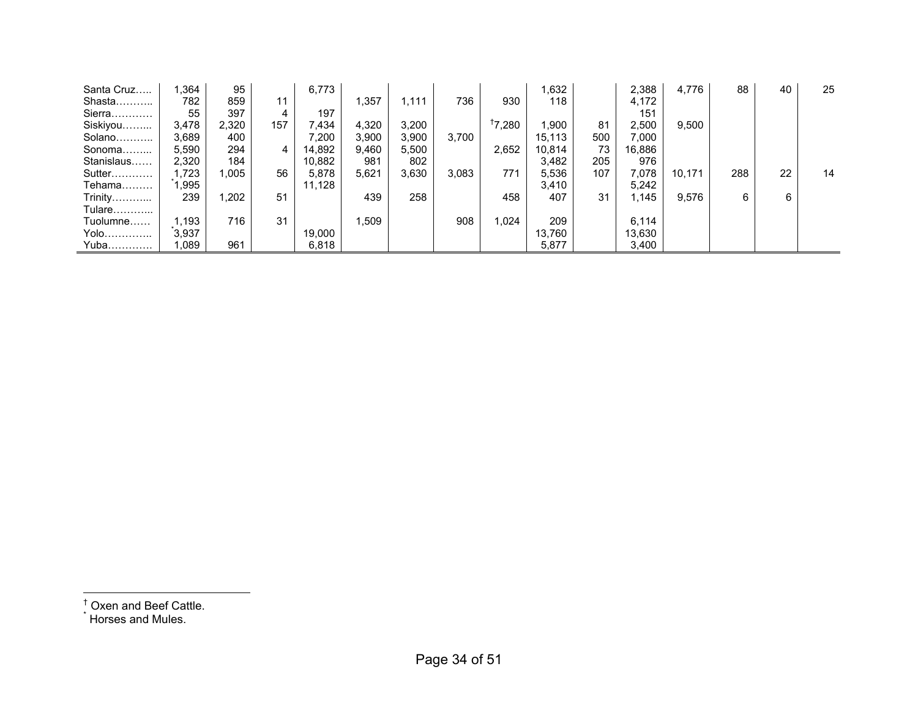| | | | | | | | | | | | | | | | |
|---|---|---|---|---|---|---|---|---|---|---|---|---|---|---|---|
| Santa Cruz….. | 1,364 | 95 | | 6,773 | | | | | 1,632 | | 2,388 | 4,776 | 88 | 40 | 25 |
| Shasta……….. | 782 | 859 | 11 | | 1,357 | 1,111 | 736 | 930 | 118 | | 4,172 | | | | |
| Sierra………… | 55 | 397 | 4 | 197 | | | | | | | 151 | | | | |
| Siskiyou……... | 3,478 | 2,320 | 157 | 7,434 | 4,320 | 3,200 | | [†]7,280 | 1,900 | 81 | 2,500 | 9,500 | | | |
| Solano……….. | 3,689 | 400 | | 7,200 | 3,900 | 3,900 | 3,700 | | 15,113 | 500 | 7,000 | | | | |
| Sonoma……... | 5,590 | 294 | 4 | 14,892 | 9,460 | 5,500 | | 2,652 | 10,814 | 73 | 16,886 | | | | |
| Stanislaus…… | 2,320 | 184 | | 10,882 | 981 | 802 | | | 3,482 | 205 | 976 | | | | |
| Sutter………… | 1,723 | 1,005 | 56 | 5,878 | 5,621 | 3,630 | 3,083 | 771 | 5,536 | 107 | 7,078 | 10,171 | 288 | 22 | 14 |
| Tehama……… | [*]1,995 | | | 11,128 | | | | | 3,410 | | 5,242 | | | | |
| Trinity……….. | 239 | 1,202 | 51 | | 439 | 258 | | 458 | 407 | 31 | 1,145 | 9,576 | 6 | 6 | |
| Tulare………... | | | | | | | | | | | | | | | |
| Tuolumne…… | 1,193 | 716 | 31 | | 1,509 | | 908 | 1,024 | 209 | | 6,114 | | | | |
| Yolo………….. | [*]3,937 | | | 19,000 | | | | | 13,760 | | 13,630 | | | | |
| Yuba………… | 1,089 | 961 | | 6,818 | | | | | 5,877 | | 3,400 | | | | |

[†] Oxen and Beef Cattle.
[*] Horses and Mules.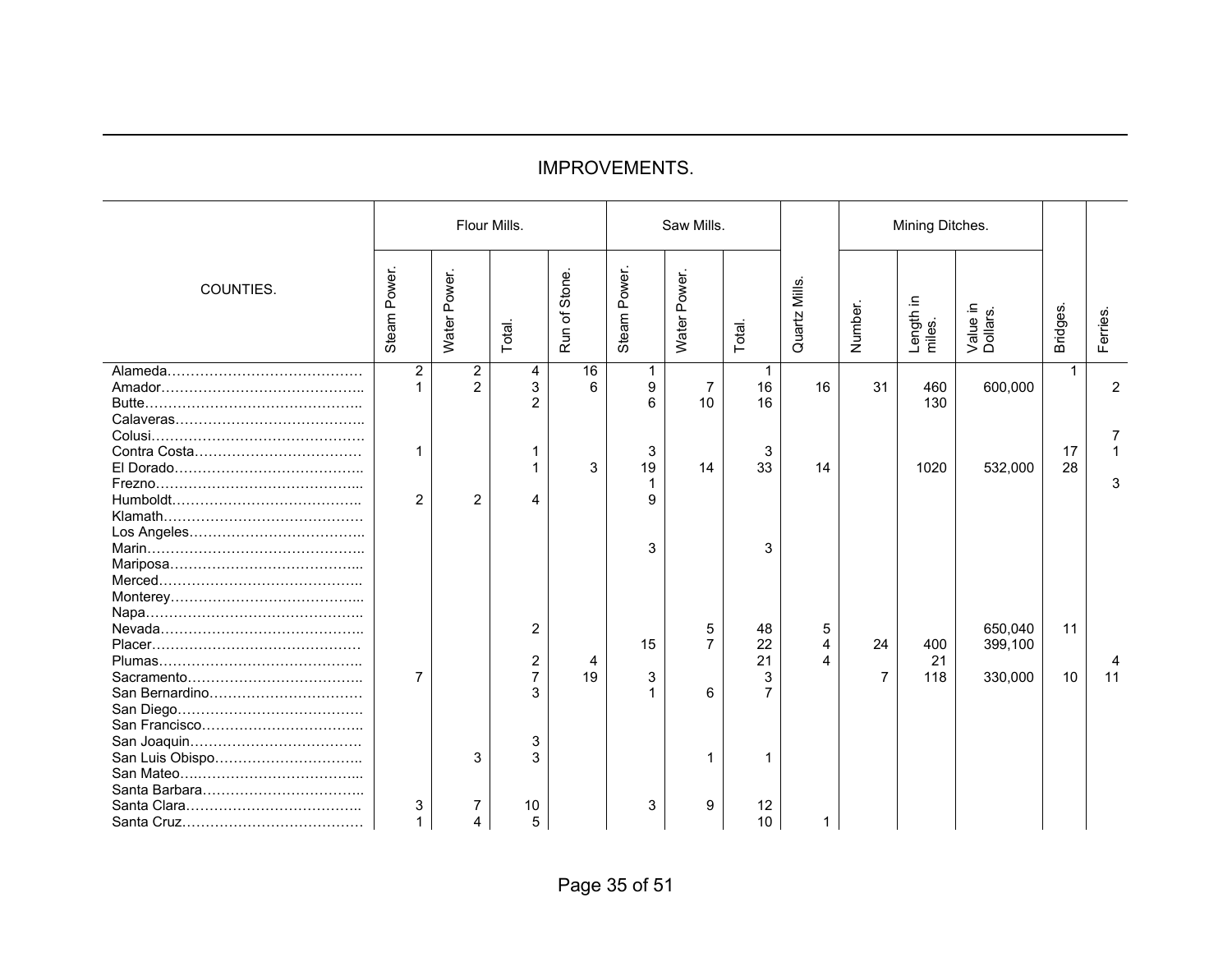# IMPROVEMENTS.

| COUNTIES. | Flour Mills. | | | | Saw Mills. | | | Quartz Mills. | Mining Ditches. | | | Bridges. | Ferries. |
|---|---|---|---|---|---|---|---|---|---|---|---|---|---|
| | Steam Power. | Water Power. | Total. | Run of Stone. | Steam Power. | Water Power. | Total. | | Number. | Length in miles. | Value in Dollars. | | |
| Alameda…………………………………… | 2 | 2 | 4 | 16 | 1 | | 1 | | | | | 1 | |
| Amador…………………………………….. | 1 | 2 | 3 | 6 | 9 | 7 | 16 | 16 | 31 | 460 | 600,000 | | 2 |
| Butte……………………………………….. | | | 2 | | 6 | 10 | 16 | | | 130 | | | |
| Calaveras………………………………….. | | | | | | | | | | | | | |
| Colusi……………………………………… | | | | | | | | | | | | | 7 |
| Contra Costa……………………………… | 1 | | 1 | | 3 | | 3 | | | | | 17 | 1 |
| El Dorado………………………………….. | | | 1 | 3 | 19 | 14 | 33 | 14 | | 1020 | 532,000 | 28 | |
| Frezno……………………………………... | | | | | 1 | | | | | | | | 3 |
| Humboldt………………………………….. | 2 | 2 | 4 | | 9 | | | | | | | | |
| Klamath…………………………………… | | | | | | | | | | | | | |
| Los Angeles……………………………….. | | | | | | | | | | | | | |
| Marin……………………………………….. | | | | | 3 | | 3 | | | | | | |
| Mariposa…………………………………... | | | | | | | | | | | | | |
| Merced…………………………………….. | | | | | | | | | | | | | |
| Monterey…………………………………... | | | | | | | | | | | | | |
| Napa……………………………………….. | | | | | | | | | | | | | |
| Nevada…………………………………….. | | | 2 | | | 5 | 48 | 5 | | | 650,040 | 11 | |
| Placer……………………………………… | | | | | 15 | 7 | 22 | 4 | 24 | 400 | 399,100 | | |
| Plumas…………………………………….. | | | 2 | 4 | | | 21 | 4 | | 21 | | | 4 |
| Sacramento……………………………….. | 7 | | 7 | 19 | 3 | | 3 | | 7 | 118 | 330,000 | 10 | 11 |
| San Bernardino…………………………… | | | 3 | | 1 | 6 | 7 | | | | | | |
| San Diego…………………………………. | | | | | | | | | | | | | |
| San Francisco…………………………….. | | | | | | | | | | | | | |
| San Joaquin………………………………. | | | 3 | | | | | | | | | | |
| San Luis Obispo………………………….. | | 3 | 3 | | | 1 | 1 | | | | | | |
| San Mateo…………………………………... | | | | | | | | | | | | | |
| Santa Barbara…………………………….. | | | | | | | | | | | | | |
| Santa Clara……………………………….. | 3 | 7 | 10 | | 3 | 9 | 12 | | | | | | |
| Santa Cruz………………………………… | 1 | 4 | 5 | | | | 10 | 1 | | | | | |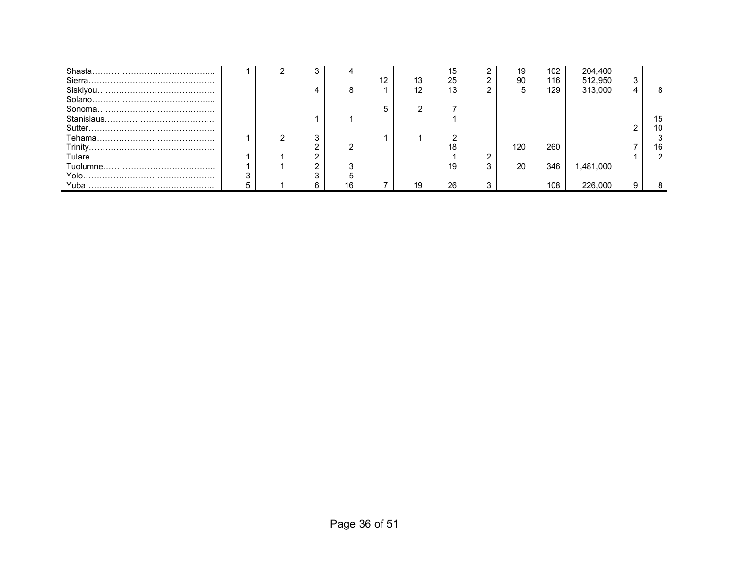| | | | | | | | | | | | | | |
|---|---|---|---|---|---|---|---|---|---|---|---|---|---|
| Shasta……………………………………... | 1 | 2 | 3 | 4 | | | 15 | 2 | 19 | 102 | 204,400 | | |
| Sierra………………………………………. | | | | | 12 | 13 | 25 | 2 | 90 | 116 | 512,950 | 3 | |
| Siskiyou……………………………………. | | | 4 | 8 | 1 | 12 | 13 | 2 | 5 | 129 | 313,000 | 4 | 8 |
| Solano……………………………………... | | | | | | | | | | | | | |
| Sonoma……………………………………. | | | | | 5 | 2 | 7 | | | | | | |
| Stanislaus…………………………………. | | | 1 | 1 | | | 1 | | | | | | 15 |
| Sutter………………………………………. | | | | | | | | | | | | 2 | 10 |
| Tehama……………………………………. | 1 | 2 | 3 | | 1 | 1 | 2 | | | | | | 3 |
| Trinity………………………………………. | | | 2 | 2 | | | 18 | | 120 | 260 | | 7 | 16 |
| Tulare……………………………………... | 1 | 1 | 2 | | | | 1 | 2 | | | | 1 | 2 |
| Tuolumne………………………………….. | 1 | 1 | 2 | 3 | | | 19 | 3 | 20 | 346 | 1,481,000 | | |
| Yolo…………………………………………. | 3 | | 3 | 5 | | | | | | | | | |
| Yuba……………………………………….. | 5 | 1 | 6 | 16 | 7 | 19 | 26 | 3 | | 108 | 226,000 | 9 | 8 |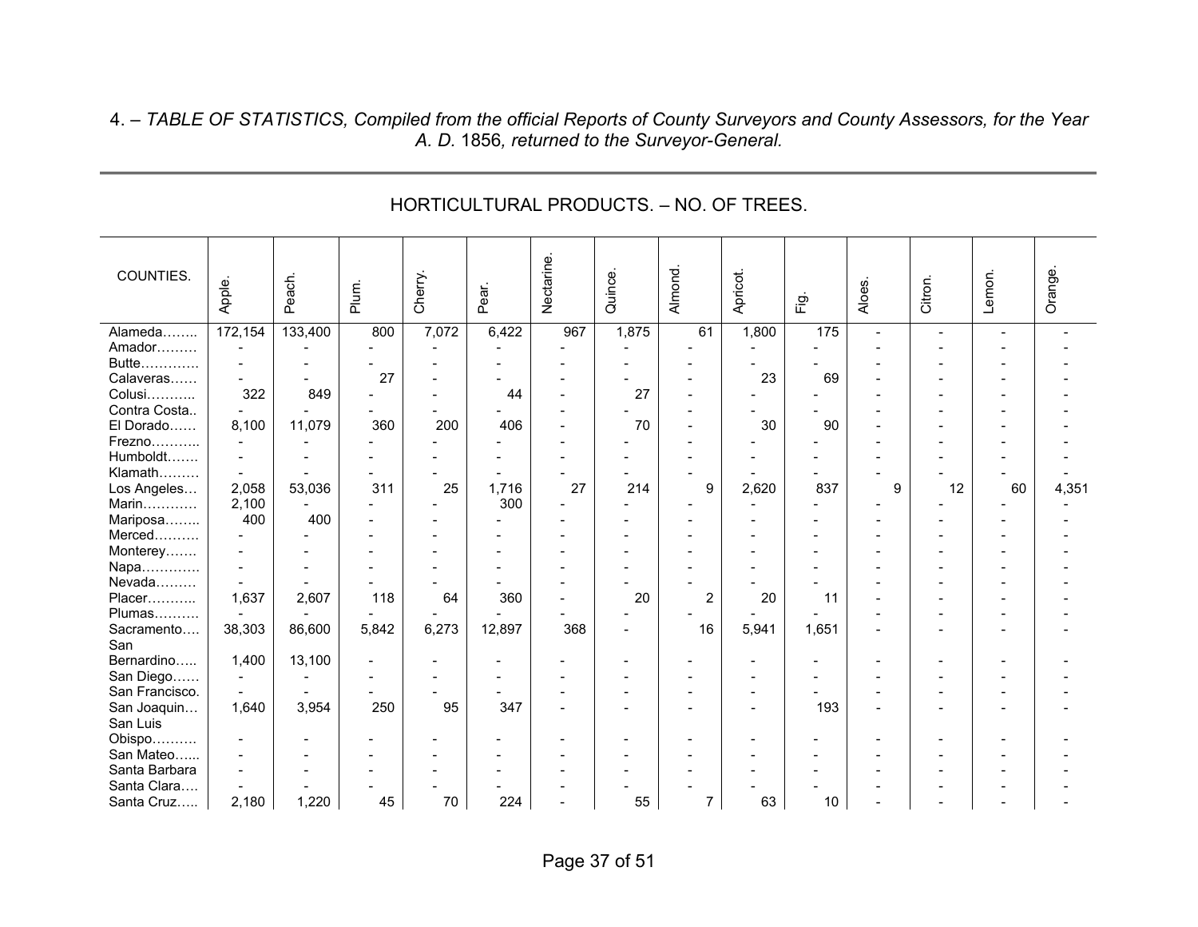4. – *TABLE OF STATISTICS, Compiled from the official Reports of County Surveyors and County Assessors, for the Year A. D.* 1856*, returned to the Surveyor-General.*

HORTICULTURAL PRODUCTS. – NO. OF TREES.

| COUNTIES. | Apple. | Peach. | Plum. | Cherry. | Pear. | Nectarine. | Quince. | Almond. | Apricot. | Fig. | Aloes. | Citron. | Lemon. | Orange. |
|---|---|---|---|---|---|---|---|---|---|---|---|---|---|---|
| Alameda…….. | 172,154 | 133,400 | 800 | 7,072 | 6,422 | 967 | 1,875 | 61 | 1,800 | 175 | - | - | - | - |
| Amador……… | - | - | - | - | - | - | - | - | - | - | - | - | - | - |
| Butte…………. | - | - | - | - | - | - | - | - | - | - | - | - | - | - |
| Calaveras…… | - | - | 27 | - | - | - | - | - | 23 | 69 | - | - | - | - |
| Colusi……….. | 322 | 849 | - | - | 44 | - | 27 | - | - | - | - | - | - | - |
| Contra Costa.. | - | - | - | - | - | - | - | - | - | - | - | - | - | - |
| El Dorado…… | 8,100 | 11,079 | 360 | 200 | 406 | - | 70 | - | 30 | 90 | - | - | - | - |
| Frezno……….. | - | - | - | - | - | - | - | - | - | - | - | - | - | - |
| Humboldt……. | - | - | - | - | - | - | - | - | - | - | - | - | - | - |
| Klamath……… | - | - | - | - | - | - | - | - | - | - | - | - | - | - |
| Los Angeles… | 2,058 | 53,036 | 311 | 25 | 1,716 | 27 | 214 | 9 | 2,620 | 837 | 9 | 12 | 60 | 4,351 |
| Marin………… | 2,100 | - | - | - | 300 | - | - | - | - | - | - | - | - | - |
| Mariposa…….. | 400 | 400 | - | - | - | - | - | - | - | - | - | - | - | - |
| Merced………. | - | - | - | - | - | - | - | - | - | - | - | - | - | - |
| Monterey……. | - | - | - | - | - | - | - | - | - | - | - | - | - | - |
| Napa…………. | - | - | - | - | - | - | - | - | - | - | - | - | - | - |
| Nevada……… | - | - | - | - | - | - | - | - | - | - | - | - | - | - |
| Placer……….. | 1,637 | 2,607 | 118 | 64 | 360 | - | 20 | 2 | 20 | 11 | - | - | - | - |
| Plumas………. | - | - | - | - | - | - | - | - | - | - | - | - | - | - |
| Sacramento…. | 38,303 | 86,600 | 5,842 | 6,273 | 12,897 | 368 | - | 16 | 5,941 | 1,651 | - | - | - | - |
| San Bernardino….. | 1,400 | 13,100 | - | - | - | - | - | - | - | - | - | - | - | - |
| San Diego…… | - | - | - | - | - | - | - | - | - | - | - | - | - | - |
| San Francisco. | - | - | - | - | - | - | - | - | - | - | - | - | - | - |
| San Joaquin… | 1,640 | 3,954 | 250 | 95 | 347 | - | - | - | - | 193 | - | - | - | - |
| San Luis Obispo………. | - | - | - | - | - | - | - | - | - | - | - | - | - | - |
| San Mateo…... | - | - | - | - | - | - | - | - | - | - | - | - | - | - |
| Santa Barbara | - | - | - | - | - | - | - | - | - | - | - | - | - | - |
| Santa Clara…. | - | - | - | - | - | - | - | - | - | - | - | - | - | - |
| Santa Cruz….. | 2,180 | 1,220 | 45 | 70 | 224 | - | 55 | 7 | 63 | 10 | - | - | - | - |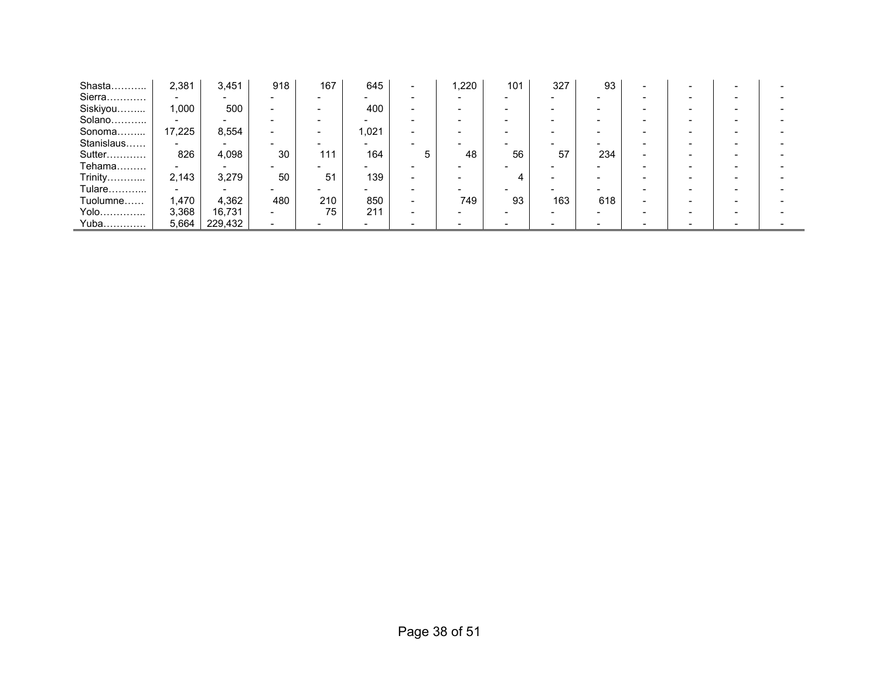| | | | | | | | | | | | | | | |
|---|---|---|---|---|---|---|---|---|---|---|---|---|---|---|
| Shasta……….. | 2,381 | 3,451 | 918 | 167 | 645 | - | 1,220 | 101 | 327 | 93 | - | - | - | - |
| Sierra………… | - | - | - | - | - | - | - | - | - | - | - | - | - | - |
| Siskiyou…….. | 1,000 | 500 | - | - | 400 | - | - | - | - | - | - | - | - | - |
| Solano……….. | - | - | - | - | - | - | - | - | - | - | - | - | - | - |
| Sonoma…….. | 17,225 | 8,554 | - | - | 1,021 | - | - | - | - | - | - | - | - | - |
| Stanislaus…… | - | - | - | - | - | - | - | - | - | - | - | - | - | - |
| Sutter………… | 826 | 4,098 | 30 | 111 | 164 | 5 | 48 | 56 | 57 | 234 | - | - | - | - |
| Tehama……… | - | - | - | - | - | - | - | - | - | - | - | - | - | - |
| Trinity……….. | 2,143 | 3,279 | 50 | 51 | 139 | - | - | 4 | - | - | - | - | - | - |
| Tulare……….. | - | - | - | - | - | - | - | - | - | - | - | - | - | - |
| Tuolumne…… | 1,470 | 4,362 | 480 | 210 | 850 | - | 749 | 93 | 163 | 618 | - | - | - | - |
| Yolo………….. | 3,368 | 16,731 | - | 75 | 211 | - | - | - | - | - | - | - | - | - |
| Yuba…………. | 5,664 | 229,432 | - | - | - | - | - | - | - | - | - | - | - | - |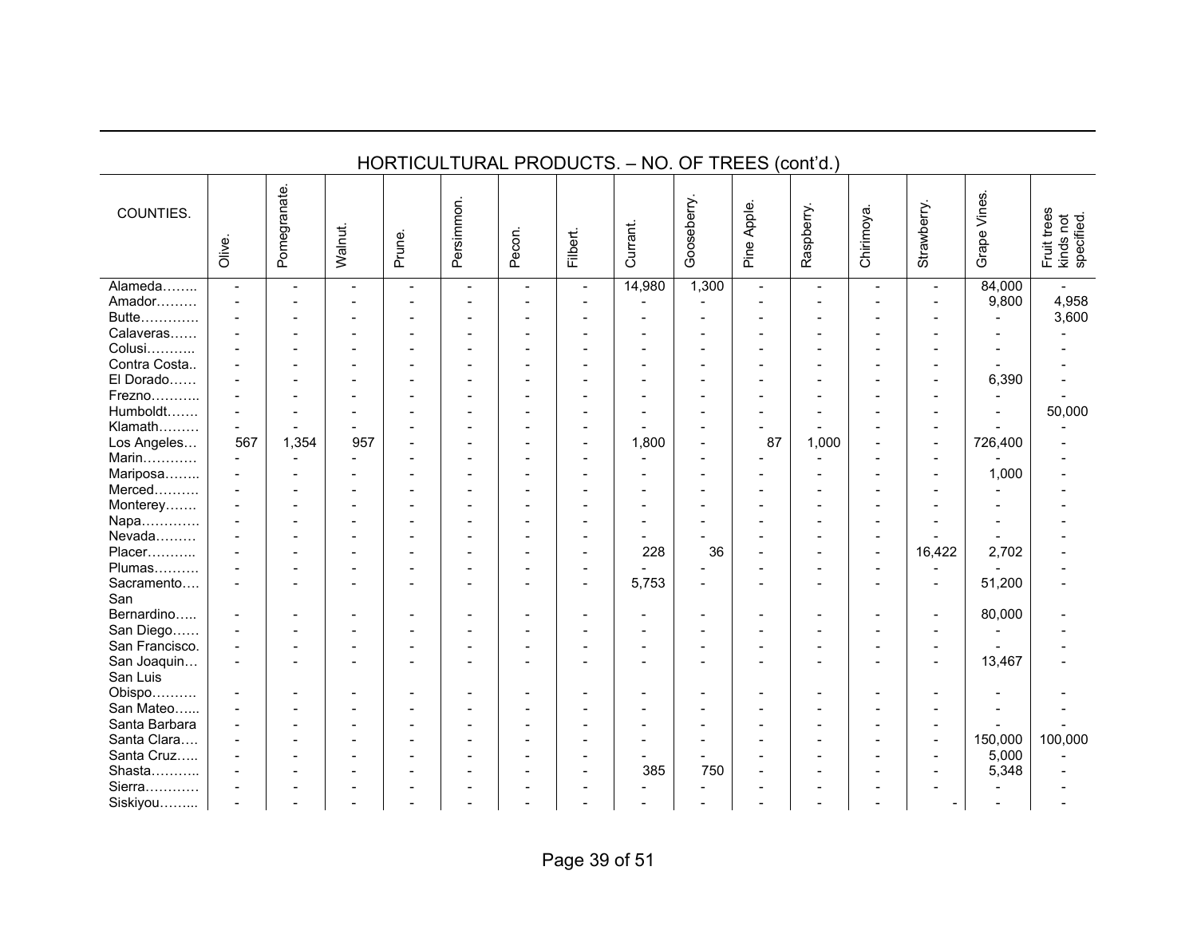## HORTICULTURAL PRODUCTS. – NO. OF TREES (cont'd.)

| COUNTIES. | Olive. | Pomegranate. | Walnut. | Prune. | Persimmon. | Pecon. | Filbert. | Currant. | Gooseberry. | Pine Apple. | Raspberry. | Chirimoya. | Strawberry. | Grape Vines. | Fruit trees kinds not specified. |
|---|---|---|---|---|---|---|---|---|---|---|---|---|---|---|---|
| Alameda…….. | - | - | - | - | - | - | - | 14,980 | 1,300 | - | - | - | - | 84,000 | - |
| Amador……… | - | - | - | - | - | - | - | - | - | - | - | - | - | 9,800 | 4,958 |
| Butte…………. | - | - | - | - | - | - | - | - | - | - | - | - | - | - | 3,600 |
| Calaveras…… | - | - | - | - | - | - | - | - | - | - | - | - | - | - | - |
| Colusi……….. | - | - | - | - | - | - | - | - | - | - | - | - | - | - | - |
| Contra Costa.. | - | - | - | - | - | - | - | - | - | - | - | - | - | - | - |
| El Dorado…… | - | - | - | - | - | - | - | - | - | - | - | - | - | 6,390 | - |
| Frezno……….. | - | - | - | - | - | - | - | - | - | - | - | - | - | - | - |
| Humboldt……. | - | - | - | - | - | - | - | - | - | - | - | - | - | - | 50,000 |
| Klamath……… | - | - | - | - | - | - | - | - | - | - | - | - | - | - | - |
| Los Angeles… | 567 | 1,354 | 957 | - | - | - | - | 1,800 | - | 87 | 1,000 | - | - | 726,400 | - |
| Marin………… | - | - | - | - | - | - | - | - | - | - | - | - | - | - | - |
| Mariposa…….. | - | - | - | - | - | - | - | - | - | - | - | - | - | 1,000 | - |
| Merced………. | - | - | - | - | - | - | - | - | - | - | - | - | - | - | - |
| Monterey……. | - | - | - | - | - | - | - | - | - | - | - | - | - | - | - |
| Napa…………. | - | - | - | - | - | - | - | - | - | - | - | - | - | - | - |
| Nevada……… | - | - | - | - | - | - | - | - | - | - | - | - | - | - | - |
| Placer……….. | - | - | - | - | - | - | - | 228 | 36 | - | - | - | 16,422 | 2,702 | - |
| Plumas………. | - | - | - | - | - | - | - | - | - | - | - | - | - | - | - |
| Sacramento…. | - | - | - | - | - | - | - | 5,753 | - | - | - | - | - | 51,200 | - |
| San Bernardino….. | - | - | - | - | - | - | - | - | - | - | - | - | - | 80,000 | - |
| San Diego…… | - | - | - | - | - | - | - | - | - | - | - | - | - | - | - |
| San Francisco. | - | - | - | - | - | - | - | - | - | - | - | - | - | - | - |
| San Joaquin… | - | - | - | - | - | - | - | - | - | - | - | - | - | 13,467 | - |
| San Luis Obispo………. | - | - | - | - | - | - | - | - | - | - | - | - | - | - | - |
| San Mateo…... | - | - | - | - | - | - | - | - | - | - | - | - | - | - | - |
| Santa Barbara | - | - | - | - | - | - | - | - | - | - | - | - | - | - | - |
| Santa Clara…. | - | - | - | - | - | - | - | - | - | - | - | - | - | 150,000 | 100,000 |
| Santa Cruz….. | - | - | - | - | - | - | - | - | - | - | - | - | - | 5,000 | - |
| Shasta……….. | - | - | - | - | - | - | - | 385 | 750 | - | - | - | - | 5,348 | - |
| Sierra………… | - | - | - | - | - | - | - | - | - | - | - | - | - | - | - |
| Siskiyou……... | - | - | - | - | - | - | - | - | - | - | - | - | - | - | - |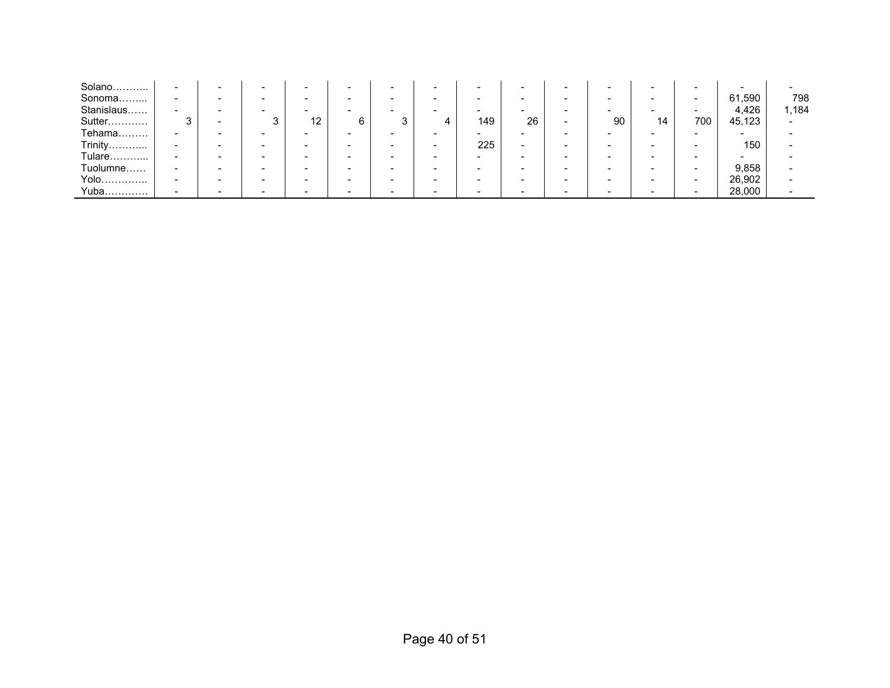| | | | | | | | | | | | | | | | |
|---|---|---|---|---|---|---|---|---|---|---|---|---|---|---|---|
| Solano……….. | - | - | - | - | - | - | - | - | - | - | - | - | - | - | - |
| Sonoma…….... | - | - | - | - | - | - | - | - | - | - | - | - | - | 61,590 | 798 |
| Stanislaus…… | - | - | - | - | - | - | - | - | - | - | - | - | - | 4,426 | 1,184 |
| Sutter………… | 3 | - | 3 | 12 | 6 | 3 | 4 | 149 | 26 | - | 90 | 14 | 700 | 45,123 | - |
| Tehama……… | - | - | - | - | - | - | - | - | - | - | - | - | - | - | - |
| Trinity……….. | - | - | - | - | - | - | - | 225 | - | - | - | - | - | 150 | - |
| Tulare……….. | - | - | - | - | - | - | - | - | - | - | - | - | - | - | - |
| Tuolumne…… | - | - | - | - | - | - | - | - | - | - | - | - | - | 9,858 | - |
| Yolo………….. | - | - | - | - | - | - | - | - | - | - | - | - | - | 26,902 | - |
| Yuba…………. | - | - | - | - | - | - | - | - | - | - | - | - | - | 28,000 | - |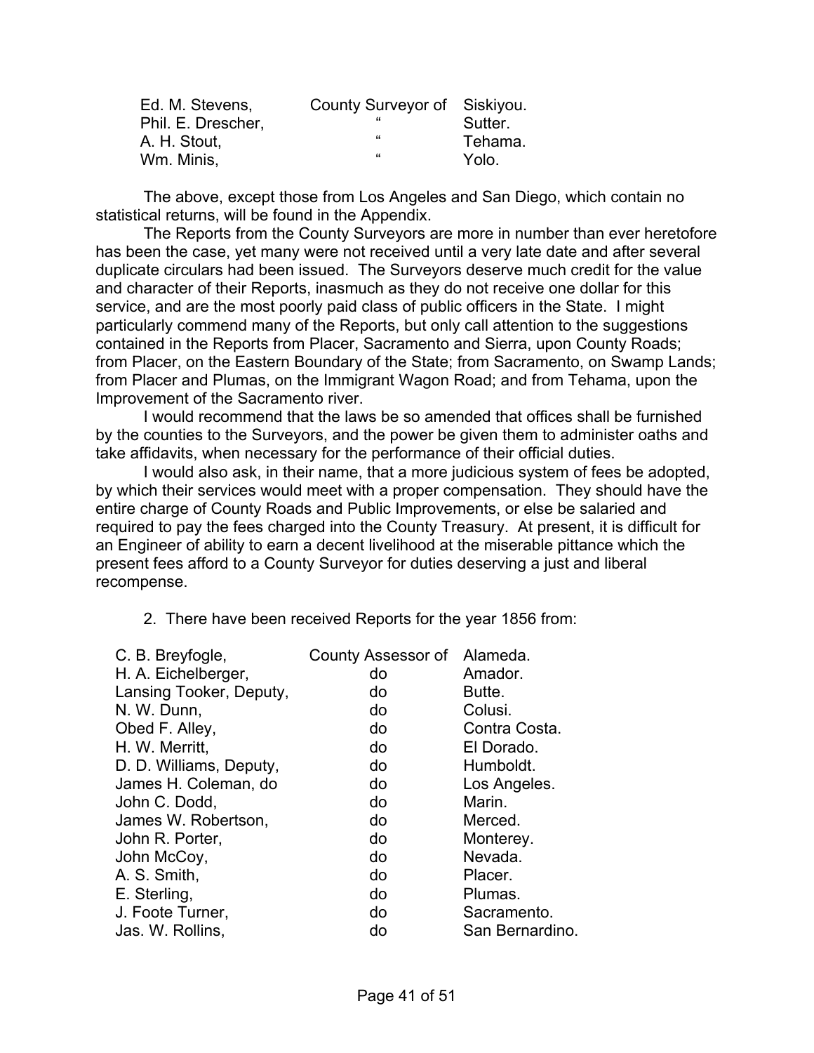| | | |
|---|---|---|
| Ed. M. Stevens, | County Surveyor of | Siskiyou. |
| Phil. E. Drescher, | " | Sutter. |
| A. H. Stout, | " | Tehama. |
| Wm. Minis, | " | Yolo. |

The above, except those from Los Angeles and San Diego, which contain no statistical returns, will be found in the Appendix.

The Reports from the County Surveyors are more in number than ever heretofore has been the case, yet many were not received until a very late date and after several duplicate circulars had been issued. The Surveyors deserve much credit for the value and character of their Reports, inasmuch as they do not receive one dollar for this service, and are the most poorly paid class of public officers in the State. I might particularly commend many of the Reports, but only call attention to the suggestions contained in the Reports from Placer, Sacramento and Sierra, upon County Roads; from Placer, on the Eastern Boundary of the State; from Sacramento, on Swamp Lands; from Placer and Plumas, on the Immigrant Wagon Road; and from Tehama, upon the Improvement of the Sacramento river.

I would recommend that the laws be so amended that offices shall be furnished by the counties to the Surveyors, and the power be given them to administer oaths and take affidavits, when necessary for the performance of their official duties.

I would also ask, in their name, that a more judicious system of fees be adopted, by which their services would meet with a proper compensation. They should have the entire charge of County Roads and Public Improvements, or else be salaried and required to pay the fees charged into the County Treasury. At present, it is difficult for an Engineer of ability to earn a decent livelihood at the miserable pittance which the present fees afford to a County Surveyor for duties deserving a just and liberal recompense.

2. There have been received Reports for the year 1856 from:

| | | |
|---|---|---|
| C. B. Breyfogle, | County Assessor of | Alameda. |
| H. A. Eichelberger, | do | Amador. |
| Lansing Tooker, Deputy, | do | Butte. |
| N. W. Dunn, | do | Colusi. |
| Obed F. Alley, | do | Contra Costa. |
| H. W. Merritt, | do | El Dorado. |
| D. D. Williams, Deputy, | do | Humboldt. |
| James H. Coleman, do | do | Los Angeles. |
| John C. Dodd, | do | Marin. |
| James W. Robertson, | do | Merced. |
| John R. Porter, | do | Monterey. |
| John McCoy, | do | Nevada. |
| A. S. Smith, | do | Placer. |
| E. Sterling, | do | Plumas. |
| J. Foote Turner, | do | Sacramento. |
| Jas. W. Rollins, | do | San Bernardino. |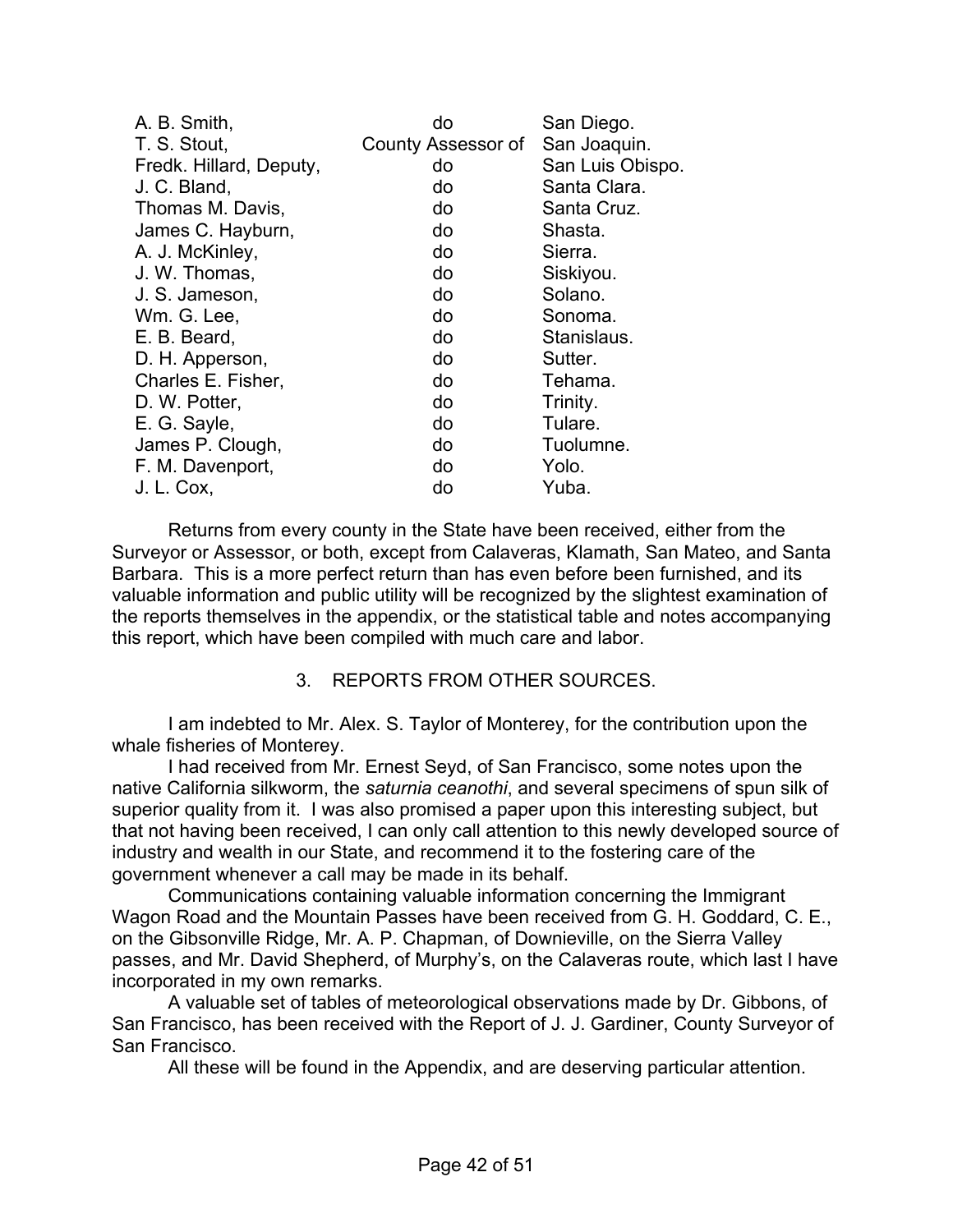| | | |
|---|---|---|
| A. B. Smith, | do | San Diego. |
| T. S. Stout, | County Assessor of | San Joaquin. |
| Fredk. Hillard, Deputy, | do | San Luis Obispo. |
| J. C. Bland, | do | Santa Clara. |
| Thomas M. Davis, | do | Santa Cruz. |
| James C. Hayburn, | do | Shasta. |
| A. J. McKinley, | do | Sierra. |
| J. W. Thomas, | do | Siskiyou. |
| J. S. Jameson, | do | Solano. |
| Wm. G. Lee, | do | Sonoma. |
| E. B. Beard, | do | Stanislaus. |
| D. H. Apperson, | do | Sutter. |
| Charles E. Fisher, | do | Tehama. |
| D. W. Potter, | do | Trinity. |
| E. G. Sayle, | do | Tulare. |
| James P. Clough, | do | Tuolumne. |
| F. M. Davenport, | do | Yolo. |
| J. L. Cox, | do | Yuba. |

Returns from every county in the State have been received, either from the Surveyor or Assessor, or both, except from Calaveras, Klamath, San Mateo, and Santa Barbara. This is a more perfect return than has even before been furnished, and its valuable information and public utility will be recognized by the slightest examination of the reports themselves in the appendix, or the statistical table and notes accompanying this report, which have been compiled with much care and labor.

3. REPORTS FROM OTHER SOURCES.

I am indebted to Mr. Alex. S. Taylor of Monterey, for the contribution upon the whale fisheries of Monterey.

I had received from Mr. Ernest Seyd, of San Francisco, some notes upon the native California silkworm, the *saturnia ceanothi*, and several specimens of spun silk of superior quality from it. I was also promised a paper upon this interesting subject, but that not having been received, I can only call attention to this newly developed source of industry and wealth in our State, and recommend it to the fostering care of the government whenever a call may be made in its behalf.

Communications containing valuable information concerning the Immigrant Wagon Road and the Mountain Passes have been received from G. H. Goddard, C. E., on the Gibsonville Ridge, Mr. A. P. Chapman, of Downieville, on the Sierra Valley passes, and Mr. David Shepherd, of Murphy's, on the Calaveras route, which last I have incorporated in my own remarks.

A valuable set of tables of meteorological observations made by Dr. Gibbons, of San Francisco, has been received with the Report of J. J. Gardiner, County Surveyor of San Francisco.

All these will be found in the Appendix, and are deserving particular attention.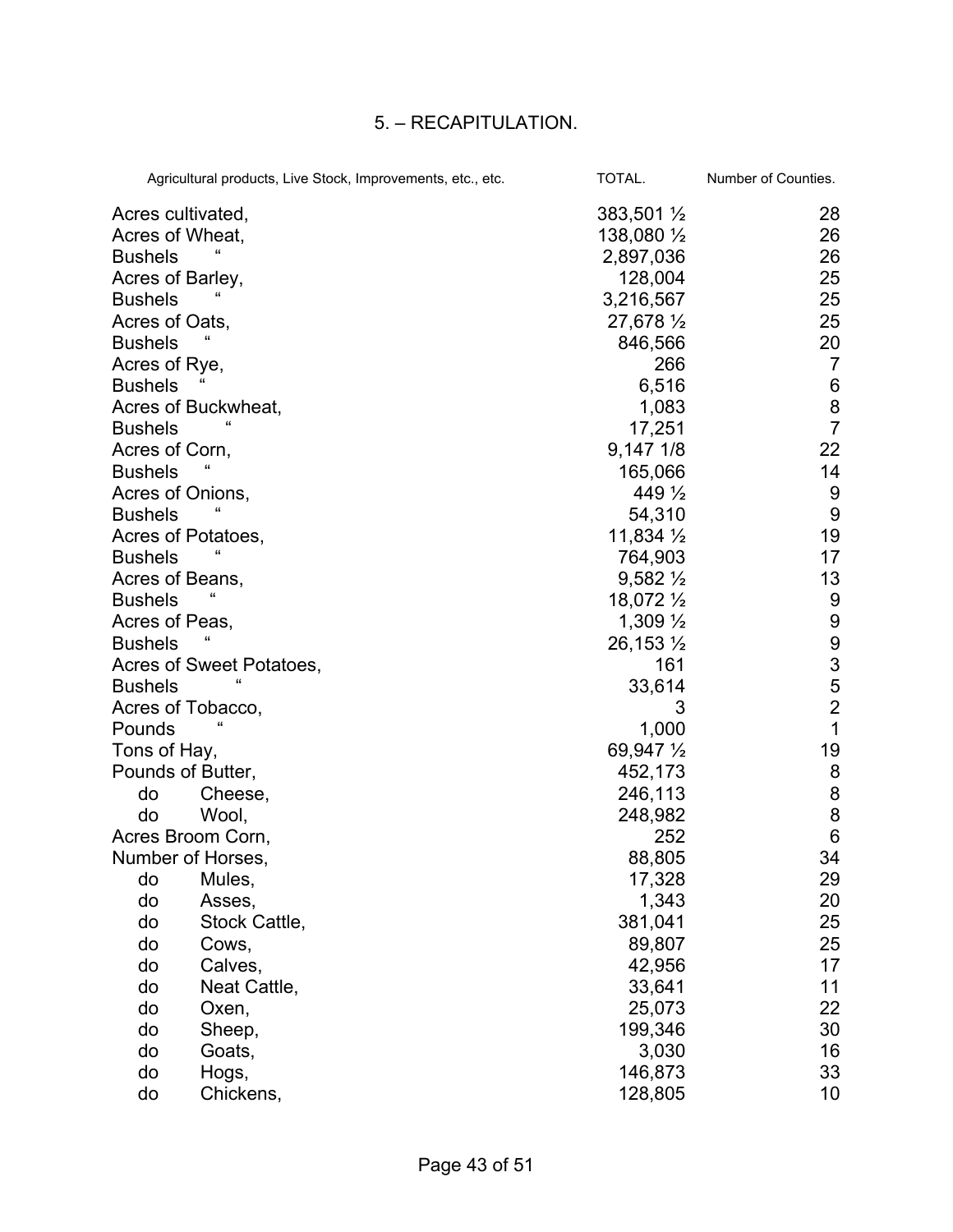## 5. – RECAPITULATION.

| Agricultural products, Live Stock, Improvements, etc., etc. | TOTAL. | Number of Counties. |
|---|---|---|
| Acres cultivated, | 383,501 ½ | 28 |
| Acres of Wheat, | 138,080 ½ | 26 |
| Bushels " | 2,897,036 | 26 |
| Acres of Barley, | 128,004 | 25 |
| Bushels " | 3,216,567 | 25 |
| Acres of Oats, | 27,678 ½ | 25 |
| Bushels " | 846,566 | 20 |
| Acres of Rye, | 266 | 7 |
| Bushels " | 6,516 | 6 |
| Acres of Buckwheat, | 1,083 | 8 |
| Bushels " | 17,251 | 7 |
| Acres of Corn, | 9,147 1/8 | 22 |
| Bushels " | 165,066 | 14 |
| Acres of Onions, | 449 ½ | 9 |
| Bushels " | 54,310 | 9 |
| Acres of Potatoes, | 11,834 ½ | 19 |
| Bushels " | 764,903 | 17 |
| Acres of Beans, | 9,582 ½ | 13 |
| Bushels " | 18,072 ½ | 9 |
| Acres of Peas, | 1,309 ½ | 9 |
| Bushels " | 26,153 ½ | 9 |
| Acres of Sweet Potatoes, | 161 | 3 |
| Bushels " | 33,614 | 5 |
| Acres of Tobacco, | 3 | 2 |
| Pounds " | 1,000 | 1 |
| Tons of Hay, | 69,947 ½ | 19 |
| Pounds of Butter, | 452,173 | 8 |
| do Cheese, | 246,113 | 8 |
| do Wool, | 248,982 | 8 |
| Acres Broom Corn, | 252 | 6 |
| Number of Horses, | 88,805 | 34 |
| do Mules, | 17,328 | 29 |
| do Asses, | 1,343 | 20 |
| do Stock Cattle, | 381,041 | 25 |
| do Cows, | 89,807 | 25 |
| do Calves, | 42,956 | 17 |
| do Neat Cattle, | 33,641 | 11 |
| do Oxen, | 25,073 | 22 |
| do Sheep, | 199,346 | 30 |
| do Goats, | 3,030 | 16 |
| do Hogs, | 146,873 | 33 |
| do Chickens, | 128,805 | 10 |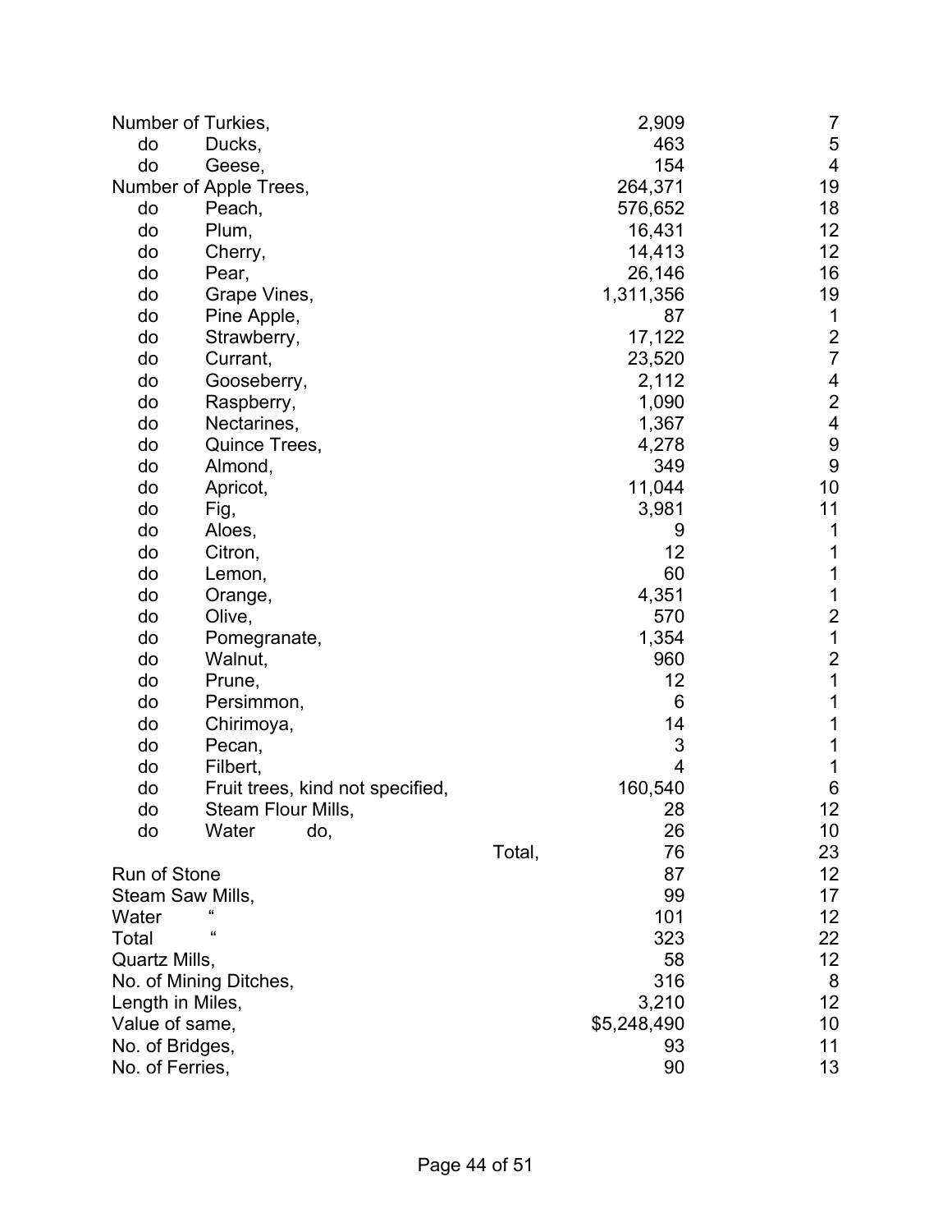| | | | |
|---|---|---|---|
| Number of Turkies, | | 2,909 | 7 |
| do Ducks, | | 463 | 5 |
| do Geese, | | 154 | 4 |
| Number of Apple Trees, | | 264,371 | 19 |
| do Peach, | | 576,652 | 18 |
| do Plum, | | 16,431 | 12 |
| do Cherry, | | 14,413 | 12 |
| do Pear, | | 26,146 | 16 |
| do Grape Vines, | | 1,311,356 | 19 |
| do Pine Apple, | | 87 | 1 |
| do Strawberry, | | 17,122 | 2 |
| do Currant, | | 23,520 | 7 |
| do Gooseberry, | | 2,112 | 4 |
| do Raspberry, | | 1,090 | 2 |
| do Nectarines, | | 1,367 | 4 |
| do Quince Trees, | | 4,278 | 9 |
| do Almond, | | 349 | 9 |
| do Apricot, | | 11,044 | 10 |
| do Fig, | | 3,981 | 11 |
| do Aloes, | | 9 | 1 |
| do Citron, | | 12 | 1 |
| do Lemon, | | 60 | 1 |
| do Orange, | | 4,351 | 1 |
| do Olive, | | 570 | 2 |
| do Pomegranate, | | 1,354 | 1 |
| do Walnut, | | 960 | 2 |
| do Prune, | | 12 | 1 |
| do Persimmon, | | 6 | 1 |
| do Chirimoya, | | 14 | 1 |
| do Pecan, | | 3 | 1 |
| do Filbert, | | 4 | 1 |
| do Fruit trees, kind not specified, | | 160,540 | 6 |
| do Steam Flour Mills, | | 28 | 12 |
| do Water do, | | 26 | 10 |
| | Total, | 76 | 23 |
| Run of Stone | | 87 | 12 |
| Steam Saw Mills, | | 99 | 17 |
| Water " | | 101 | 12 |
| Total " | | 323 | 22 |
| Quartz Mills, | | 58 | 12 |
| No. of Mining Ditches, | | 316 | 8 |
| Length in Miles, | | 3,210 | 12 |
| Value of same, | | $5,248,490 | 10 |
| No. of Bridges, | | 93 | 11 |
| No. of Ferries, | | 90 | 13 |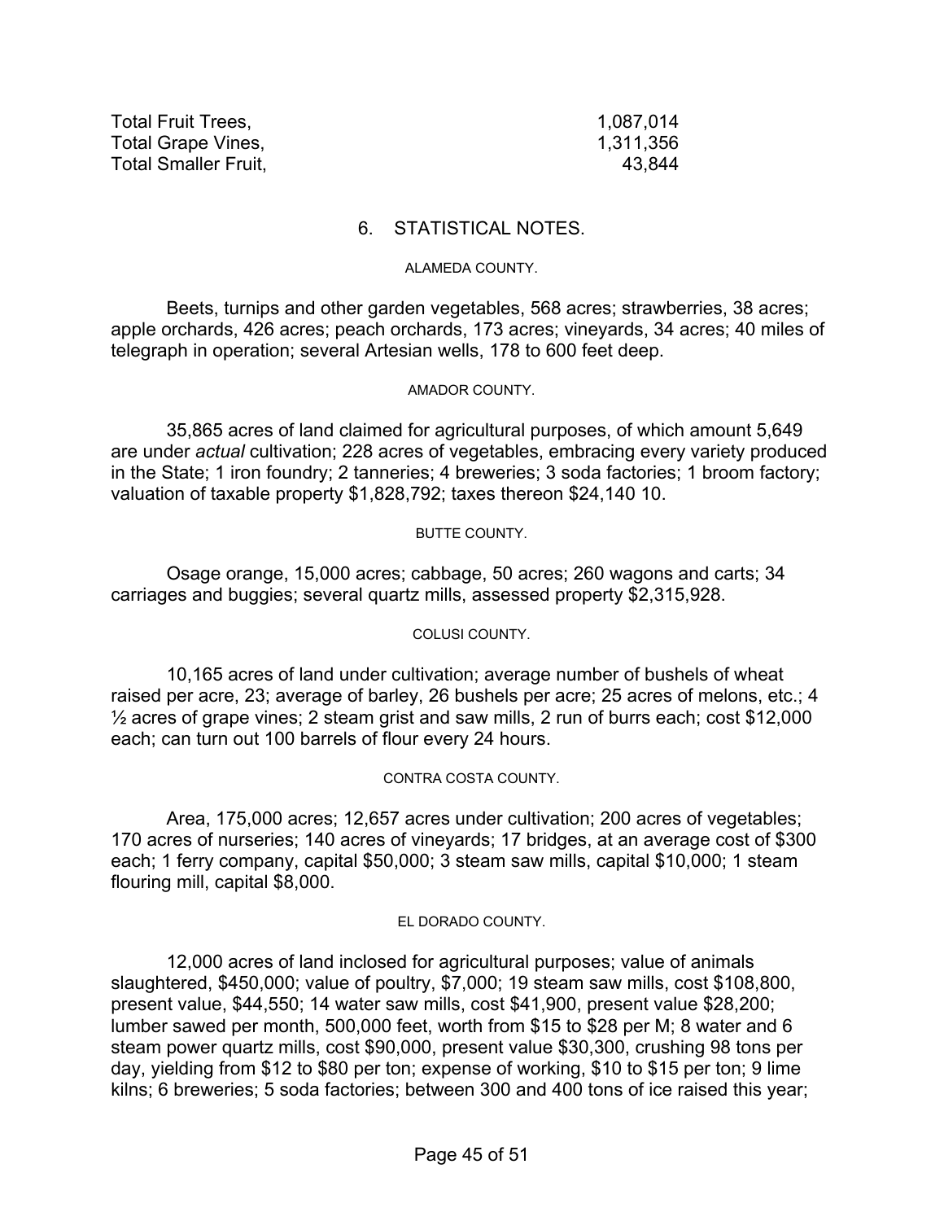| | |
|---|---|
| Total Fruit Trees, | 1,087,014 |
| Total Grape Vines, | 1,311,356 |
| Total Smaller Fruit, | 43,844 |

## 6. STATISTICAL NOTES.

### ALAMEDA COUNTY.

Beets, turnips and other garden vegetables, 568 acres; strawberries, 38 acres; apple orchards, 426 acres; peach orchards, 173 acres; vineyards, 34 acres; 40 miles of telegraph in operation; several Artesian wells, 178 to 600 feet deep.

### AMADOR COUNTY.

35,865 acres of land claimed for agricultural purposes, of which amount 5,649 are under *actual* cultivation; 228 acres of vegetables, embracing every variety produced in the State; 1 iron foundry; 2 tanneries; 4 breweries; 3 soda factories; 1 broom factory; valuation of taxable property $1,828,792; taxes thereon $24,140 10.

### BUTTE COUNTY.

Osage orange, 15,000 acres; cabbage, 50 acres; 260 wagons and carts; 34 carriages and buggies; several quartz mills, assessed property $2,315,928.

### COLUSI COUNTY.

10,165 acres of land under cultivation; average number of bushels of wheat raised per acre, 23; average of barley, 26 bushels per acre; 25 acres of melons, etc.; 4 ½ acres of grape vines; 2 steam grist and saw mills, 2 run of burrs each; cost $12,000 each; can turn out 100 barrels of flour every 24 hours.

### CONTRA COSTA COUNTY.

Area, 175,000 acres; 12,657 acres under cultivation; 200 acres of vegetables; 170 acres of nurseries; 140 acres of vineyards; 17 bridges, at an average cost of $300 each; 1 ferry company, capital $50,000; 3 steam saw mills, capital $10,000; 1 steam flouring mill, capital $8,000.

### EL DORADO COUNTY.

12,000 acres of land inclosed for agricultural purposes; value of animals slaughtered, $450,000; value of poultry, $7,000; 19 steam saw mills, cost $108,800, present value, $44,550; 14 water saw mills, cost $41,900, present value $28,200; lumber sawed per month, 500,000 feet, worth from $15 to $28 per M; 8 water and 6 steam power quartz mills, cost $90,000, present value $30,300, crushing 98 tons per day, yielding from $12 to $80 per ton; expense of working, $10 to $15 per ton; 9 lime kilns; 6 breweries; 5 soda factories; between 300 and 400 tons of ice raised this year;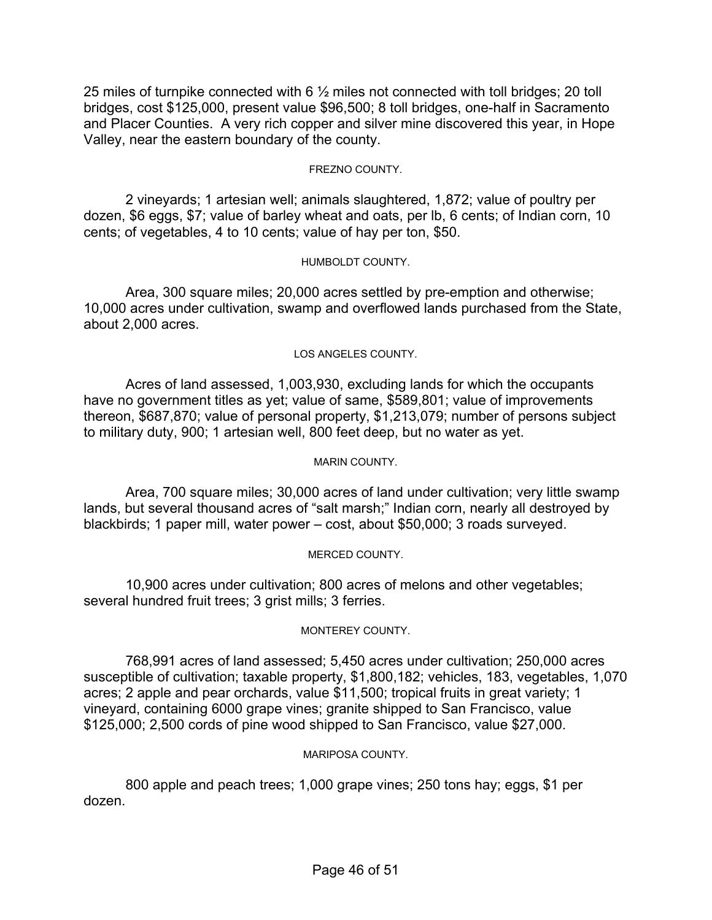25 miles of turnpike connected with 6 ½ miles not connected with toll bridges; 20 toll bridges, cost $125,000, present value $96,500; 8 toll bridges, one-half in Sacramento and Placer Counties. A very rich copper and silver mine discovered this year, in Hope Valley, near the eastern boundary of the county.

### FREZNO COUNTY.

2 vineyards; 1 artesian well; animals slaughtered, 1,872; value of poultry per dozen, $6 eggs, $7; value of barley wheat and oats, per lb, 6 cents; of Indian corn, 10 cents; of vegetables, 4 to 10 cents; value of hay per ton, $50.

### HUMBOLDT COUNTY.

Area, 300 square miles; 20,000 acres settled by pre-emption and otherwise; 10,000 acres under cultivation, swamp and overflowed lands purchased from the State, about 2,000 acres.

### LOS ANGELES COUNTY.

Acres of land assessed, 1,003,930, excluding lands for which the occupants have no government titles as yet; value of same, $589,801; value of improvements thereon, $687,870; value of personal property, $1,213,079; number of persons subject to military duty, 900; 1 artesian well, 800 feet deep, but no water as yet.

### MARIN COUNTY.

Area, 700 square miles; 30,000 acres of land under cultivation; very little swamp lands, but several thousand acres of "salt marsh;" Indian corn, nearly all destroyed by blackbirds; 1 paper mill, water power – cost, about $50,000; 3 roads surveyed.

### MERCED COUNTY.

10,900 acres under cultivation; 800 acres of melons and other vegetables; several hundred fruit trees; 3 grist mills; 3 ferries.

### MONTEREY COUNTY.

768,991 acres of land assessed; 5,450 acres under cultivation; 250,000 acres susceptible of cultivation; taxable property, $1,800,182; vehicles, 183, vegetables, 1,070 acres; 2 apple and pear orchards, value $11,500; tropical fruits in great variety; 1 vineyard, containing 6000 grape vines; granite shipped to San Francisco, value $125,000; 2,500 cords of pine wood shipped to San Francisco, value $27,000.

### MARIPOSA COUNTY.

800 apple and peach trees; 1,000 grape vines; 250 tons hay; eggs, $1 per dozen.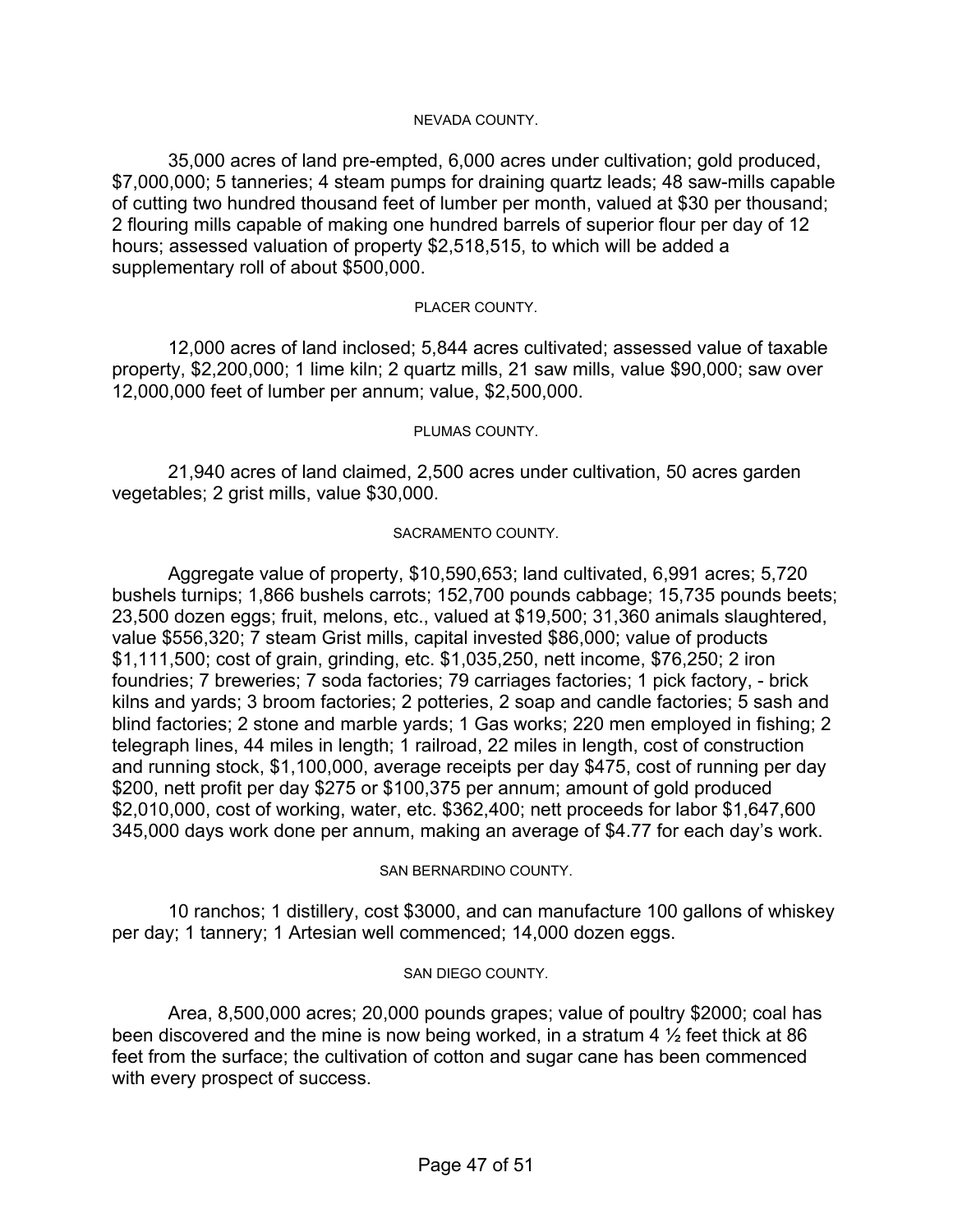### NEVADA COUNTY.

35,000 acres of land pre-empted, 6,000 acres under cultivation; gold produced, $7,000,000; 5 tanneries; 4 steam pumps for draining quartz leads; 48 saw-mills capable of cutting two hundred thousand feet of lumber per month, valued at $30 per thousand; 2 flouring mills capable of making one hundred barrels of superior flour per day of 12 hours; assessed valuation of property $2,518,515, to which will be added a supplementary roll of about $500,000.

### PLACER COUNTY.

12,000 acres of land inclosed; 5,844 acres cultivated; assessed value of taxable property, $2,200,000; 1 lime kiln; 2 quartz mills, 21 saw mills, value $90,000; saw over 12,000,000 feet of lumber per annum; value, $2,500,000.

### PLUMAS COUNTY.

21,940 acres of land claimed, 2,500 acres under cultivation, 50 acres garden vegetables; 2 grist mills, value $30,000.

### SACRAMENTO COUNTY.

Aggregate value of property, $10,590,653; land cultivated, 6,991 acres; 5,720 bushels turnips; 1,866 bushels carrots; 152,700 pounds cabbage; 15,735 pounds beets; 23,500 dozen eggs; fruit, melons, etc., valued at $19,500; 31,360 animals slaughtered, value $556,320; 7 steam Grist mills, capital invested $86,000; value of products $1,111,500; cost of grain, grinding, etc. $1,035,250, nett income, $76,250; 2 iron foundries; 7 breweries; 7 soda factories; 79 carriages factories; 1 pick factory, - brick kilns and yards; 3 broom factories; 2 potteries, 2 soap and candle factories; 5 sash and blind factories; 2 stone and marble yards; 1 Gas works; 220 men employed in fishing; 2 telegraph lines, 44 miles in length; 1 railroad, 22 miles in length, cost of construction and running stock, $1,100,000, average receipts per day $475, cost of running per day $200, nett profit per day $275 or $100,375 per annum; amount of gold produced $2,010,000, cost of working, water, etc. $362,400; nett proceeds for labor $1,647,600 345,000 days work done per annum, making an average of $4.77 for each day's work.

### SAN BERNARDINO COUNTY.

10 ranchos; 1 distillery, cost $3000, and can manufacture 100 gallons of whiskey per day; 1 tannery; 1 Artesian well commenced; 14,000 dozen eggs.

### SAN DIEGO COUNTY.

Area, 8,500,000 acres; 20,000 pounds grapes; value of poultry $2000; coal has been discovered and the mine is now being worked, in a stratum 4 ½ feet thick at 86 feet from the surface; the cultivation of cotton and sugar cane has been commenced with every prospect of success.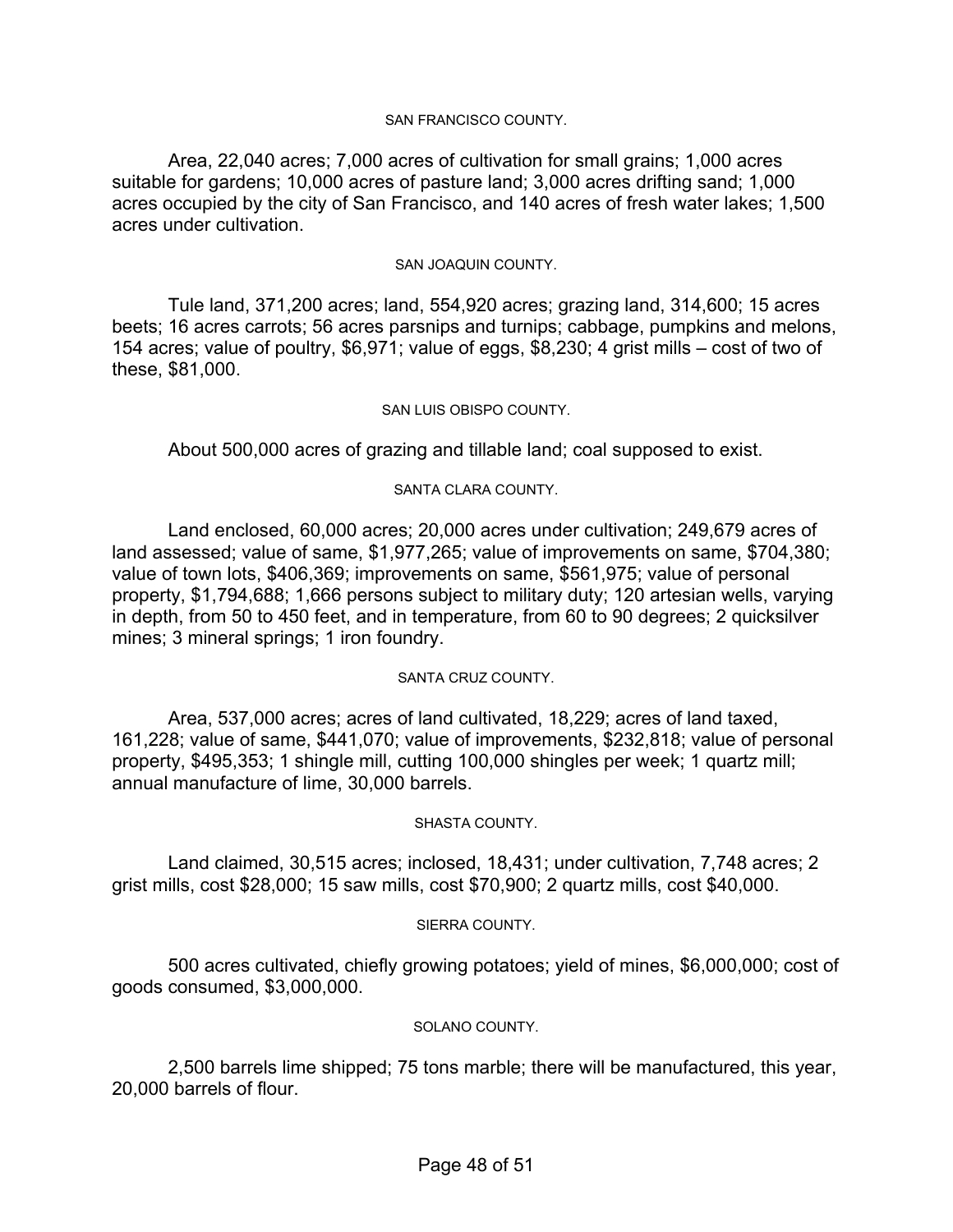### SAN FRANCISCO COUNTY.

Area, 22,040 acres; 7,000 acres of cultivation for small grains; 1,000 acres suitable for gardens; 10,000 acres of pasture land; 3,000 acres drifting sand; 1,000 acres occupied by the city of San Francisco, and 140 acres of fresh water lakes; 1,500 acres under cultivation.

### SAN JOAQUIN COUNTY.

Tule land, 371,200 acres; land, 554,920 acres; grazing land, 314,600; 15 acres beets; 16 acres carrots; 56 acres parsnips and turnips; cabbage, pumpkins and melons, 154 acres; value of poultry, $6,971; value of eggs, $8,230; 4 grist mills – cost of two of these, $81,000.

### SAN LUIS OBISPO COUNTY.

About 500,000 acres of grazing and tillable land; coal supposed to exist.

### SANTA CLARA COUNTY.

Land enclosed, 60,000 acres; 20,000 acres under cultivation; 249,679 acres of land assessed; value of same, $1,977,265; value of improvements on same, $704,380; value of town lots, $406,369; improvements on same, $561,975; value of personal property, $1,794,688; 1,666 persons subject to military duty; 120 artesian wells, varying in depth, from 50 to 450 feet, and in temperature, from 60 to 90 degrees; 2 quicksilver mines; 3 mineral springs; 1 iron foundry.

### SANTA CRUZ COUNTY.

Area, 537,000 acres; acres of land cultivated, 18,229; acres of land taxed, 161,228; value of same, $441,070; value of improvements, $232,818; value of personal property, $495,353; 1 shingle mill, cutting 100,000 shingles per week; 1 quartz mill; annual manufacture of lime, 30,000 barrels.

### SHASTA COUNTY.

Land claimed, 30,515 acres; inclosed, 18,431; under cultivation, 7,748 acres; 2 grist mills, cost $28,000; 15 saw mills, cost $70,900; 2 quartz mills, cost $40,000.

### SIERRA COUNTY.

500 acres cultivated, chiefly growing potatoes; yield of mines, $6,000,000; cost of goods consumed, $3,000,000.

### SOLANO COUNTY.

2,500 barrels lime shipped; 75 tons marble; there will be manufactured, this year, 20,000 barrels of flour.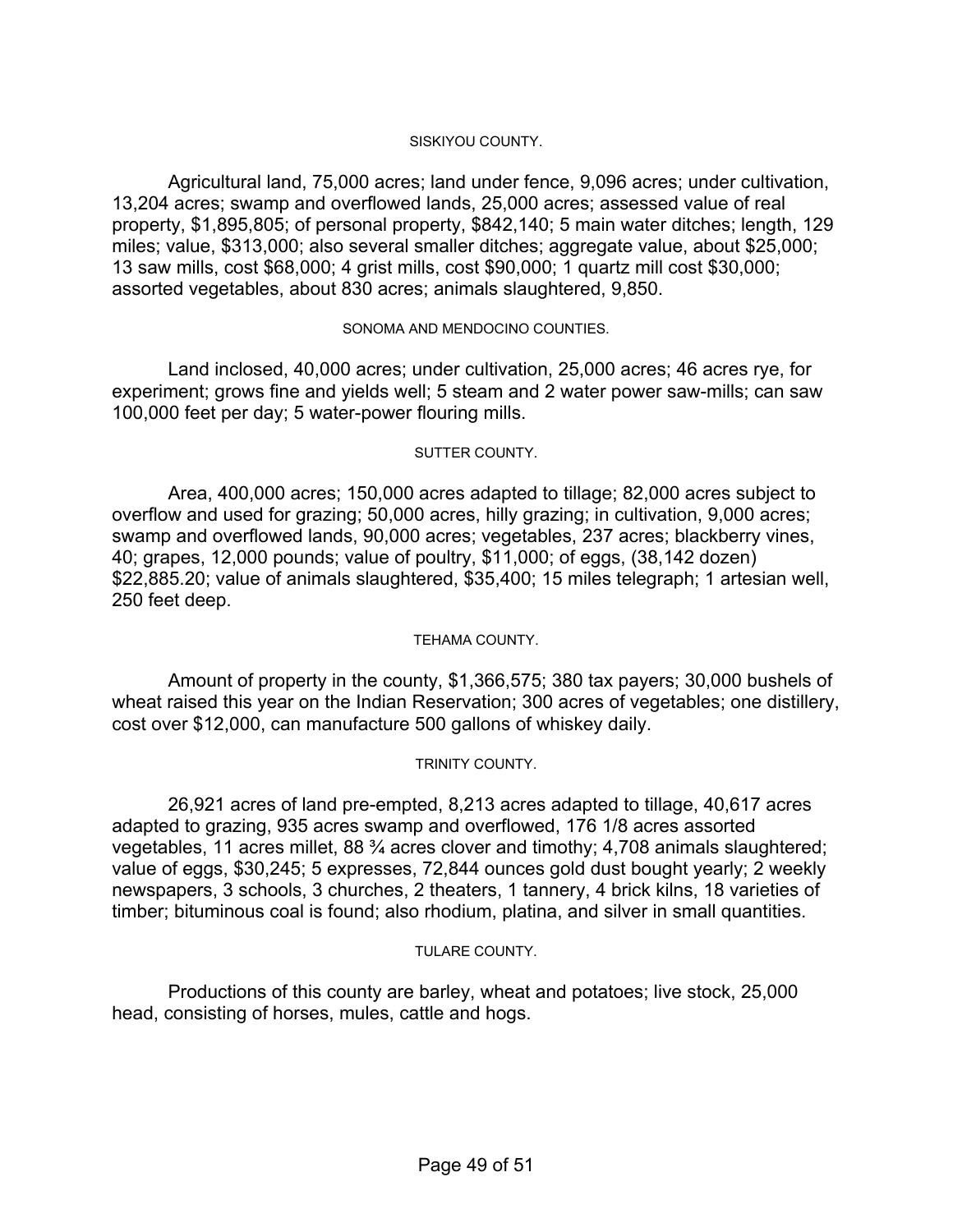### SISKIYOU COUNTY.

Agricultural land, 75,000 acres; land under fence, 9,096 acres; under cultivation, 13,204 acres; swamp and overflowed lands, 25,000 acres; assessed value of real property, $1,895,805; of personal property, $842,140; 5 main water ditches; length, 129 miles; value, $313,000; also several smaller ditches; aggregate value, about $25,000; 13 saw mills, cost $68,000; 4 grist mills, cost $90,000; 1 quartz mill cost $30,000; assorted vegetables, about 830 acres; animals slaughtered, 9,850.

### SONOMA AND MENDOCINO COUNTIES.

Land inclosed, 40,000 acres; under cultivation, 25,000 acres; 46 acres rye, for experiment; grows fine and yields well; 5 steam and 2 water power saw-mills; can saw 100,000 feet per day; 5 water-power flouring mills.

### SUTTER COUNTY.

Area, 400,000 acres; 150,000 acres adapted to tillage; 82,000 acres subject to overflow and used for grazing; 50,000 acres, hilly grazing; in cultivation, 9,000 acres; swamp and overflowed lands, 90,000 acres; vegetables, 237 acres; blackberry vines, 40; grapes, 12,000 pounds; value of poultry, $11,000; of eggs, (38,142 dozen) $22,885.20; value of animals slaughtered, $35,400; 15 miles telegraph; 1 artesian well, 250 feet deep.

### TEHAMA COUNTY.

Amount of property in the county, $1,366,575; 380 tax payers; 30,000 bushels of wheat raised this year on the Indian Reservation; 300 acres of vegetables; one distillery, cost over $12,000, can manufacture 500 gallons of whiskey daily.

### TRINITY COUNTY.

26,921 acres of land pre-empted, 8,213 acres adapted to tillage, 40,617 acres adapted to grazing, 935 acres swamp and overflowed, 176 1/8 acres assorted vegetables, 11 acres millet, 88 ¾ acres clover and timothy; 4,708 animals slaughtered; value of eggs, $30,245; 5 expresses, 72,844 ounces gold dust bought yearly; 2 weekly newspapers, 3 schools, 3 churches, 2 theaters, 1 tannery, 4 brick kilns, 18 varieties of timber; bituminous coal is found; also rhodium, platina, and silver in small quantities.

### TULARE COUNTY.

Productions of this county are barley, wheat and potatoes; live stock, 25,000 head, consisting of horses, mules, cattle and hogs.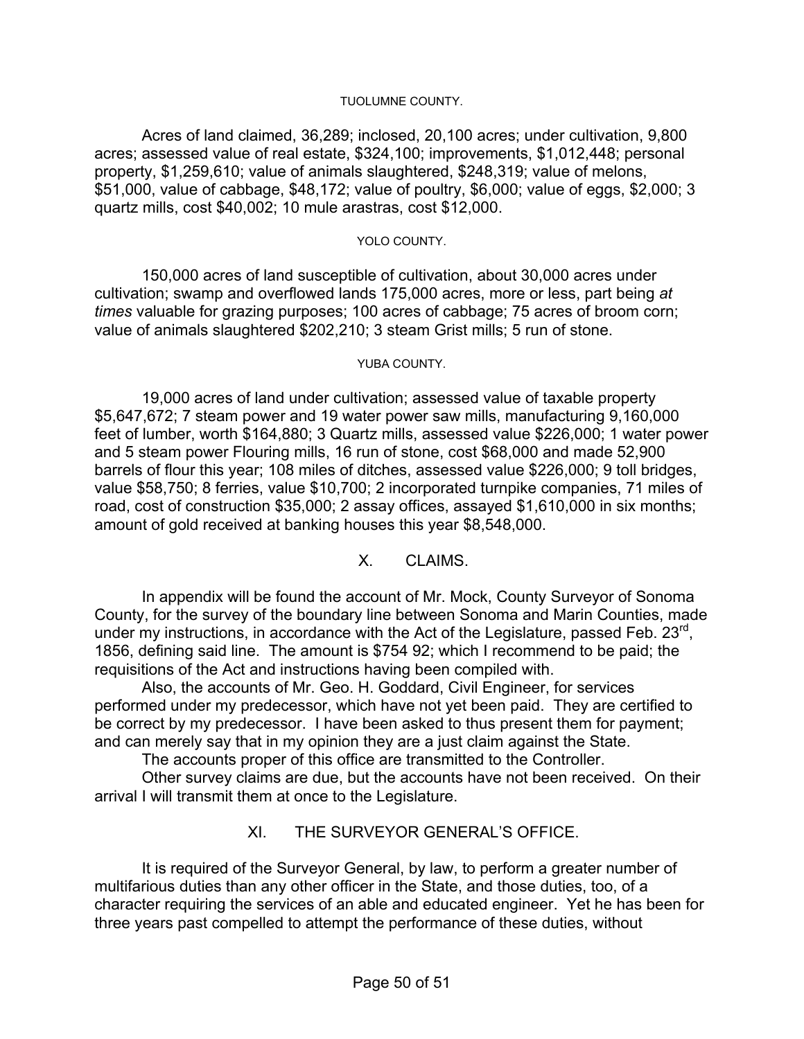### TUOLUMNE COUNTY.

Acres of land claimed, 36,289; inclosed, 20,100 acres; under cultivation, 9,800 acres; assessed value of real estate, $324,100; improvements, $1,012,448; personal property, $1,259,610; value of animals slaughtered, $248,319; value of melons, $51,000, value of cabbage, $48,172; value of poultry, $6,000; value of eggs, $2,000; 3 quartz mills, cost $40,002; 10 mule arastras, cost $12,000.

### YOLO COUNTY.

150,000 acres of land susceptible of cultivation, about 30,000 acres under cultivation; swamp and overflowed lands 175,000 acres, more or less, part being *at times* valuable for grazing purposes; 100 acres of cabbage; 75 acres of broom corn; value of animals slaughtered $202,210; 3 steam Grist mills; 5 run of stone.

### YUBA COUNTY.

19,000 acres of land under cultivation; assessed value of taxable property $5,647,672; 7 steam power and 19 water power saw mills, manufacturing 9,160,000 feet of lumber, worth $164,880; 3 Quartz mills, assessed value $226,000; 1 water power and 5 steam power Flouring mills, 16 run of stone, cost $68,000 and made 52,900 barrels of flour this year; 108 miles of ditches, assessed value $226,000; 9 toll bridges, value $58,750; 8 ferries, value $10,700; 2 incorporated turnpike companies, 71 miles of road, cost of construction $35,000; 2 assay offices, assayed $1,610,000 in six months; amount of gold received at banking houses this year $8,548,000.

## X. CLAIMS.

In appendix will be found the account of Mr. Mock, County Surveyor of Sonoma County, for the survey of the boundary line between Sonoma and Marin Counties, made under my instructions, in accordance with the Act of the Legislature, passed Feb. 23rd, 1856, defining said line. The amount is $754 92; which I recommend to be paid; the requisitions of the Act and instructions having been compiled with.

Also, the accounts of Mr. Geo. H. Goddard, Civil Engineer, for services performed under my predecessor, which have not yet been paid. They are certified to be correct by my predecessor. I have been asked to thus present them for payment; and can merely say that in my opinion they are a just claim against the State.

The accounts proper of this office are transmitted to the Controller.

Other survey claims are due, but the accounts have not been received. On their arrival I will transmit them at once to the Legislature.

## XI. THE SURVEYOR GENERAL'S OFFICE.

It is required of the Surveyor General, by law, to perform a greater number of multifarious duties than any other officer in the State, and those duties, too, of a character requiring the services of an able and educated engineer. Yet he has been for three years past compelled to attempt the performance of these duties, without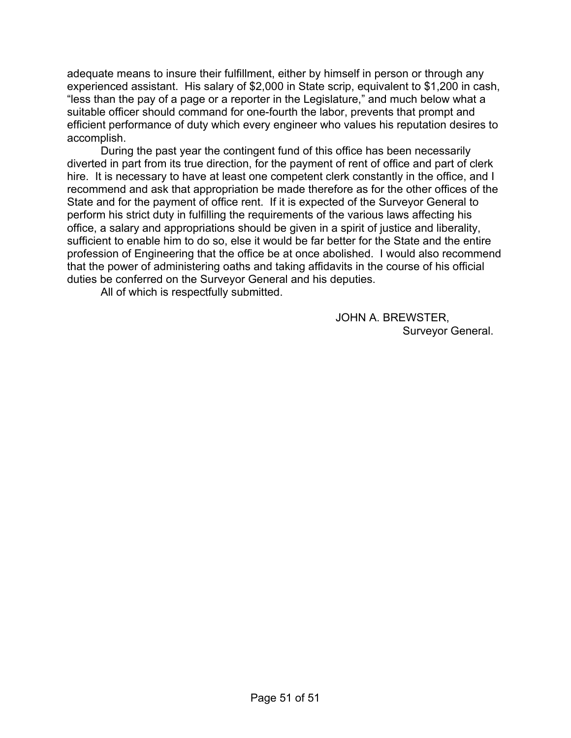adequate means to insure their fulfillment, either by himself in person or through any experienced assistant. His salary of $2,000 in State scrip, equivalent to $1,200 in cash, "less than the pay of a page or a reporter in the Legislature," and much below what a suitable officer should command for one-fourth the labor, prevents that prompt and efficient performance of duty which every engineer who values his reputation desires to accomplish.

During the past year the contingent fund of this office has been necessarily diverted in part from its true direction, for the payment of rent of office and part of clerk hire. It is necessary to have at least one competent clerk constantly in the office, and I recommend and ask that appropriation be made therefore as for the other offices of the State and for the payment of office rent. If it is expected of the Surveyor General to perform his strict duty in fulfilling the requirements of the various laws affecting his office, a salary and appropriations should be given in a spirit of justice and liberality, sufficient to enable him to do so, else it would be far better for the State and the entire profession of Engineering that the office be at once abolished. I would also recommend that the power of administering oaths and taking affidavits in the course of his official duties be conferred on the Surveyor General and his deputies.

All of which is respectfully submitted.

JOHN A. BREWSTER,
Surveyor General.